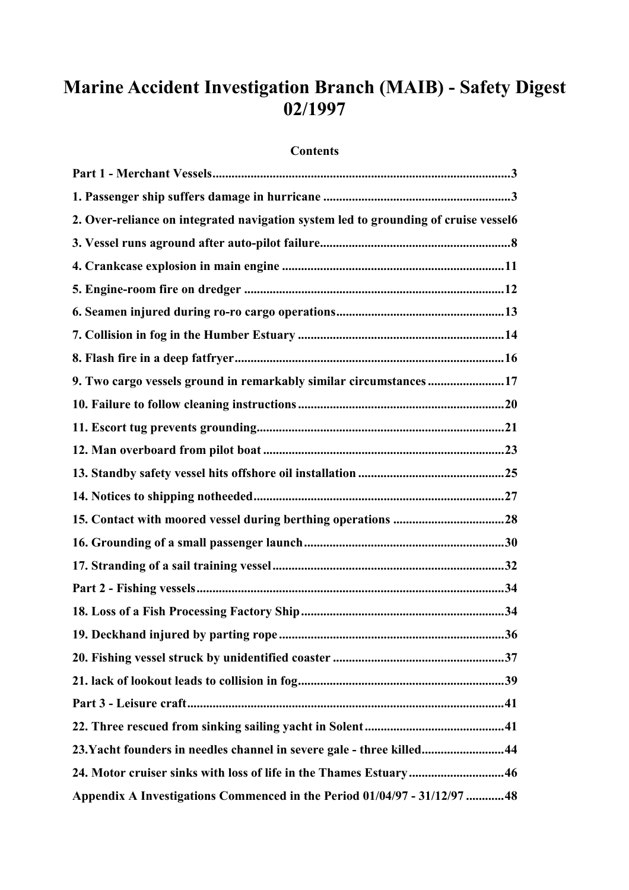# Marine Accident Investigation Branch (MAIB) - Safety Digest 02/1997

**Contents**

**Part 1 - Merchant Vessels**.....................................................................................................3

**1. Passenger ship suffers damage in hurricane** ..........................................................3

**2. Over-reliance on integrated navigation system led to grounding of cruise vessel**6

**3. Vessel runs aground after auto-pilot failure**..........................................................8

**4. Crankcase explosion in main engine** .....................................................................11

**5. Engine-room fire on dredger** ................................................................................12

**6. Seamen injured during ro-ro cargo operations**.....................................................13

**7. Collision in fog in the Humber Estuary** ................................................................14

**8. Flash fire in a deep fatfryer**...................................................................................16

**9. Two cargo vessels ground in remarkably similar circumstances**........................17

**10. Failure to follow cleaning instructions**................................................................20

**11. Escort tug prevents grounding**.............................................................................21

**12. Man overboard from pilot boat** ...........................................................................23

**13. Standby safety vessel hits offshore oil installation** .............................................25

**14. Notices to shipping notheeded**..............................................................................27

**15. Contact with moored vessel during berthing operations** ..................................28

**16. Grounding of a small passenger launch**...............................................................30

**17. Stranding of a sail training vessel**........................................................................32

**Part 2 - Fishing vessels**.......................................................................................................34

**18. Loss of a Fish Processing Factory Ship**................................................................34

**19. Deckhand injured by parting rope**.......................................................................36

**20. Fishing vessel struck by unidentified coaster** .....................................................37

**21. lack of lookout leads to collision in fog**................................................................39

**Part 3 - Leisure craft**..........................................................................................................41

**22. Three rescued from sinking sailing yacht in Solent**............................................41

**23.Yacht founders in needles channel in severe gale - three killed**..........................44

**24. Motor cruiser sinks with loss of life in the Thames Estuary**..............................46

**Appendix A Investigations Commenced in the Period 01/04/97 - 31/12/97** ............48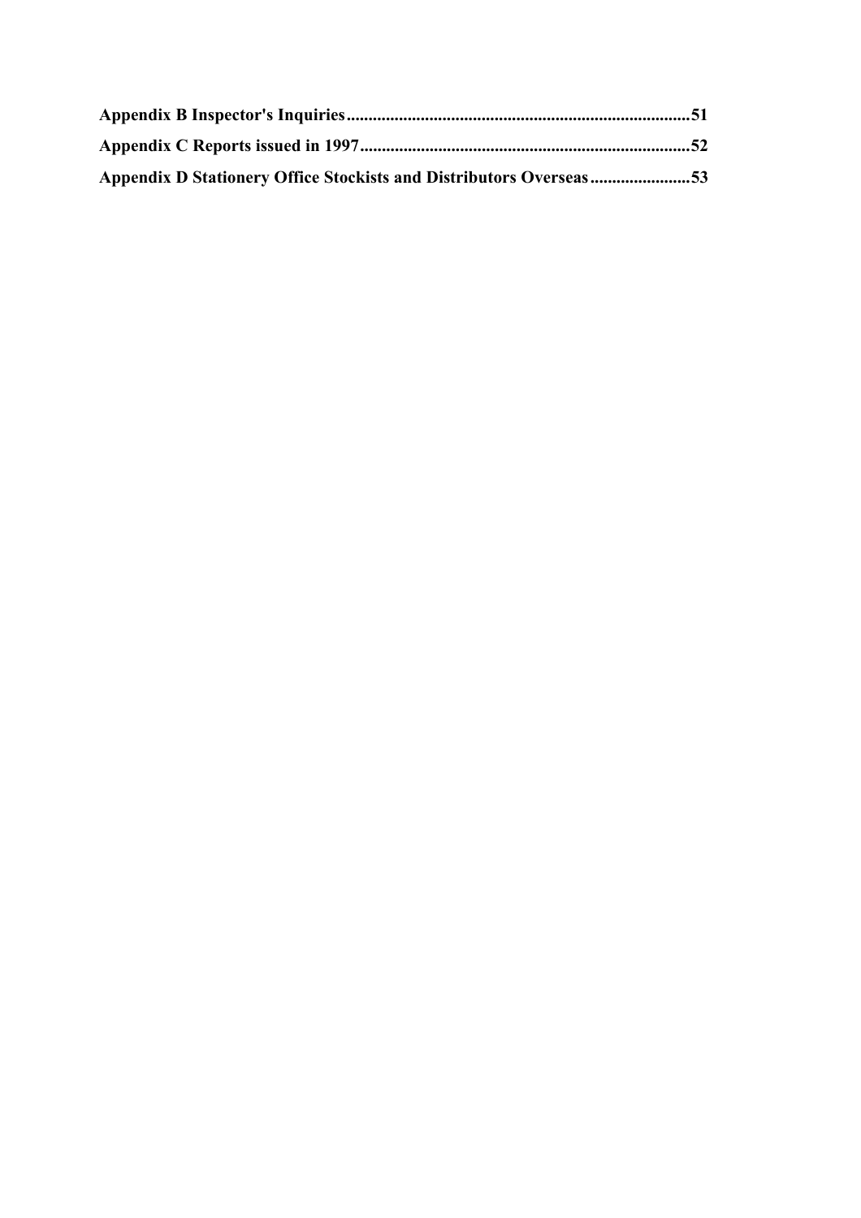**Appendix B Inspector's Inquiries..............................................................................51**

**Appendix C Reports issued in 1997...........................................................................52**

**Appendix D Stationery Office Stockists and Distributors Overseas.......................53**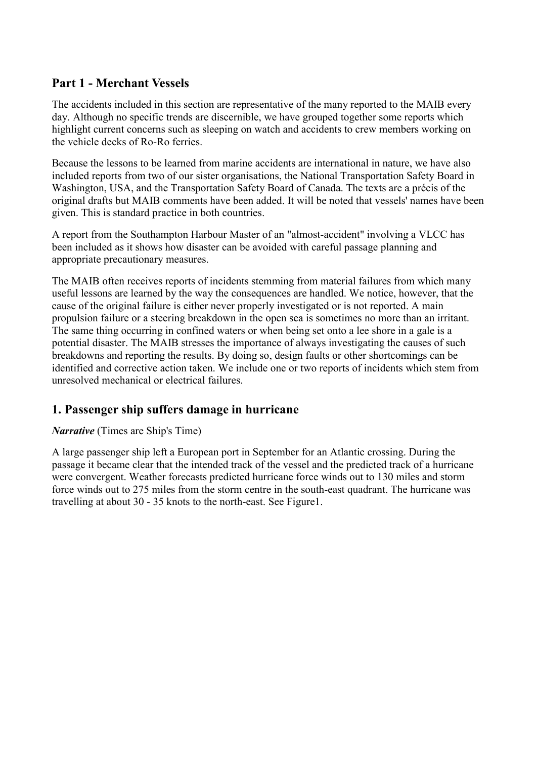## Part 1 - Merchant Vessels

The accidents included in this section are representative of the many reported to the MAIB every day. Although no specific trends are discernible, we have grouped together some reports which highlight current concerns such as sleeping on watch and accidents to crew members working on the vehicle decks of Ro-Ro ferries.

Because the lessons to be learned from marine accidents are international in nature, we have also included reports from two of our sister organisations, the National Transportation Safety Board in Washington, USA, and the Transportation Safety Board of Canada. The texts are a précis of the original drafts but MAIB comments have been added. It will be noted that vessels' names have been given. This is standard practice in both countries.

A report from the Southampton Harbour Master of an "almost-accident" involving a VLCC has been included as it shows how disaster can be avoided with careful passage planning and appropriate precautionary measures.

The MAIB often receives reports of incidents stemming from material failures from which many useful lessons are learned by the way the consequences are handled. We notice, however, that the cause of the original failure is either never properly investigated or is not reported. A main propulsion failure or a steering breakdown in the open sea is sometimes no more than an irritant. The same thing occurring in confined waters or when being set onto a lee shore in a gale is a potential disaster. The MAIB stresses the importance of always investigating the causes of such breakdowns and reporting the results. By doing so, design faults or other shortcomings can be identified and corrective action taken. We include one or two reports of incidents which stem from unresolved mechanical or electrical failures.

## 1. Passenger ship suffers damage in hurricane

***Narrative*** (Times are Ship's Time)

A large passenger ship left a European port in September for an Atlantic crossing. During the passage it became clear that the intended track of the vessel and the predicted track of a hurricane were convergent. Weather forecasts predicted hurricane force winds out to 130 miles and storm force winds out to 275 miles from the storm centre in the south-east quadrant. The hurricane was travelling at about 30 - 35 knots to the north-east. See Figure1.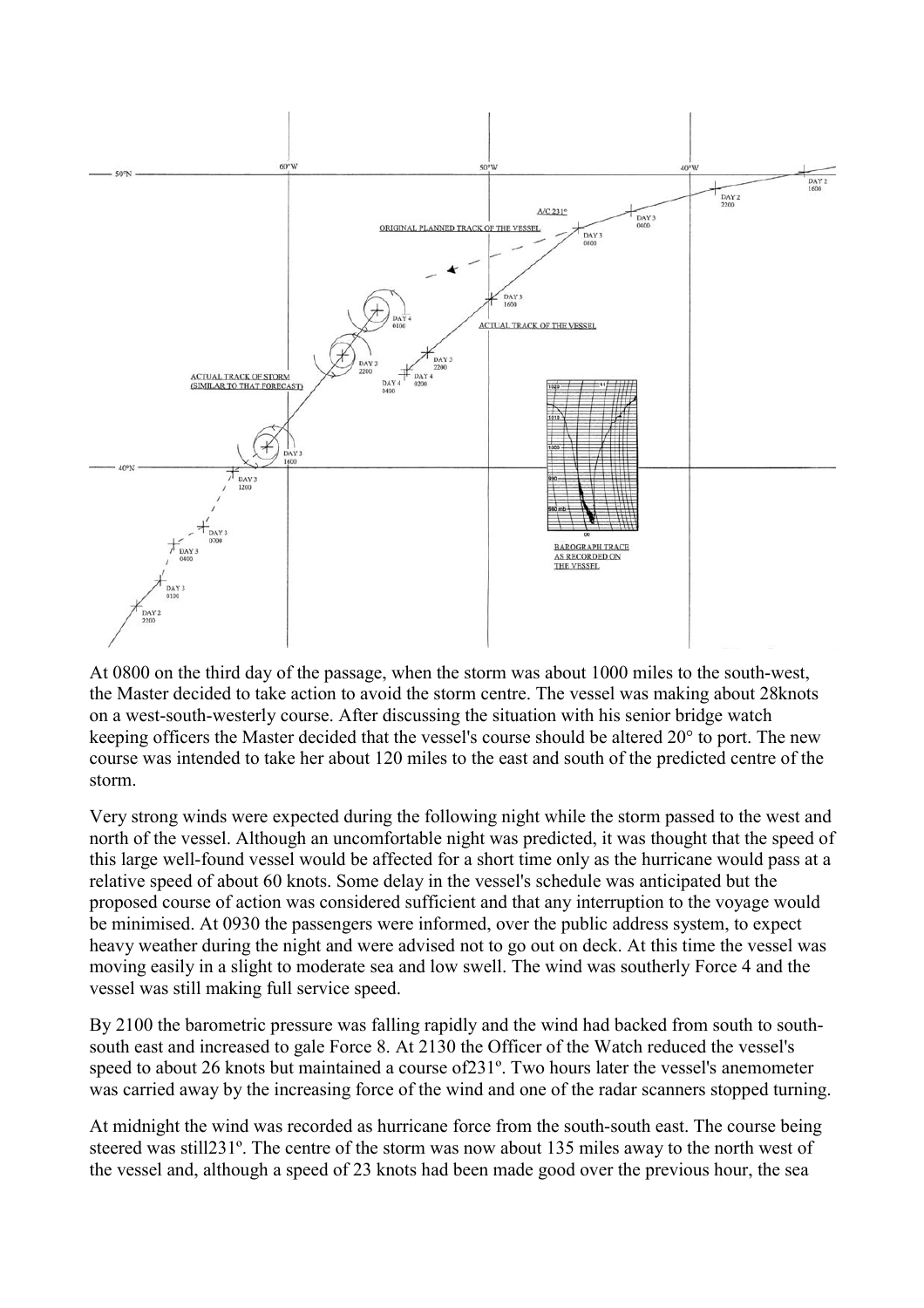At 0800 on the third day of the passage, when the storm was about 1000 miles to the south-west, the Master decided to take action to avoid the storm centre. The vessel was making about 28knots on a west-south-westerly course. After discussing the situation with his senior bridge watch keeping officers the Master decided that the vessel's course should be altered 20° to port. The new course was intended to take her about 120 miles to the east and south of the predicted centre of the storm.

Very strong winds were expected during the following night while the storm passed to the west and north of the vessel. Although an uncomfortable night was predicted, it was thought that the speed of this large well-found vessel would be affected for a short time only as the hurricane would pass at a relative speed of about 60 knots. Some delay in the vessel's schedule was anticipated but the proposed course of action was considered sufficient and that any interruption to the voyage would be minimised. At 0930 the passengers were informed, over the public address system, to expect heavy weather during the night and were advised not to go out on deck. At this time the vessel was moving easily in a slight to moderate sea and low swell. The wind was southerly Force 4 and the vessel was still making full service speed.

By 2100 the barometric pressure was falling rapidly and the wind had backed from south to south-south east and increased to gale Force 8. At 2130 the Officer of the Watch reduced the vessel's speed to about 26 knots but maintained a course of231º. Two hours later the vessel's anemometer was carried away by the increasing force of the wind and one of the radar scanners stopped turning.

At midnight the wind was recorded as hurricane force from the south-south east. The course being steered was still231º. The centre of the storm was now about 135 miles away to the north west of the vessel and, although a speed of 23 knots had been made good over the previous hour, the sea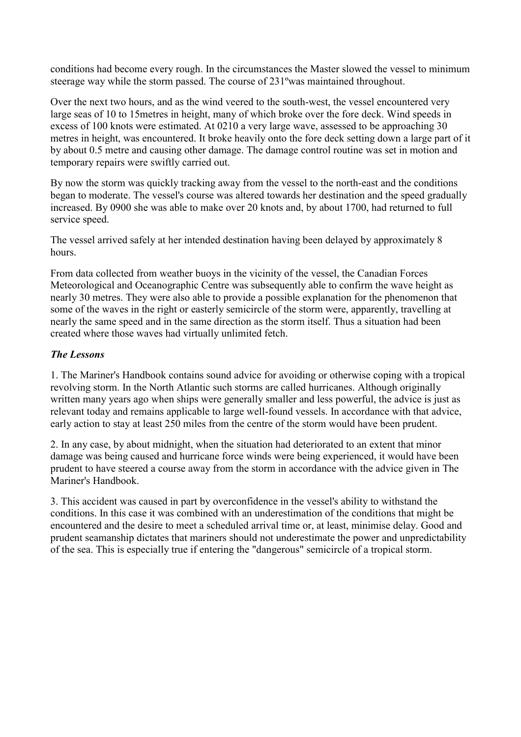conditions had become every rough. In the circumstances the Master slowed the vessel to minimum steerage way while the storm passed. The course of 231ºwas maintained throughout.

Over the next two hours, and as the wind veered to the south-west, the vessel encountered very large seas of 10 to 15metres in height, many of which broke over the fore deck. Wind speeds in excess of 100 knots were estimated. At 0210 a very large wave, assessed to be approaching 30 metres in height, was encountered. It broke heavily onto the fore deck setting down a large part of it by about 0.5 metre and causing other damage. The damage control routine was set in motion and temporary repairs were swiftly carried out.

By now the storm was quickly tracking away from the vessel to the north-east and the conditions began to moderate. The vessel's course was altered towards her destination and the speed gradually increased. By 0900 she was able to make over 20 knots and, by about 1700, had returned to full service speed.

The vessel arrived safely at her intended destination having been delayed by approximately 8 hours.

From data collected from weather buoys in the vicinity of the vessel, the Canadian Forces Meteorological and Oceanographic Centre was subsequently able to confirm the wave height as nearly 30 metres. They were also able to provide a possible explanation for the phenomenon that some of the waves in the right or easterly semicircle of the storm were, apparently, travelling at nearly the same speed and in the same direction as the storm itself. Thus a situation had been created where those waves had virtually unlimited fetch.

***The Lessons***

1. The Mariner's Handbook contains sound advice for avoiding or otherwise coping with a tropical revolving storm. In the North Atlantic such storms are called hurricanes. Although originally written many years ago when ships were generally smaller and less powerful, the advice is just as relevant today and remains applicable to large well-found vessels. In accordance with that advice, early action to stay at least 250 miles from the centre of the storm would have been prudent.

2. In any case, by about midnight, when the situation had deteriorated to an extent that minor damage was being caused and hurricane force winds were being experienced, it would have been prudent to have steered a course away from the storm in accordance with the advice given in The Mariner's Handbook.

3. This accident was caused in part by overconfidence in the vessel's ability to withstand the conditions. In this case it was combined with an underestimation of the conditions that might be encountered and the desire to meet a scheduled arrival time or, at least, minimise delay. Good and prudent seamanship dictates that mariners should not underestimate the power and unpredictability of the sea. This is especially true if entering the "dangerous" semicircle of a tropical storm.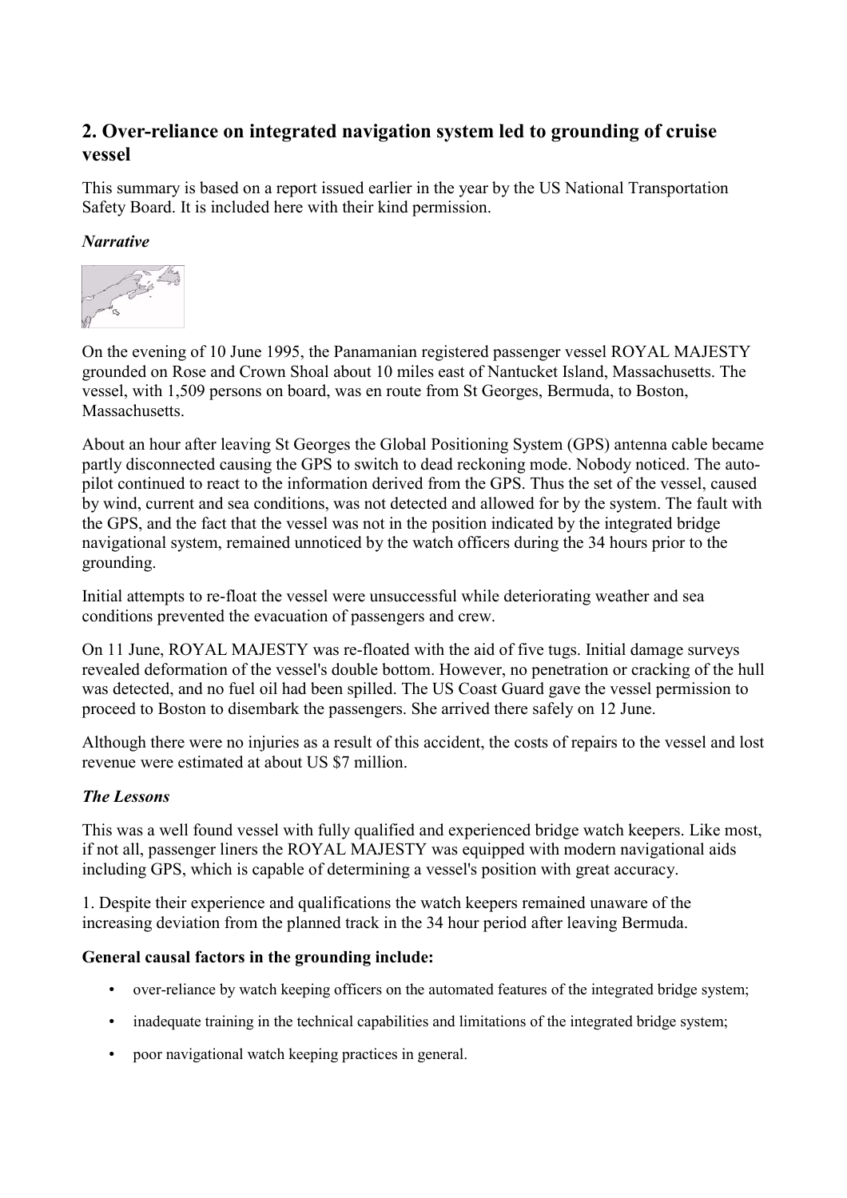## 2. Over-reliance on integrated navigation system led to grounding of cruise vessel

This summary is based on a report issued earlier in the year by the US National Transportation Safety Board. It is included here with their kind permission.

### *Narrative*

On the evening of 10 June 1995, the Panamanian registered passenger vessel ROYAL MAJESTY grounded on Rose and Crown Shoal about 10 miles east of Nantucket Island, Massachusetts. The vessel, with 1,509 persons on board, was en route from St Georges, Bermuda, to Boston, Massachusetts.

About an hour after leaving St Georges the Global Positioning System (GPS) antenna cable became partly disconnected causing the GPS to switch to dead reckoning mode. Nobody noticed. The auto-pilot continued to react to the information derived from the GPS. Thus the set of the vessel, caused by wind, current and sea conditions, was not detected and allowed for by the system. The fault with the GPS, and the fact that the vessel was not in the position indicated by the integrated bridge navigational system, remained unnoticed by the watch officers during the 34 hours prior to the grounding.

Initial attempts to re-float the vessel were unsuccessful while deteriorating weather and sea conditions prevented the evacuation of passengers and crew.

On 11 June, ROYAL MAJESTY was re-floated with the aid of five tugs. Initial damage surveys revealed deformation of the vessel's double bottom. However, no penetration or cracking of the hull was detected, and no fuel oil had been spilled. The US Coast Guard gave the vessel permission to proceed to Boston to disembark the passengers. She arrived there safely on 12 June.

Although there were no injuries as a result of this accident, the costs of repairs to the vessel and lost revenue were estimated at about US $7 million.

### *The Lessons*

This was a well found vessel with fully qualified and experienced bridge watch keepers. Like most, if not all, passenger liners the ROYAL MAJESTY was equipped with modern navigational aids including GPS, which is capable of determining a vessel's position with great accuracy.

1. Despite their experience and qualifications the watch keepers remained unaware of the increasing deviation from the planned track in the 34 hour period after leaving Bermuda.

**General causal factors in the grounding include:**

- over-reliance by watch keeping officers on the automated features of the integrated bridge system;
- inadequate training in the technical capabilities and limitations of the integrated bridge system;
- poor navigational watch keeping practices in general.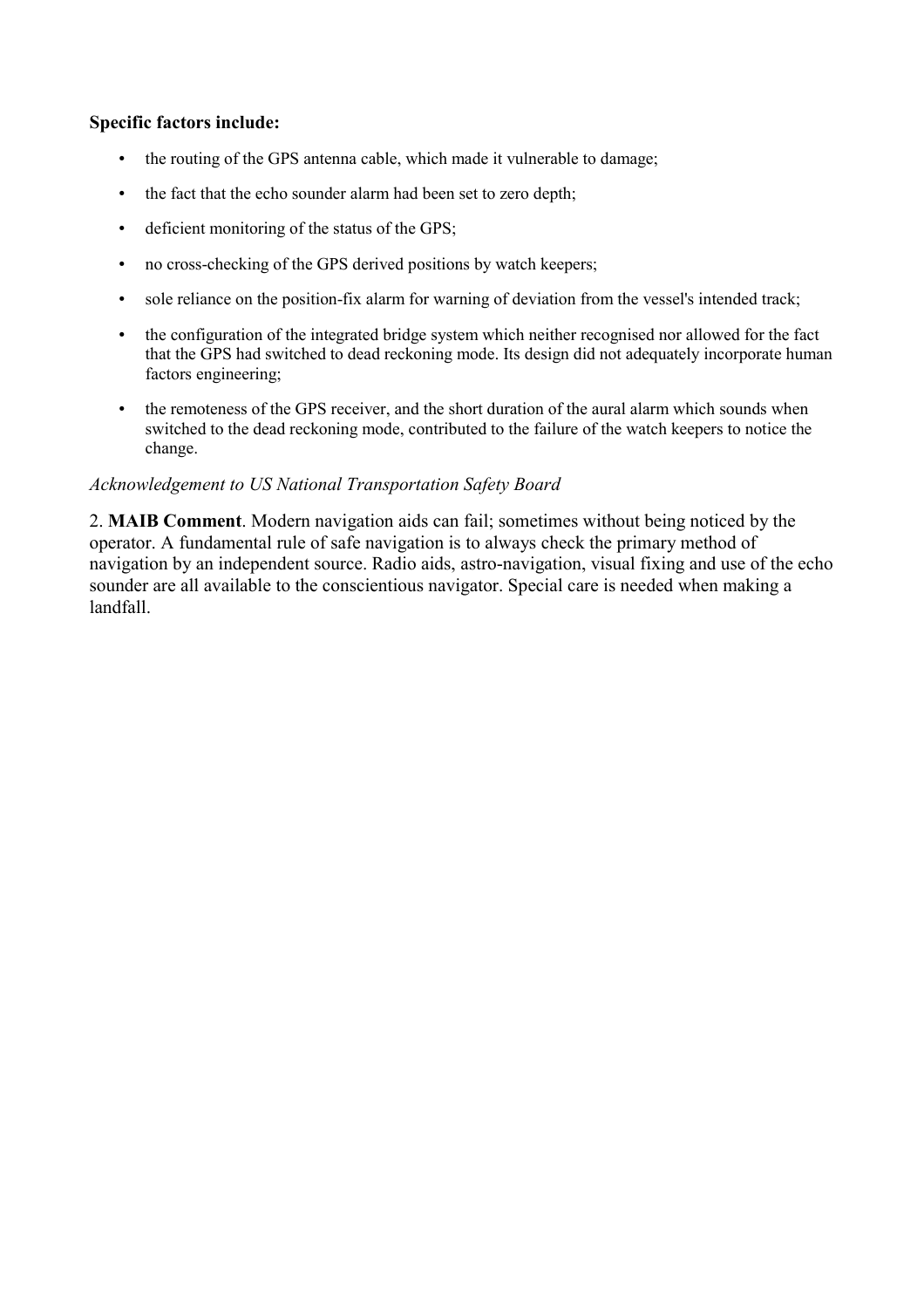**Specific factors include:**

- the routing of the GPS antenna cable, which made it vulnerable to damage;
- the fact that the echo sounder alarm had been set to zero depth;
- deficient monitoring of the status of the GPS;
- no cross-checking of the GPS derived positions by watch keepers;
- sole reliance on the position-fix alarm for warning of deviation from the vessel's intended track;
- the configuration of the integrated bridge system which neither recognised nor allowed for the fact that the GPS had switched to dead reckoning mode. Its design did not adequately incorporate human factors engineering;
- the remoteness of the GPS receiver, and the short duration of the aural alarm which sounds when switched to the dead reckoning mode, contributed to the failure of the watch keepers to notice the change.

*Acknowledgement to US National Transportation Safety Board*

2. **MAIB Comment**. Modern navigation aids can fail; sometimes without being noticed by the operator. A fundamental rule of safe navigation is to always check the primary method of navigation by an independent source. Radio aids, astro-navigation, visual fixing and use of the echo sounder are all available to the conscientious navigator. Special care is needed when making a landfall.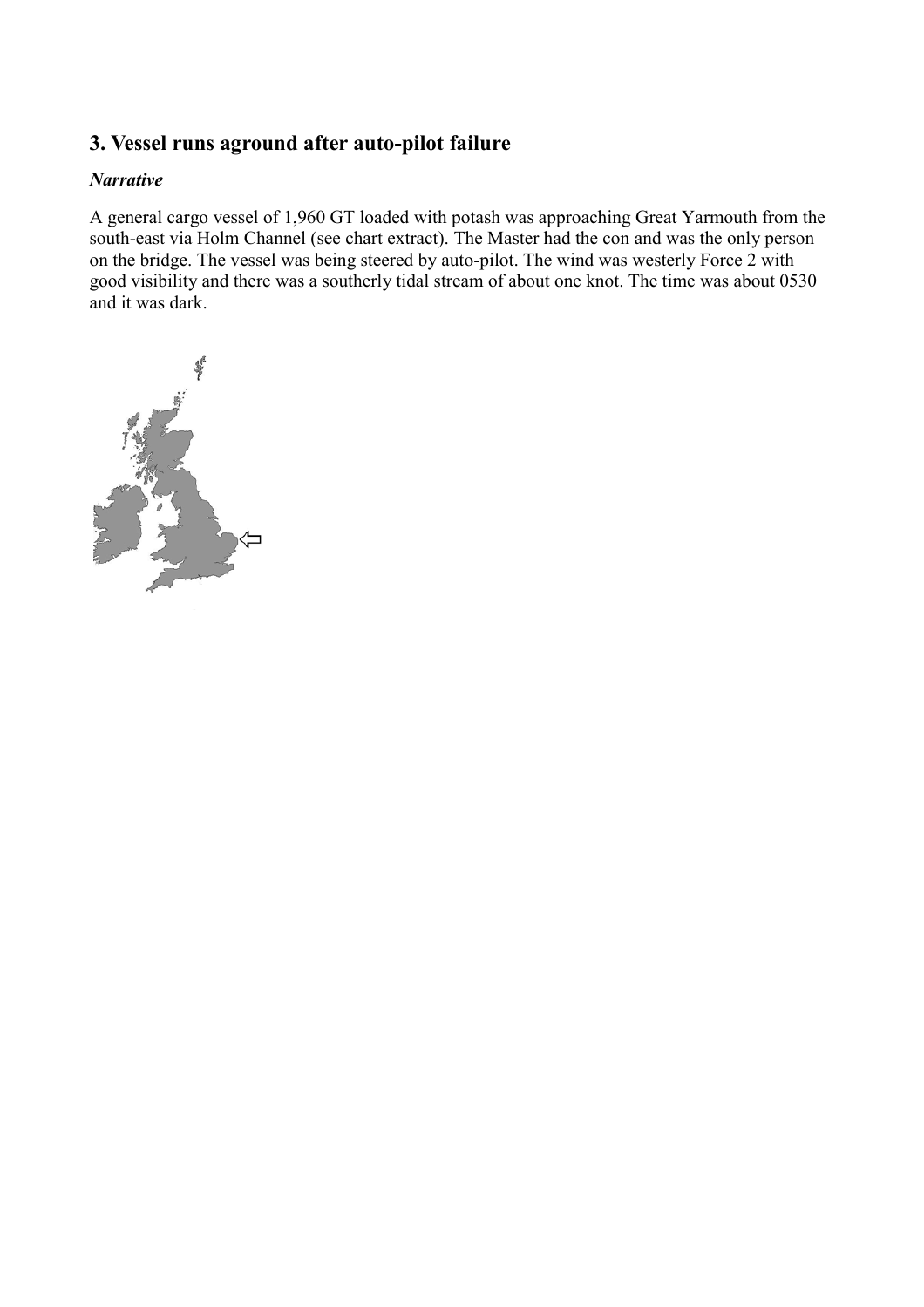## 3. Vessel runs aground after auto-pilot failure

### *Narrative*

A general cargo vessel of 1,960 GT loaded with potash was approaching Great Yarmouth from the south-east via Holm Channel (see chart extract). The Master had the con and was the only person on the bridge. The vessel was being steered by auto-pilot. The wind was westerly Force 2 with good visibility and there was a southerly tidal stream of about one knot. The time was about 0530 and it was dark.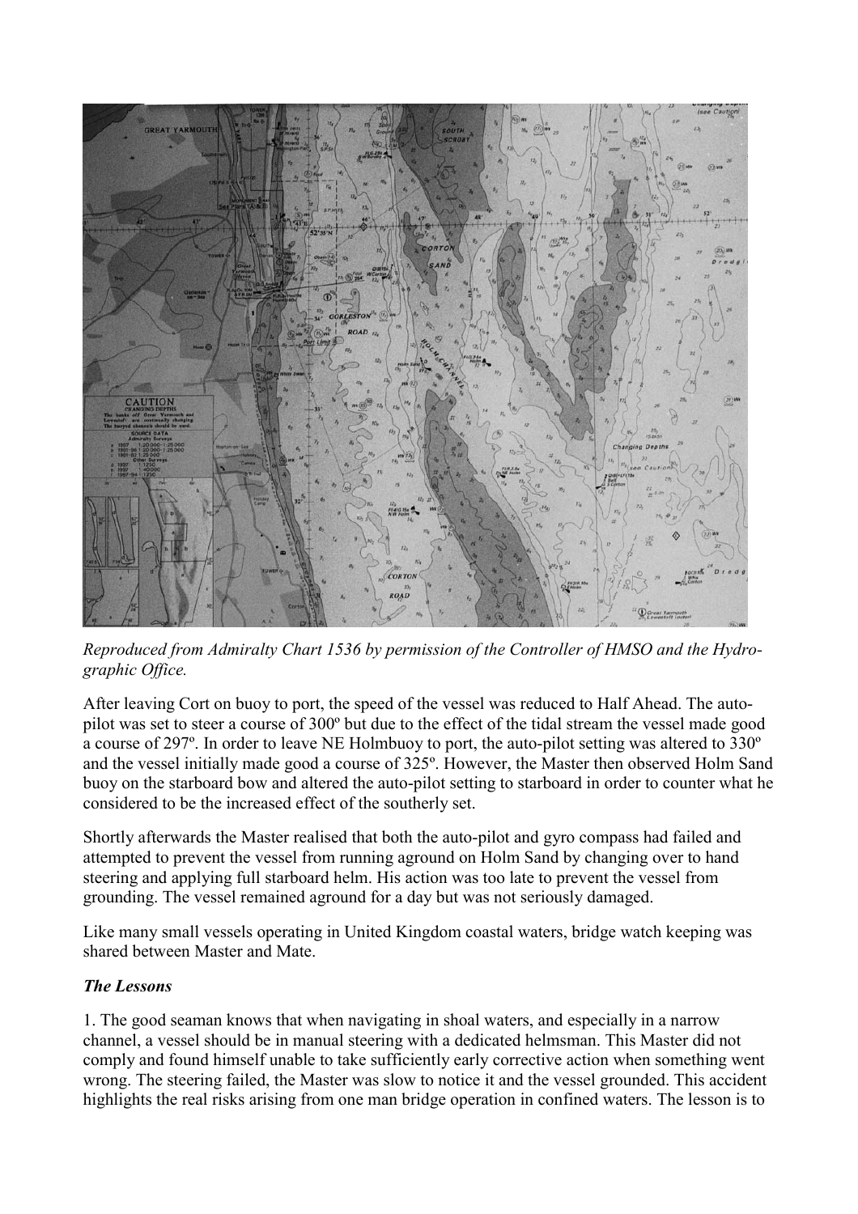*Reproduced from Admiralty Chart 1536 by permission of the Controller of HMSO and the Hydrographic Office.*

After leaving Cort on buoy to port, the speed of the vessel was reduced to Half Ahead. The auto-pilot was set to steer a course of 300º but due to the effect of the tidal stream the vessel made good a course of 297º. In order to leave NE Holmbuoy to port, the auto-pilot setting was altered to 330º and the vessel initially made good a course of 325º. However, the Master then observed Holm Sand buoy on the starboard bow and altered the auto-pilot setting to starboard in order to counter what he considered to be the increased effect of the southerly set.

Shortly afterwards the Master realised that both the auto-pilot and gyro compass had failed and attempted to prevent the vessel from running aground on Holm Sand by changing over to hand steering and applying full starboard helm. His action was too late to prevent the vessel from grounding. The vessel remained aground for a day but was not seriously damaged.

Like many small vessels operating in United Kingdom coastal waters, bridge watch keeping was shared between Master and Mate.

***The Lessons***

1. The good seaman knows that when navigating in shoal waters, and especially in a narrow channel, a vessel should be in manual steering with a dedicated helmsman. This Master did not comply and found himself unable to take sufficiently early corrective action when something went wrong. The steering failed, the Master was slow to notice it and the vessel grounded. This accident highlights the real risks arising from one man bridge operation in confined waters. The lesson is to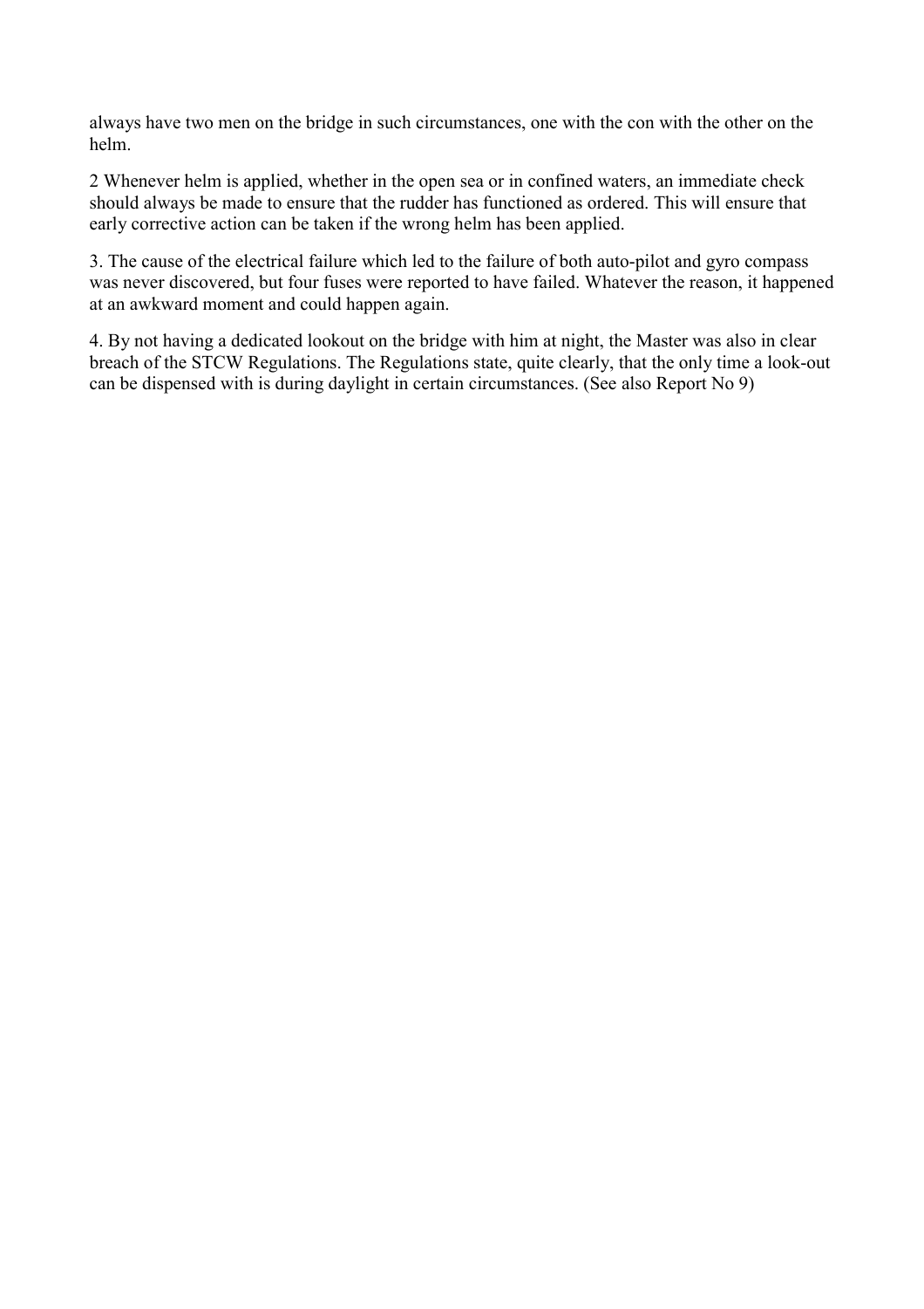always have two men on the bridge in such circumstances, one with the con with the other on the helm.

2 Whenever helm is applied, whether in the open sea or in confined waters, an immediate check should always be made to ensure that the rudder has functioned as ordered. This will ensure that early corrective action can be taken if the wrong helm has been applied.

3. The cause of the electrical failure which led to the failure of both auto-pilot and gyro compass was never discovered, but four fuses were reported to have failed. Whatever the reason, it happened at an awkward moment and could happen again.

4. By not having a dedicated lookout on the bridge with him at night, the Master was also in clear breach of the STCW Regulations. The Regulations state, quite clearly, that the only time a look-out can be dispensed with is during daylight in certain circumstances. (See also Report No 9)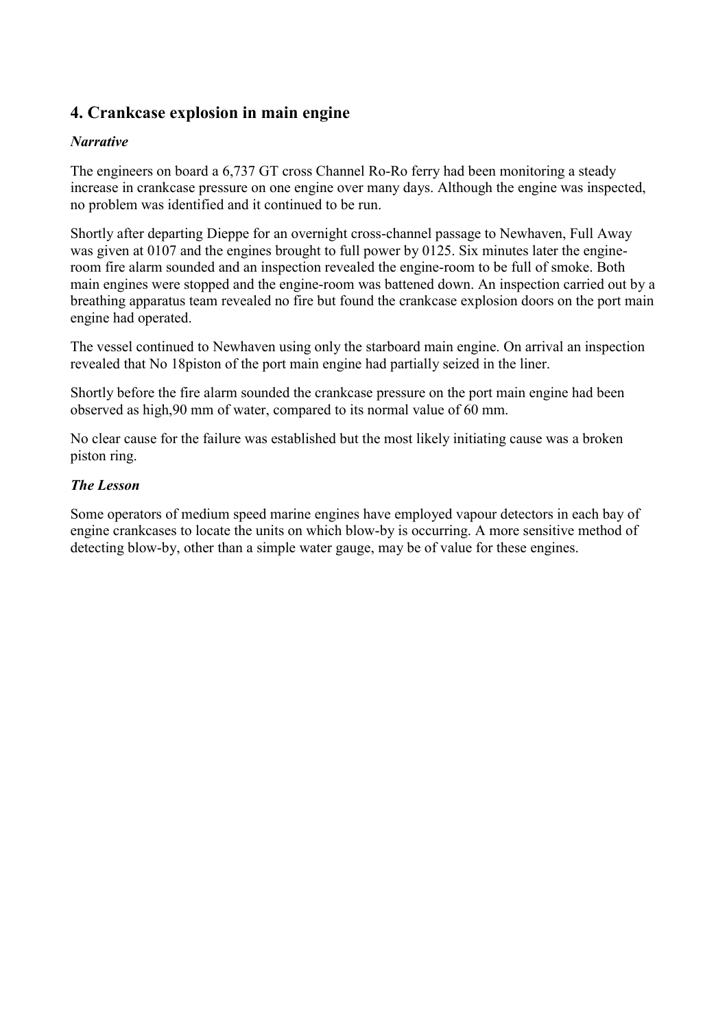## 4. Crankcase explosion in main engine

### *Narrative*

The engineers on board a 6,737 GT cross Channel Ro-Ro ferry had been monitoring a steady increase in crankcase pressure on one engine over many days. Although the engine was inspected, no problem was identified and it continued to be run.

Shortly after departing Dieppe for an overnight cross-channel passage to Newhaven, Full Away was given at 0107 and the engines brought to full power by 0125. Six minutes later the engine-room fire alarm sounded and an inspection revealed the engine-room to be full of smoke. Both main engines were stopped and the engine-room was battened down. An inspection carried out by a breathing apparatus team revealed no fire but found the crankcase explosion doors on the port main engine had operated.

The vessel continued to Newhaven using only the starboard main engine. On arrival an inspection revealed that No 18piston of the port main engine had partially seized in the liner.

Shortly before the fire alarm sounded the crankcase pressure on the port main engine had been observed as high,90 mm of water, compared to its normal value of 60 mm.

No clear cause for the failure was established but the most likely initiating cause was a broken piston ring.

### *The Lesson*

Some operators of medium speed marine engines have employed vapour detectors in each bay of engine crankcases to locate the units on which blow-by is occurring. A more sensitive method of detecting blow-by, other than a simple water gauge, may be of value for these engines.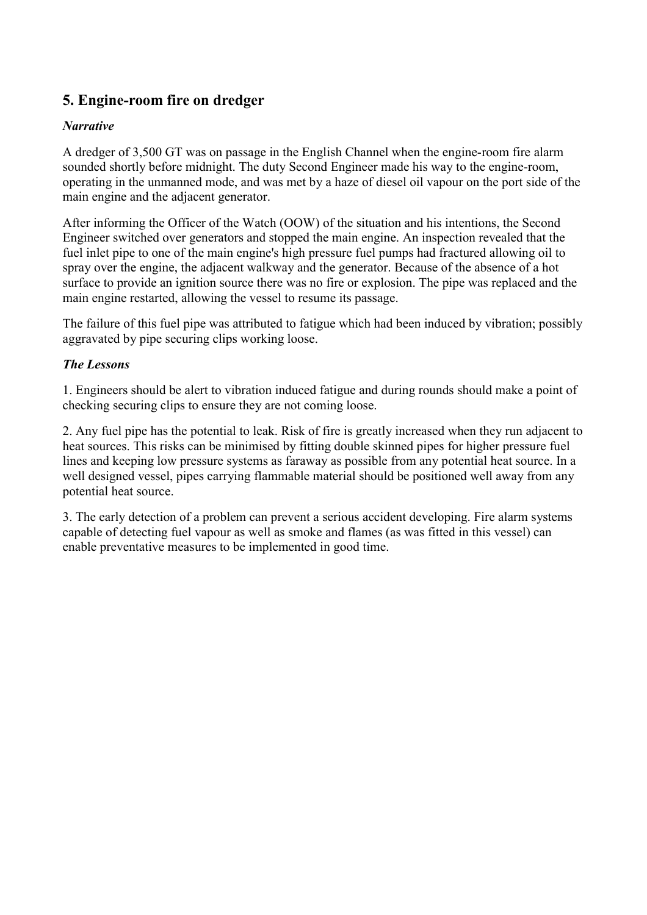## 5. Engine-room fire on dredger

### *Narrative*

A dredger of 3,500 GT was on passage in the English Channel when the engine-room fire alarm sounded shortly before midnight. The duty Second Engineer made his way to the engine-room, operating in the unmanned mode, and was met by a haze of diesel oil vapour on the port side of the main engine and the adjacent generator.

After informing the Officer of the Watch (OOW) of the situation and his intentions, the Second Engineer switched over generators and stopped the main engine. An inspection revealed that the fuel inlet pipe to one of the main engine's high pressure fuel pumps had fractured allowing oil to spray over the engine, the adjacent walkway and the generator. Because of the absence of a hot surface to provide an ignition source there was no fire or explosion. The pipe was replaced and the main engine restarted, allowing the vessel to resume its passage.

The failure of this fuel pipe was attributed to fatigue which had been induced by vibration; possibly aggravated by pipe securing clips working loose.

### *The Lessons*

1. Engineers should be alert to vibration induced fatigue and during rounds should make a point of checking securing clips to ensure they are not coming loose.

2. Any fuel pipe has the potential to leak. Risk of fire is greatly increased when they run adjacent to heat sources. This risks can be minimised by fitting double skinned pipes for higher pressure fuel lines and keeping low pressure systems as faraway as possible from any potential heat source. In a well designed vessel, pipes carrying flammable material should be positioned well away from any potential heat source.

3. The early detection of a problem can prevent a serious accident developing. Fire alarm systems capable of detecting fuel vapour as well as smoke and flames (as was fitted in this vessel) can enable preventative measures to be implemented in good time.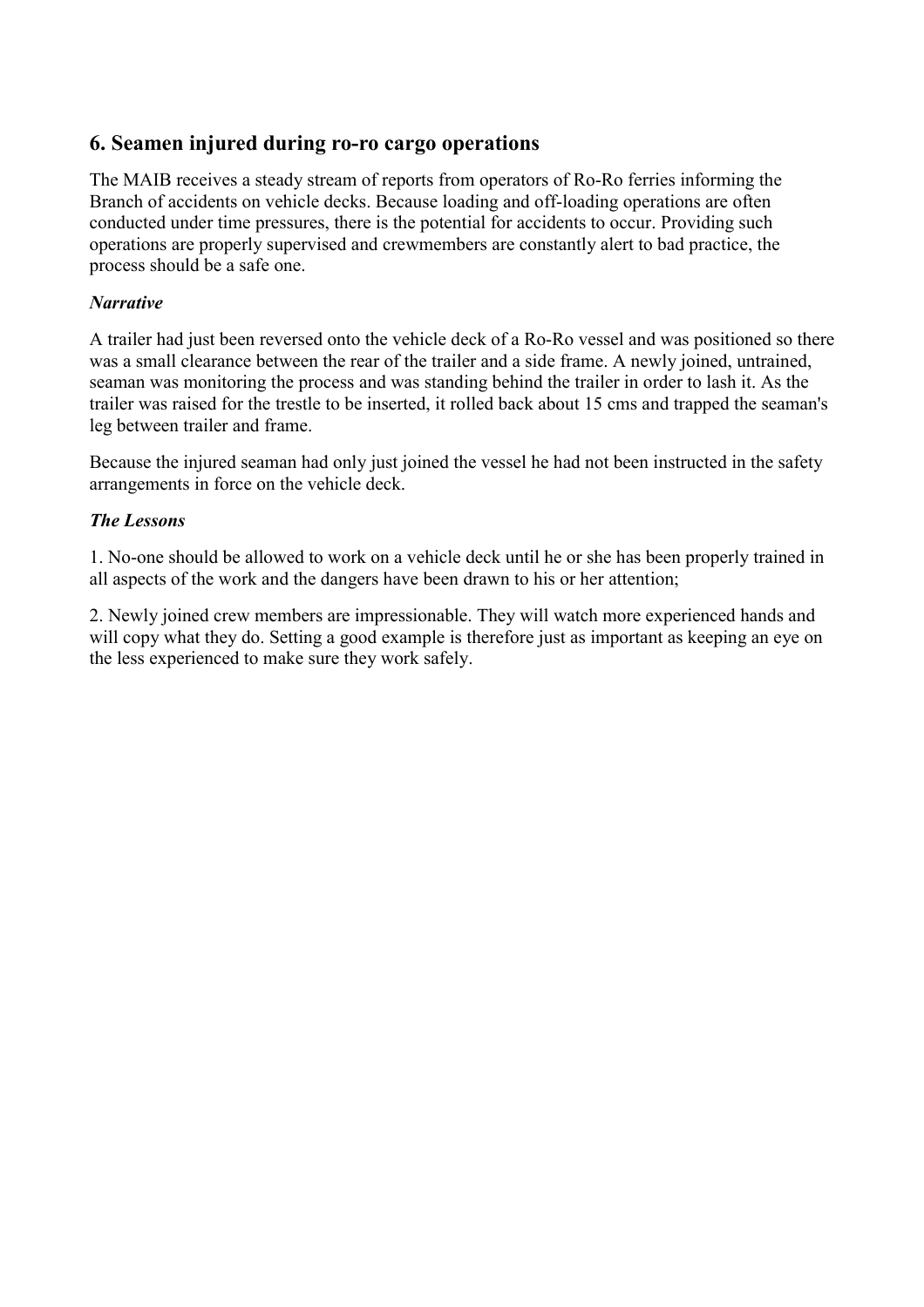## 6. Seamen injured during ro-ro cargo operations

The MAIB receives a steady stream of reports from operators of Ro-Ro ferries informing the Branch of accidents on vehicle decks. Because loading and off-loading operations are often conducted under time pressures, there is the potential for accidents to occur. Providing such operations are properly supervised and crewmembers are constantly alert to bad practice, the process should be a safe one.

### *Narrative*

A trailer had just been reversed onto the vehicle deck of a Ro-Ro vessel and was positioned so there was a small clearance between the rear of the trailer and a side frame. A newly joined, untrained, seaman was monitoring the process and was standing behind the trailer in order to lash it. As the trailer was raised for the trestle to be inserted, it rolled back about 15 cms and trapped the seaman's leg between trailer and frame.

Because the injured seaman had only just joined the vessel he had not been instructed in the safety arrangements in force on the vehicle deck.

### *The Lessons*

1. No-one should be allowed to work on a vehicle deck until he or she has been properly trained in all aspects of the work and the dangers have been drawn to his or her attention;

2. Newly joined crew members are impressionable. They will watch more experienced hands and will copy what they do. Setting a good example is therefore just as important as keeping an eye on the less experienced to make sure they work safely.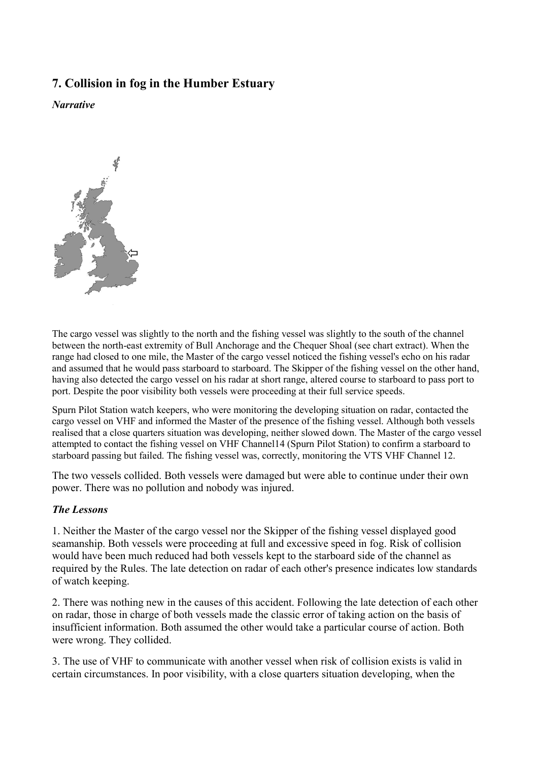## 7. Collision in fog in the Humber Estuary

***Narrative***

The cargo vessel was slightly to the north and the fishing vessel was slightly to the south of the channel between the north-east extremity of Bull Anchorage and the Chequer Shoal (see chart extract). When the range had closed to one mile, the Master of the cargo vessel noticed the fishing vessel's echo on his radar and assumed that he would pass starboard to starboard. The Skipper of the fishing vessel on the other hand, having also detected the cargo vessel on his radar at short range, altered course to starboard to pass port to port. Despite the poor visibility both vessels were proceeding at their full service speeds.

Spurn Pilot Station watch keepers, who were monitoring the developing situation on radar, contacted the cargo vessel on VHF and informed the Master of the presence of the fishing vessel. Although both vessels realised that a close quarters situation was developing, neither slowed down. The Master of the cargo vessel attempted to contact the fishing vessel on VHF Channel14 (Spurn Pilot Station) to confirm a starboard to starboard passing but failed. The fishing vessel was, correctly, monitoring the VTS VHF Channel 12.

The two vessels collided. Both vessels were damaged but were able to continue under their own power. There was no pollution and nobody was injured.

***The Lessons***

1. Neither the Master of the cargo vessel nor the Skipper of the fishing vessel displayed good seamanship. Both vessels were proceeding at full and excessive speed in fog. Risk of collision would have been much reduced had both vessels kept to the starboard side of the channel as required by the Rules. The late detection on radar of each other's presence indicates low standards of watch keeping.

2. There was nothing new in the causes of this accident. Following the late detection of each other on radar, those in charge of both vessels made the classic error of taking action on the basis of insufficient information. Both assumed the other would take a particular course of action. Both were wrong. They collided.

3. The use of VHF to communicate with another vessel when risk of collision exists is valid in certain circumstances. In poor visibility, with a close quarters situation developing, when the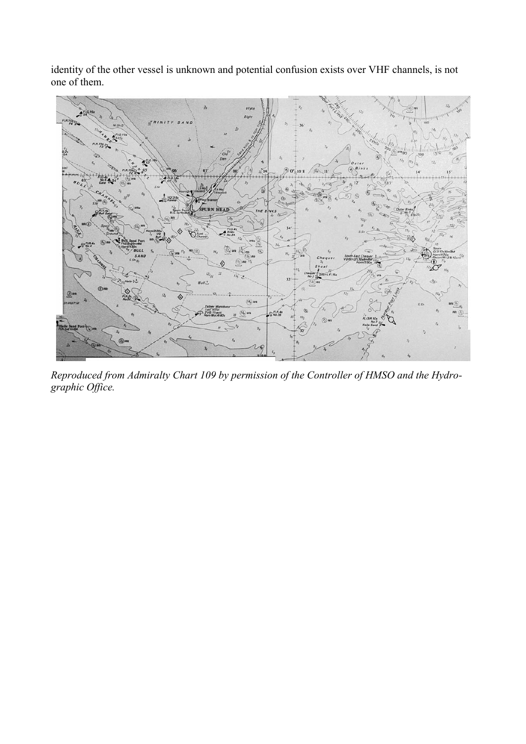identity of the other vessel is unknown and potential confusion exists over VHF channels, is not one of them.

*Reproduced from Admiralty Chart 109 by permission of the Controller of HMSO and the Hydrographic Office.*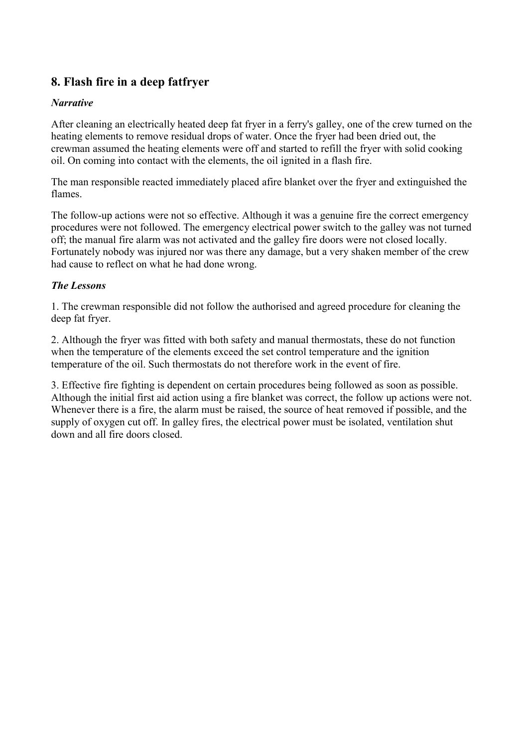## 8. Flash fire in a deep fatfryer

***Narrative***

After cleaning an electrically heated deep fat fryer in a ferry's galley, one of the crew turned on the heating elements to remove residual drops of water. Once the fryer had been dried out, the crewman assumed the heating elements were off and started to refill the fryer with solid cooking oil. On coming into contact with the elements, the oil ignited in a flash fire.

The man responsible reacted immediately placed afire blanket over the fryer and extinguished the flames.

The follow-up actions were not so effective. Although it was a genuine fire the correct emergency procedures were not followed. The emergency electrical power switch to the galley was not turned off; the manual fire alarm was not activated and the galley fire doors were not closed locally. Fortunately nobody was injured nor was there any damage, but a very shaken member of the crew had cause to reflect on what he had done wrong.

***The Lessons***

1. The crewman responsible did not follow the authorised and agreed procedure for cleaning the deep fat fryer.

2. Although the fryer was fitted with both safety and manual thermostats, these do not function when the temperature of the elements exceed the set control temperature and the ignition temperature of the oil. Such thermostats do not therefore work in the event of fire.

3. Effective fire fighting is dependent on certain procedures being followed as soon as possible. Although the initial first aid action using a fire blanket was correct, the follow up actions were not. Whenever there is a fire, the alarm must be raised, the source of heat removed if possible, and the supply of oxygen cut off. In galley fires, the electrical power must be isolated, ventilation shut down and all fire doors closed.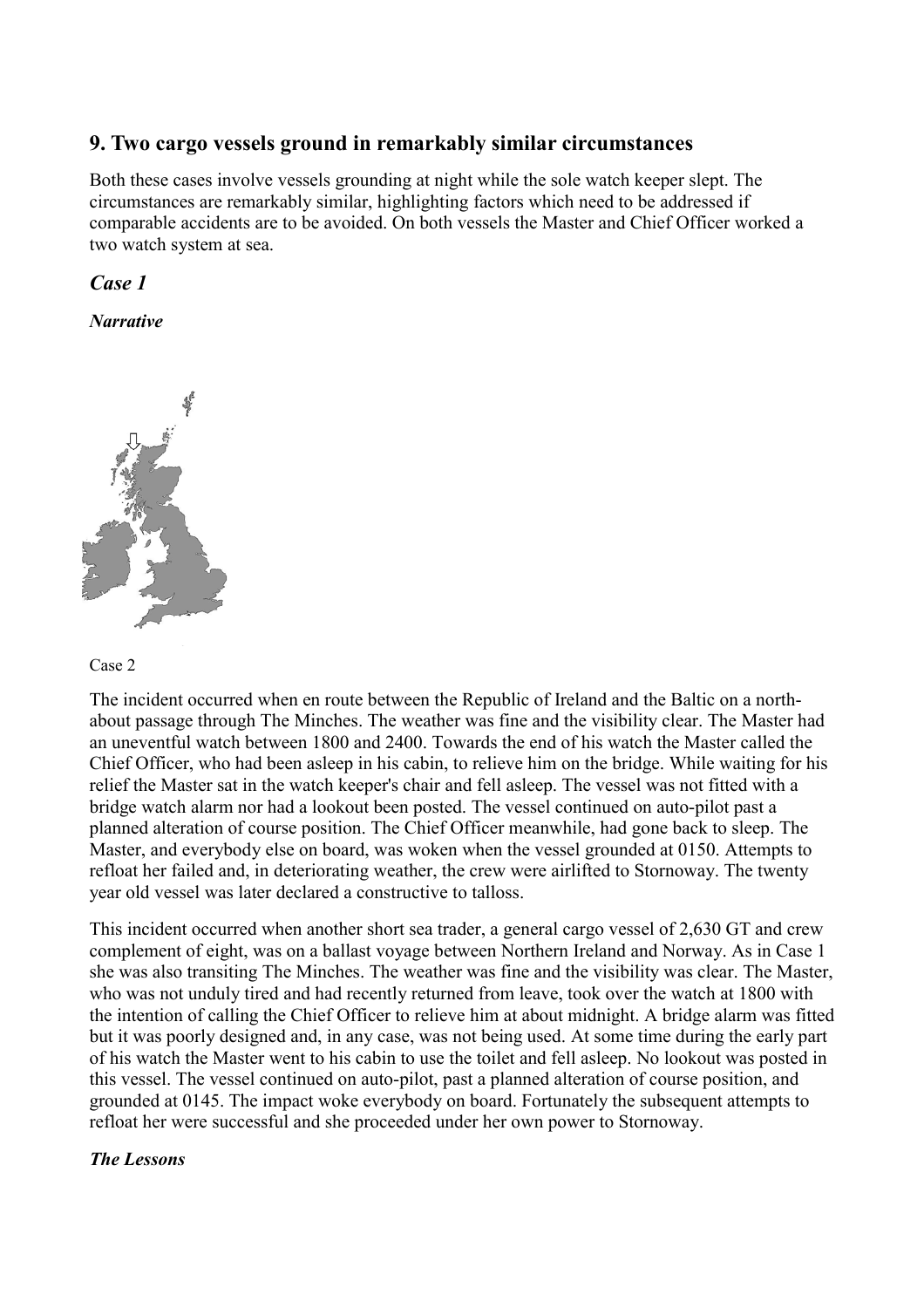## 9. Two cargo vessels ground in remarkably similar circumstances

Both these cases involve vessels grounding at night while the sole watch keeper slept. The circumstances are remarkably similar, highlighting factors which need to be addressed if comparable accidents are to be avoided. On both vessels the Master and Chief Officer worked a two watch system at sea.

### *Case 1*

***Narrative***

Case 2

The incident occurred when en route between the Republic of Ireland and the Baltic on a north-about passage through The Minches. The weather was fine and the visibility clear. The Master had an uneventful watch between 1800 and 2400. Towards the end of his watch the Master called the Chief Officer, who had been asleep in his cabin, to relieve him on the bridge. While waiting for his relief the Master sat in the watch keeper's chair and fell asleep. The vessel was not fitted with a bridge watch alarm nor had a lookout been posted. The vessel continued on auto-pilot past a planned alteration of course position. The Chief Officer meanwhile, had gone back to sleep. The Master, and everybody else on board, was woken when the vessel grounded at 0150. Attempts to refloat her failed and, in deteriorating weather, the crew were airlifted to Stornoway. The twenty year old vessel was later declared a constructive to talloss.

This incident occurred when another short sea trader, a general cargo vessel of 2,630 GT and crew complement of eight, was on a ballast voyage between Northern Ireland and Norway. As in Case 1 she was also transiting The Minches. The weather was fine and the visibility was clear. The Master, who was not unduly tired and had recently returned from leave, took over the watch at 1800 with the intention of calling the Chief Officer to relieve him at about midnight. A bridge alarm was fitted but it was poorly designed and, in any case, was not being used. At some time during the early part of his watch the Master went to his cabin to use the toilet and fell asleep. No lookout was posted in this vessel. The vessel continued on auto-pilot, past a planned alteration of course position, and grounded at 0145. The impact woke everybody on board. Fortunately the subsequent attempts to refloat her were successful and she proceeded under her own power to Stornoway.

***The Lessons***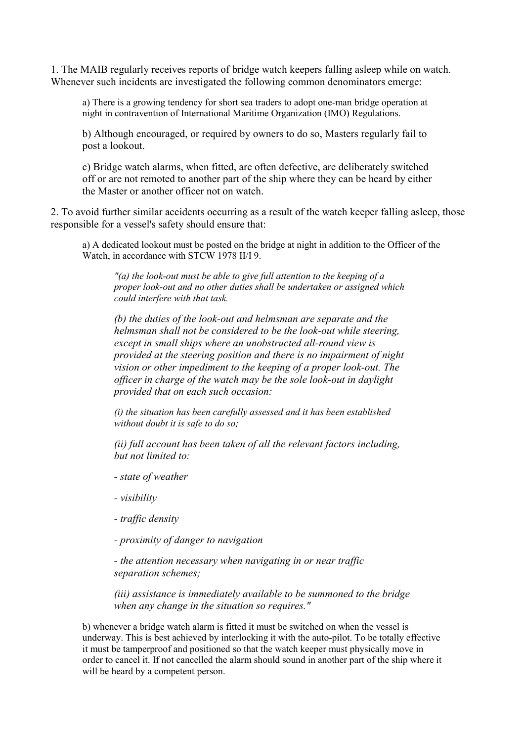1. The MAIB regularly receives reports of bridge watch keepers falling asleep while on watch. Whenever such incidents are investigated the following common denominators emerge:

> a) There is a growing tendency for short sea traders to adopt one-man bridge operation at night in contravention of International Maritime Organization (IMO) Regulations.
>
> b) Although encouraged, or required by owners to do so, Masters regularly fail to post a lookout.
>
> c) Bridge watch alarms, when fitted, are often defective, are deliberately switched off or are not remoted to another part of the ship where they can be heard by either the Master or another officer not on watch.

2. To avoid further similar accidents occurring as a result of the watch keeper falling asleep, those responsible for a vessel's safety should ensure that:

> a) A dedicated lookout must be posted on the bridge at night in addition to the Officer of the Watch, in accordance with STCW 1978 II/I 9.
>
> > *"(a) the look-out must be able to give full attention to the keeping of a proper look-out and no other duties shall be undertaken or assigned which could interfere with that task.*
> >
> > *(b) the duties of the look-out and helmsman are separate and the helmsman shall not be considered to be the look-out while steering, except in small ships where an unobstructed all-round view is provided at the steering position and there is no impairment of night vision or other impediment to the keeping of a proper look-out. The officer in charge of the watch may be the sole look-out in daylight provided that on each such occasion:*
> >
> > *(i) the situation has been carefully assessed and it has been established without doubt it is safe to do so;*
> >
> > *(ii) full account has been taken of all the relevant factors including, but not limited to:*
> >
> > *- state of weather*
> >
> > *- visibility*
> >
> > *- traffic density*
> >
> > *- proximity of danger to navigation*
> >
> > *- the attention necessary when navigating in or near traffic separation schemes;*
> >
> > *(iii) assistance is immediately available to be summoned to the bridge when any change in the situation so requires."*
>
> b) whenever a bridge watch alarm is fitted it must be switched on when the vessel is underway. This is best achieved by interlocking it with the auto-pilot. To be totally effective it must be tamperproof and positioned so that the watch keeper must physically move in order to cancel it. If not cancelled the alarm should sound in another part of the ship where it will be heard by a competent person.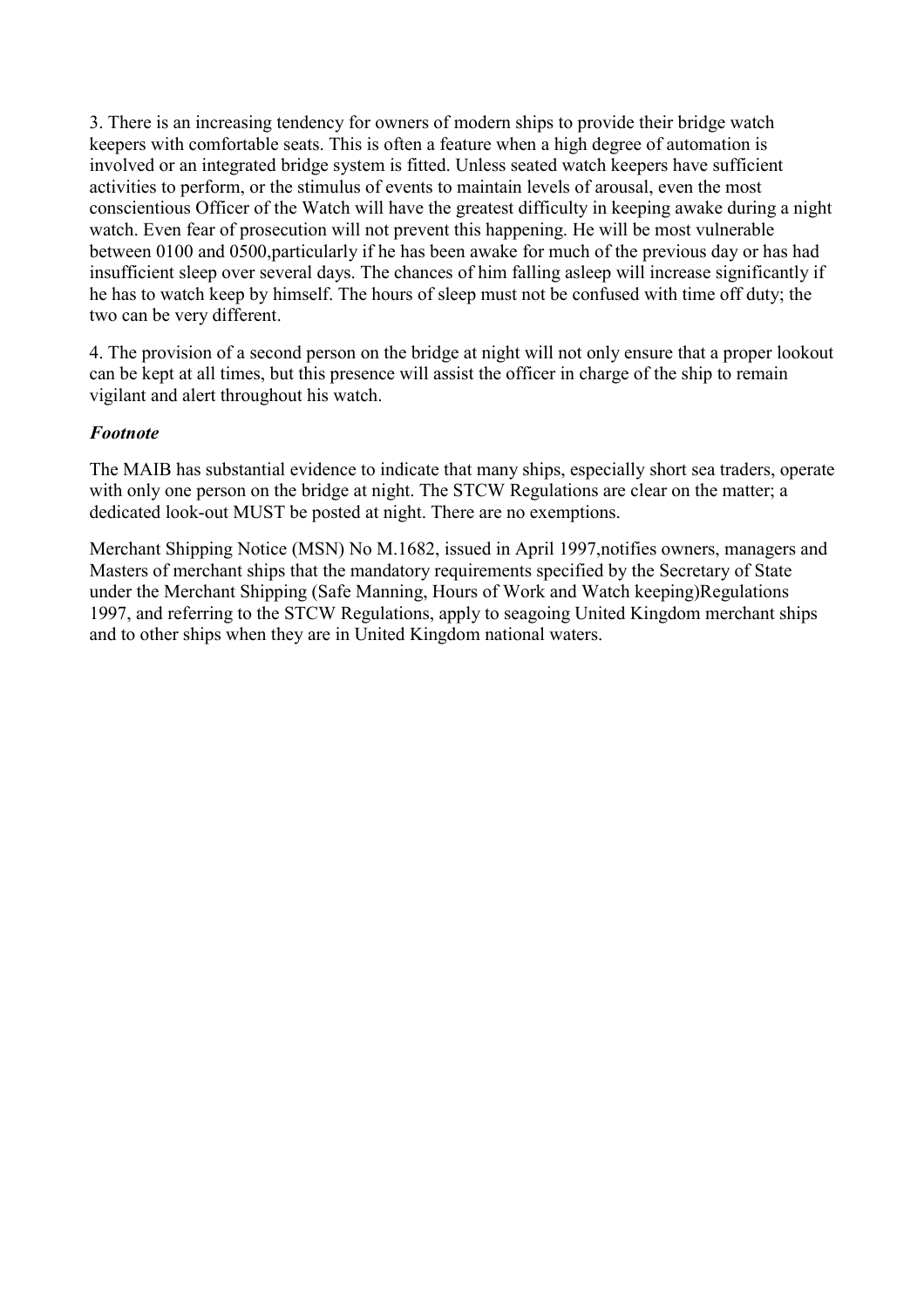3. There is an increasing tendency for owners of modern ships to provide their bridge watch keepers with comfortable seats. This is often a feature when a high degree of automation is involved or an integrated bridge system is fitted. Unless seated watch keepers have sufficient activities to perform, or the stimulus of events to maintain levels of arousal, even the most conscientious Officer of the Watch will have the greatest difficulty in keeping awake during a night watch. Even fear of prosecution will not prevent this happening. He will be most vulnerable between 0100 and 0500,particularly if he has been awake for much of the previous day or has had insufficient sleep over several days. The chances of him falling asleep will increase significantly if he has to watch keep by himself. The hours of sleep must not be confused with time off duty; the two can be very different.

4. The provision of a second person on the bridge at night will not only ensure that a proper lookout can be kept at all times, but this presence will assist the officer in charge of the ship to remain vigilant and alert throughout his watch.

***Footnote***

The MAIB has substantial evidence to indicate that many ships, especially short sea traders, operate with only one person on the bridge at night. The STCW Regulations are clear on the matter; a dedicated look-out MUST be posted at night. There are no exemptions.

Merchant Shipping Notice (MSN) No M.1682, issued in April 1997,notifies owners, managers and Masters of merchant ships that the mandatory requirements specified by the Secretary of State under the Merchant Shipping (Safe Manning, Hours of Work and Watch keeping)Regulations 1997, and referring to the STCW Regulations, apply to seagoing United Kingdom merchant ships and to other ships when they are in United Kingdom national waters.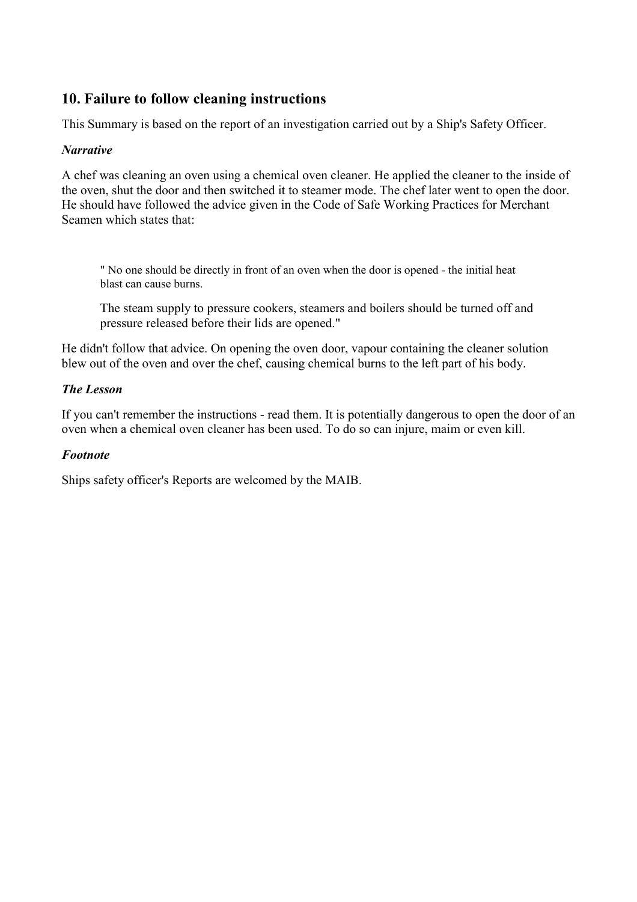## 10. Failure to follow cleaning instructions

This Summary is based on the report of an investigation carried out by a Ship's Safety Officer.

### *Narrative*

A chef was cleaning an oven using a chemical oven cleaner. He applied the cleaner to the inside of the oven, shut the door and then switched it to steamer mode. The chef later went to open the door. He should have followed the advice given in the Code of Safe Working Practices for Merchant Seamen which states that:

> " No one should be directly in front of an oven when the door is opened - the initial heat blast can cause burns.
>
> The steam supply to pressure cookers, steamers and boilers should be turned off and pressure released before their lids are opened."

He didn't follow that advice. On opening the oven door, vapour containing the cleaner solution blew out of the oven and over the chef, causing chemical burns to the left part of his body.

### *The Lesson*

If you can't remember the instructions - read them. It is potentially dangerous to open the door of an oven when a chemical oven cleaner has been used. To do so can injure, maim or even kill.

### *Footnote*

Ships safety officer's Reports are welcomed by the MAIB.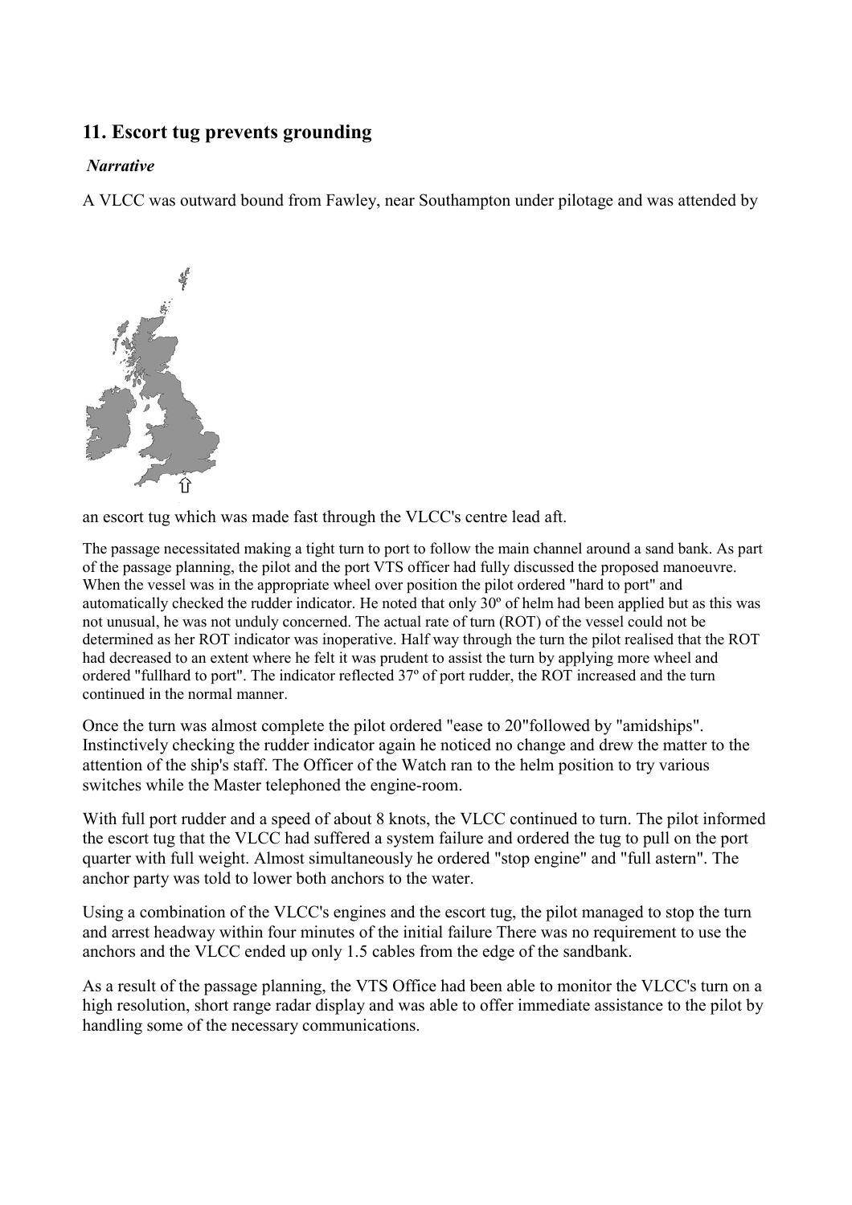## 11. Escort tug prevents grounding

*Narrative*

A VLCC was outward bound from Fawley, near Southampton under pilotage and was attended by an escort tug which was made fast through the VLCC's centre lead aft.

The passage necessitated making a tight turn to port to follow the main channel around a sand bank. As part of the passage planning, the pilot and the port VTS officer had fully discussed the proposed manoeuvre. When the vessel was in the appropriate wheel over position the pilot ordered "hard to port" and automatically checked the rudder indicator. He noted that only 30º of helm had been applied but as this was not unusual, he was not unduly concerned. The actual rate of turn (ROT) of the vessel could not be determined as her ROT indicator was inoperative. Half way through the turn the pilot realised that the ROT had decreased to an extent where he felt it was prudent to assist the turn by applying more wheel and ordered "fullhard to port". The indicator reflected 37º of port rudder, the ROT increased and the turn continued in the normal manner.

Once the turn was almost complete the pilot ordered "ease to 20"followed by "amidships". Instinctively checking the rudder indicator again he noticed no change and drew the matter to the attention of the ship's staff. The Officer of the Watch ran to the helm position to try various switches while the Master telephoned the engine-room.

With full port rudder and a speed of about 8 knots, the VLCC continued to turn. The pilot informed the escort tug that the VLCC had suffered a system failure and ordered the tug to pull on the port quarter with full weight. Almost simultaneously he ordered "stop engine" and "full astern". The anchor party was told to lower both anchors to the water.

Using a combination of the VLCC's engines and the escort tug, the pilot managed to stop the turn and arrest headway within four minutes of the initial failure There was no requirement to use the anchors and the VLCC ended up only 1.5 cables from the edge of the sandbank.

As a result of the passage planning, the VTS Office had been able to monitor the VLCC's turn on a high resolution, short range radar display and was able to offer immediate assistance to the pilot by handling some of the necessary communications.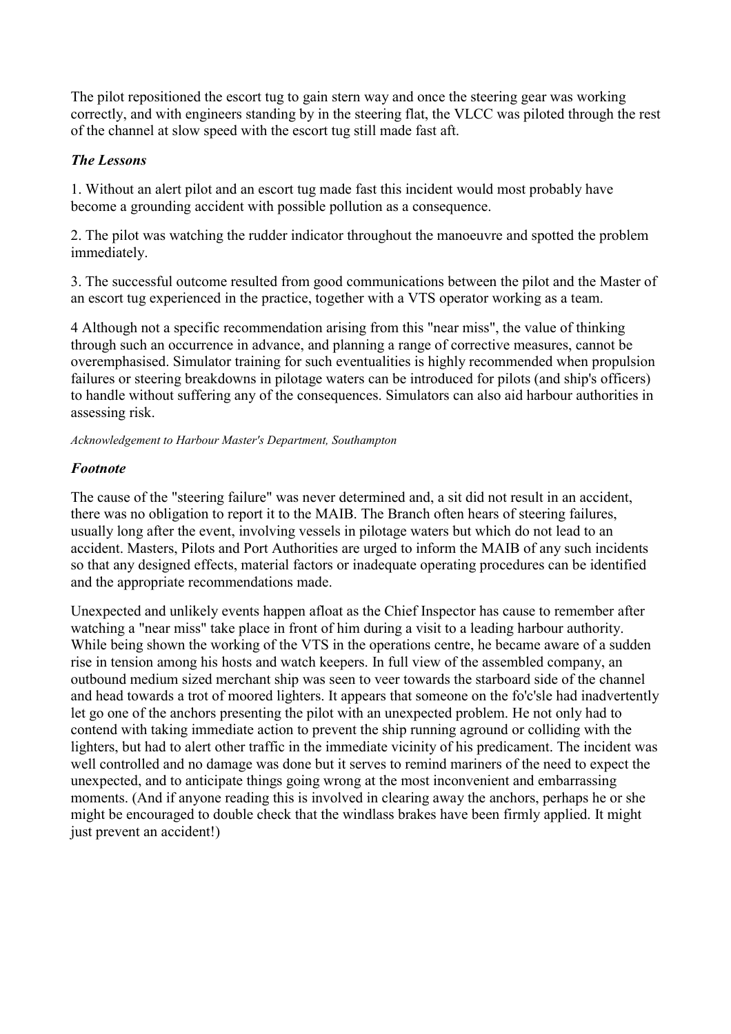The pilot repositioned the escort tug to gain stern way and once the steering gear was working correctly, and with engineers standing by in the steering flat, the VLCC was piloted through the rest of the channel at slow speed with the escort tug still made fast aft.

### *The Lessons*

1. Without an alert pilot and an escort tug made fast this incident would most probably have become a grounding accident with possible pollution as a consequence.

2. The pilot was watching the rudder indicator throughout the manoeuvre and spotted the problem immediately.

3. The successful outcome resulted from good communications between the pilot and the Master of an escort tug experienced in the practice, together with a VTS operator working as a team.

4 Although not a specific recommendation arising from this "near miss", the value of thinking through such an occurrence in advance, and planning a range of corrective measures, cannot be overemphasised. Simulator training for such eventualities is highly recommended when propulsion failures or steering breakdowns in pilotage waters can be introduced for pilots (and ship's officers) to handle without suffering any of the consequences. Simulators can also aid harbour authorities in assessing risk.

*Acknowledgement to Harbour Master's Department, Southampton*

### *Footnote*

The cause of the "steering failure" was never determined and, a sit did not result in an accident, there was no obligation to report it to the MAIB. The Branch often hears of steering failures, usually long after the event, involving vessels in pilotage waters but which do not lead to an accident. Masters, Pilots and Port Authorities are urged to inform the MAIB of any such incidents so that any designed effects, material factors or inadequate operating procedures can be identified and the appropriate recommendations made.

Unexpected and unlikely events happen afloat as the Chief Inspector has cause to remember after watching a "near miss" take place in front of him during a visit to a leading harbour authority. While being shown the working of the VTS in the operations centre, he became aware of a sudden rise in tension among his hosts and watch keepers. In full view of the assembled company, an outbound medium sized merchant ship was seen to veer towards the starboard side of the channel and head towards a trot of moored lighters. It appears that someone on the fo'c'sle had inadvertently let go one of the anchors presenting the pilot with an unexpected problem. He not only had to contend with taking immediate action to prevent the ship running aground or colliding with the lighters, but had to alert other traffic in the immediate vicinity of his predicament. The incident was well controlled and no damage was done but it serves to remind mariners of the need to expect the unexpected, and to anticipate things going wrong at the most inconvenient and embarrassing moments. (And if anyone reading this is involved in clearing away the anchors, perhaps he or she might be encouraged to double check that the windlass brakes have been firmly applied. It might just prevent an accident!)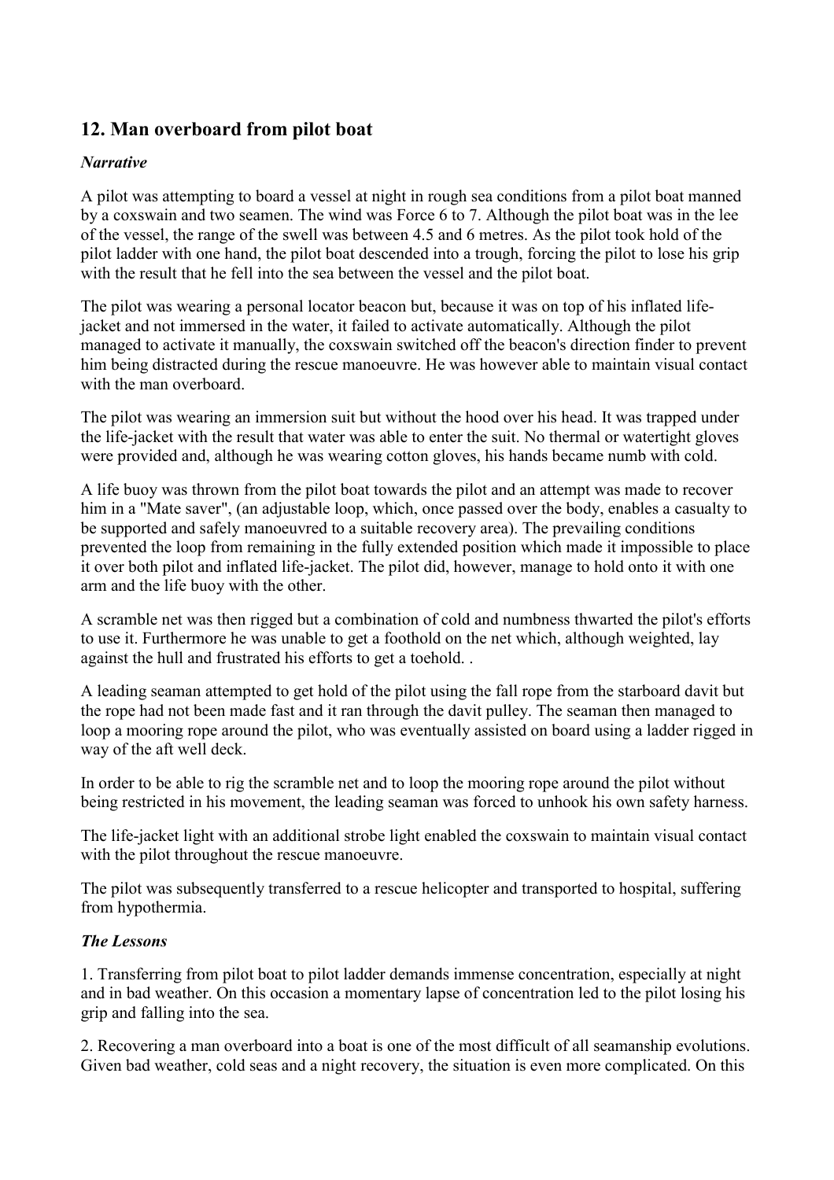## 12. Man overboard from pilot boat

### *Narrative*

A pilot was attempting to board a vessel at night in rough sea conditions from a pilot boat manned by a coxswain and two seamen. The wind was Force 6 to 7. Although the pilot boat was in the lee of the vessel, the range of the swell was between 4.5 and 6 metres. As the pilot took hold of the pilot ladder with one hand, the pilot boat descended into a trough, forcing the pilot to lose his grip with the result that he fell into the sea between the vessel and the pilot boat.

The pilot was wearing a personal locator beacon but, because it was on top of his inflated life-jacket and not immersed in the water, it failed to activate automatically. Although the pilot managed to activate it manually, the coxswain switched off the beacon's direction finder to prevent him being distracted during the rescue manoeuvre. He was however able to maintain visual contact with the man overboard.

The pilot was wearing an immersion suit but without the hood over his head. It was trapped under the life-jacket with the result that water was able to enter the suit. No thermal or watertight gloves were provided and, although he was wearing cotton gloves, his hands became numb with cold.

A life buoy was thrown from the pilot boat towards the pilot and an attempt was made to recover him in a "Mate saver", (an adjustable loop, which, once passed over the body, enables a casualty to be supported and safely manoeuvred to a suitable recovery area). The prevailing conditions prevented the loop from remaining in the fully extended position which made it impossible to place it over both pilot and inflated life-jacket. The pilot did, however, manage to hold onto it with one arm and the life buoy with the other.

A scramble net was then rigged but a combination of cold and numbness thwarted the pilot's efforts to use it. Furthermore he was unable to get a foothold on the net which, although weighted, lay against the hull and frustrated his efforts to get a toehold. .

A leading seaman attempted to get hold of the pilot using the fall rope from the starboard davit but the rope had not been made fast and it ran through the davit pulley. The seaman then managed to loop a mooring rope around the pilot, who was eventually assisted on board using a ladder rigged in way of the aft well deck.

In order to be able to rig the scramble net and to loop the mooring rope around the pilot without being restricted in his movement, the leading seaman was forced to unhook his own safety harness.

The life-jacket light with an additional strobe light enabled the coxswain to maintain visual contact with the pilot throughout the rescue manoeuvre.

The pilot was subsequently transferred to a rescue helicopter and transported to hospital, suffering from hypothermia.

### *The Lessons*

1. Transferring from pilot boat to pilot ladder demands immense concentration, especially at night and in bad weather. On this occasion a momentary lapse of concentration led to the pilot losing his grip and falling into the sea.

2. Recovering a man overboard into a boat is one of the most difficult of all seamanship evolutions. Given bad weather, cold seas and a night recovery, the situation is even more complicated. On this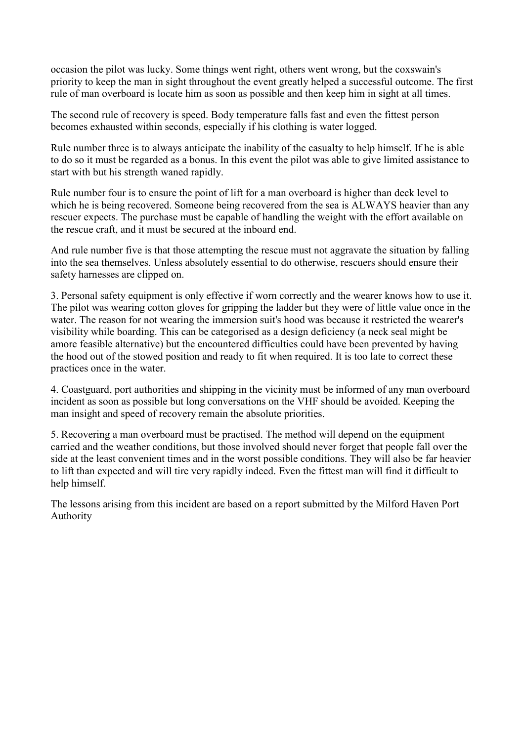occasion the pilot was lucky. Some things went right, others went wrong, but the coxswain's priority to keep the man in sight throughout the event greatly helped a successful outcome. The first rule of man overboard is locate him as soon as possible and then keep him in sight at all times.

The second rule of recovery is speed. Body temperature falls fast and even the fittest person becomes exhausted within seconds, especially if his clothing is water logged.

Rule number three is to always anticipate the inability of the casualty to help himself. If he is able to do so it must be regarded as a bonus. In this event the pilot was able to give limited assistance to start with but his strength waned rapidly.

Rule number four is to ensure the point of lift for a man overboard is higher than deck level to which he is being recovered. Someone being recovered from the sea is ALWAYS heavier than any rescuer expects. The purchase must be capable of handling the weight with the effort available on the rescue craft, and it must be secured at the inboard end.

And rule number five is that those attempting the rescue must not aggravate the situation by falling into the sea themselves. Unless absolutely essential to do otherwise, rescuers should ensure their safety harnesses are clipped on.

3. Personal safety equipment is only effective if worn correctly and the wearer knows how to use it. The pilot was wearing cotton gloves for gripping the ladder but they were of little value once in the water. The reason for not wearing the immersion suit's hood was because it restricted the wearer's visibility while boarding. This can be categorised as a design deficiency (a neck seal might be amore feasible alternative) but the encountered difficulties could have been prevented by having the hood out of the stowed position and ready to fit when required. It is too late to correct these practices once in the water.

4. Coastguard, port authorities and shipping in the vicinity must be informed of any man overboard incident as soon as possible but long conversations on the VHF should be avoided. Keeping the man insight and speed of recovery remain the absolute priorities.

5. Recovering a man overboard must be practised. The method will depend on the equipment carried and the weather conditions, but those involved should never forget that people fall over the side at the least convenient times and in the worst possible conditions. They will also be far heavier to lift than expected and will tire very rapidly indeed. Even the fittest man will find it difficult to help himself.

The lessons arising from this incident are based on a report submitted by the Milford Haven Port Authority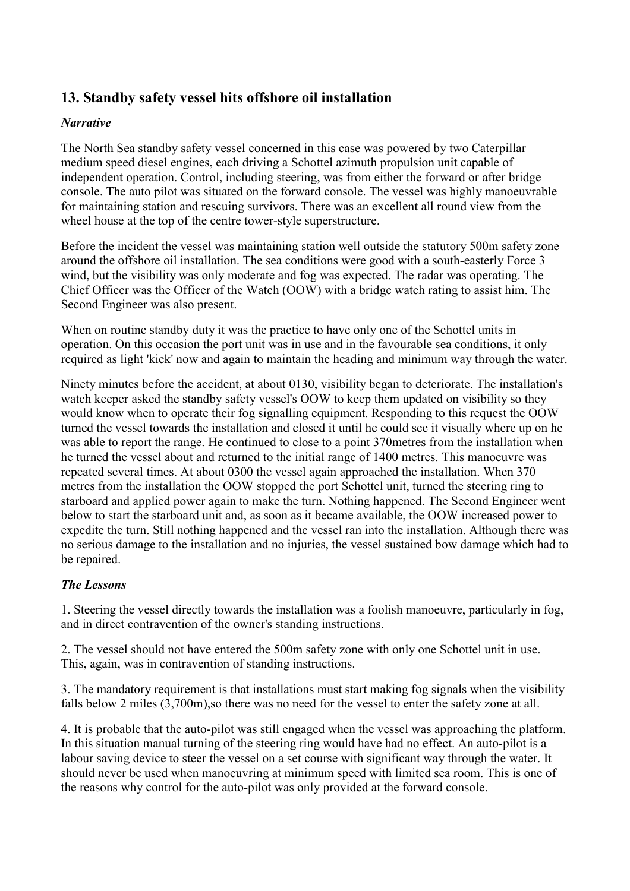## 13. Standby safety vessel hits offshore oil installation

### *Narrative*

The North Sea standby safety vessel concerned in this case was powered by two Caterpillar medium speed diesel engines, each driving a Schottel azimuth propulsion unit capable of independent operation. Control, including steering, was from either the forward or after bridge console. The auto pilot was situated on the forward console. The vessel was highly manoeuvrable for maintaining station and rescuing survivors. There was an excellent all round view from the wheel house at the top of the centre tower-style superstructure.

Before the incident the vessel was maintaining station well outside the statutory 500m safety zone around the offshore oil installation. The sea conditions were good with a south-easterly Force 3 wind, but the visibility was only moderate and fog was expected. The radar was operating. The Chief Officer was the Officer of the Watch (OOW) with a bridge watch rating to assist him. The Second Engineer was also present.

When on routine standby duty it was the practice to have only one of the Schottel units in operation. On this occasion the port unit was in use and in the favourable sea conditions, it only required as light 'kick' now and again to maintain the heading and minimum way through the water.

Ninety minutes before the accident, at about 0130, visibility began to deteriorate. The installation's watch keeper asked the standby safety vessel's OOW to keep them updated on visibility so they would know when to operate their fog signalling equipment. Responding to this request the OOW turned the vessel towards the installation and closed it until he could see it visually where up on he was able to report the range. He continued to close to a point 370metres from the installation when he turned the vessel about and returned to the initial range of 1400 metres. This manoeuvre was repeated several times. At about 0300 the vessel again approached the installation. When 370 metres from the installation the OOW stopped the port Schottel unit, turned the steering ring to starboard and applied power again to make the turn. Nothing happened. The Second Engineer went below to start the starboard unit and, as soon as it became available, the OOW increased power to expedite the turn. Still nothing happened and the vessel ran into the installation. Although there was no serious damage to the installation and no injuries, the vessel sustained bow damage which had to be repaired.

### *The Lessons*

1. Steering the vessel directly towards the installation was a foolish manoeuvre, particularly in fog, and in direct contravention of the owner's standing instructions.

2. The vessel should not have entered the 500m safety zone with only one Schottel unit in use. This, again, was in contravention of standing instructions.

3. The mandatory requirement is that installations must start making fog signals when the visibility falls below 2 miles (3,700m),so there was no need for the vessel to enter the safety zone at all.

4. It is probable that the auto-pilot was still engaged when the vessel was approaching the platform. In this situation manual turning of the steering ring would have had no effect. An auto-pilot is a labour saving device to steer the vessel on a set course with significant way through the water. It should never be used when manoeuvring at minimum speed with limited sea room. This is one of the reasons why control for the auto-pilot was only provided at the forward console.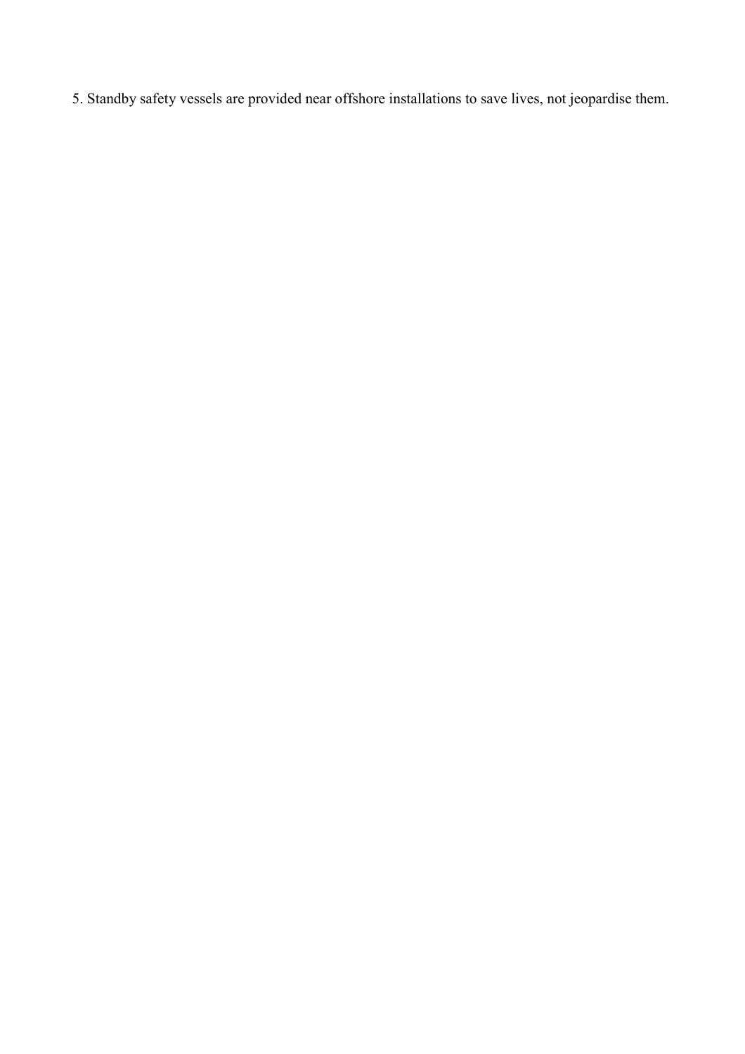5. Standby safety vessels are provided near offshore installations to save lives, not jeopardise them.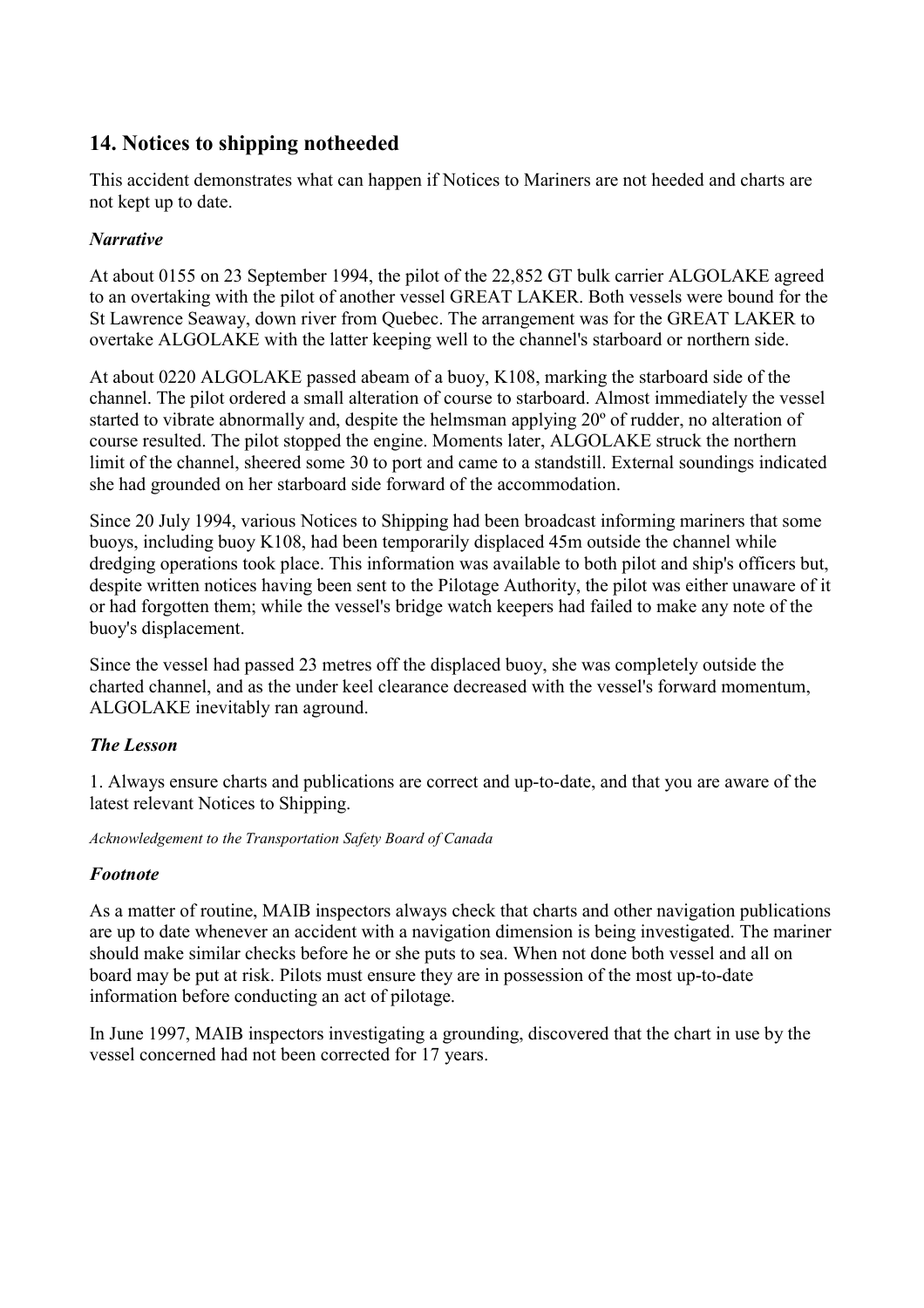## 14. Notices to shipping notheeded

This accident demonstrates what can happen if Notices to Mariners are not heeded and charts are not kept up to date.

### *Narrative*

At about 0155 on 23 September 1994, the pilot of the 22,852 GT bulk carrier ALGOLAKE agreed to an overtaking with the pilot of another vessel GREAT LAKER. Both vessels were bound for the St Lawrence Seaway, down river from Quebec. The arrangement was for the GREAT LAKER to overtake ALGOLAKE with the latter keeping well to the channel's starboard or northern side.

At about 0220 ALGOLAKE passed abeam of a buoy, K108, marking the starboard side of the channel. The pilot ordered a small alteration of course to starboard. Almost immediately the vessel started to vibrate abnormally and, despite the helmsman applying 20º of rudder, no alteration of course resulted. The pilot stopped the engine. Moments later, ALGOLAKE struck the northern limit of the channel, sheered some 30 to port and came to a standstill. External soundings indicated she had grounded on her starboard side forward of the accommodation.

Since 20 July 1994, various Notices to Shipping had been broadcast informing mariners that some buoys, including buoy K108, had been temporarily displaced 45m outside the channel while dredging operations took place. This information was available to both pilot and ship's officers but, despite written notices having been sent to the Pilotage Authority, the pilot was either unaware of it or had forgotten them; while the vessel's bridge watch keepers had failed to make any note of the buoy's displacement.

Since the vessel had passed 23 metres off the displaced buoy, she was completely outside the charted channel, and as the under keel clearance decreased with the vessel's forward momentum, ALGOLAKE inevitably ran aground.

### *The Lesson*

1. Always ensure charts and publications are correct and up-to-date, and that you are aware of the latest relevant Notices to Shipping.

*Acknowledgement to the Transportation Safety Board of Canada*

### *Footnote*

As a matter of routine, MAIB inspectors always check that charts and other navigation publications are up to date whenever an accident with a navigation dimension is being investigated. The mariner should make similar checks before he or she puts to sea. When not done both vessel and all on board may be put at risk. Pilots must ensure they are in possession of the most up-to-date information before conducting an act of pilotage.

In June 1997, MAIB inspectors investigating a grounding, discovered that the chart in use by the vessel concerned had not been corrected for 17 years.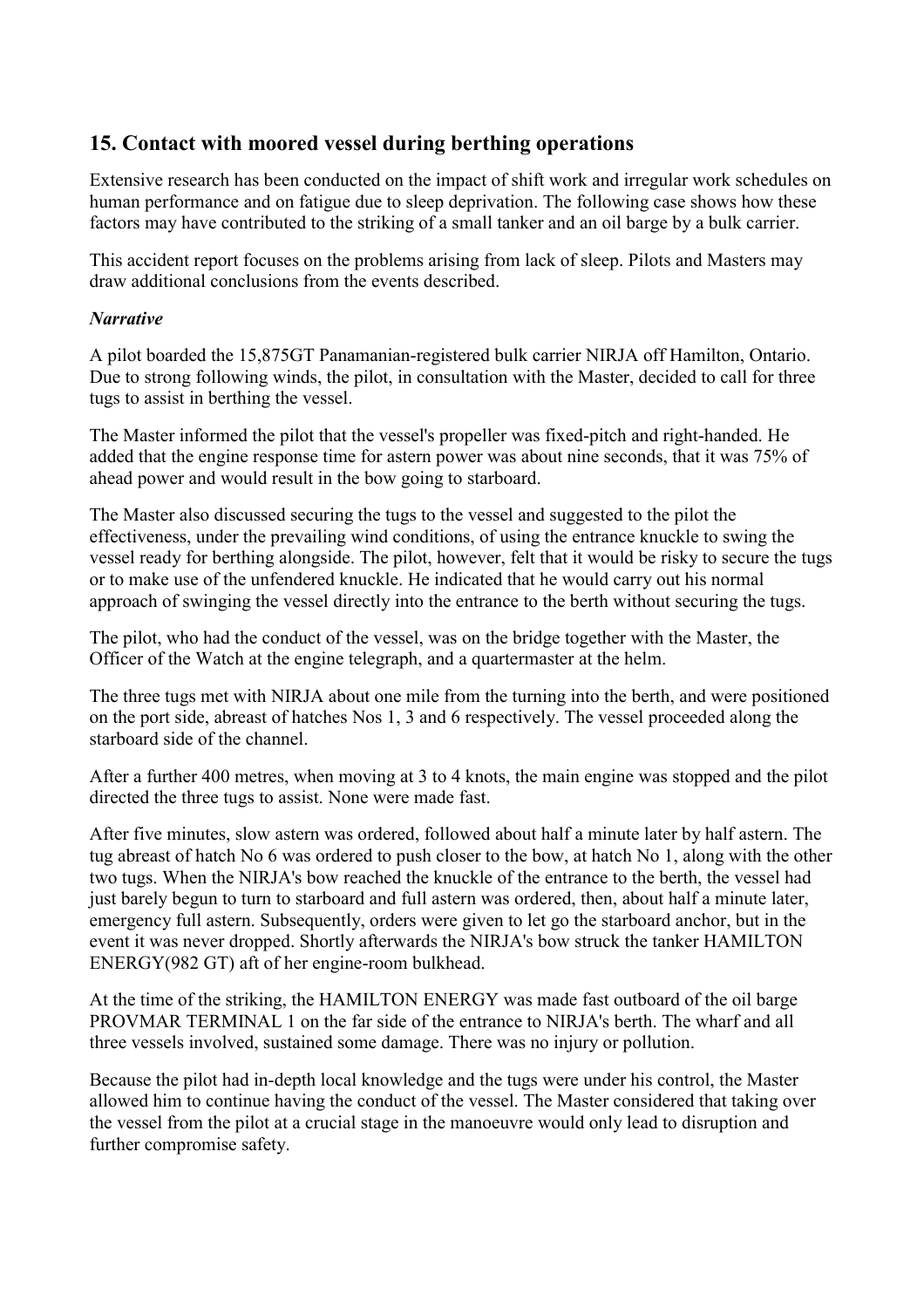## 15. Contact with moored vessel during berthing operations

Extensive research has been conducted on the impact of shift work and irregular work schedules on human performance and on fatigue due to sleep deprivation. The following case shows how these factors may have contributed to the striking of a small tanker and an oil barge by a bulk carrier.

This accident report focuses on the problems arising from lack of sleep. Pilots and Masters may draw additional conclusions from the events described.

***Narrative***

A pilot boarded the 15,875GT Panamanian-registered bulk carrier NIRJA off Hamilton, Ontario. Due to strong following winds, the pilot, in consultation with the Master, decided to call for three tugs to assist in berthing the vessel.

The Master informed the pilot that the vessel's propeller was fixed-pitch and right-handed. He added that the engine response time for astern power was about nine seconds, that it was 75% of ahead power and would result in the bow going to starboard.

The Master also discussed securing the tugs to the vessel and suggested to the pilot the effectiveness, under the prevailing wind conditions, of using the entrance knuckle to swing the vessel ready for berthing alongside. The pilot, however, felt that it would be risky to secure the tugs or to make use of the unfendered knuckle. He indicated that he would carry out his normal approach of swinging the vessel directly into the entrance to the berth without securing the tugs.

The pilot, who had the conduct of the vessel, was on the bridge together with the Master, the Officer of the Watch at the engine telegraph, and a quartermaster at the helm.

The three tugs met with NIRJA about one mile from the turning into the berth, and were positioned on the port side, abreast of hatches Nos 1, 3 and 6 respectively. The vessel proceeded along the starboard side of the channel.

After a further 400 metres, when moving at 3 to 4 knots, the main engine was stopped and the pilot directed the three tugs to assist. None were made fast.

After five minutes, slow astern was ordered, followed about half a minute later by half astern. The tug abreast of hatch No 6 was ordered to push closer to the bow, at hatch No 1, along with the other two tugs. When the NIRJA's bow reached the knuckle of the entrance to the berth, the vessel had just barely begun to turn to starboard and full astern was ordered, then, about half a minute later, emergency full astern. Subsequently, orders were given to let go the starboard anchor, but in the event it was never dropped. Shortly afterwards the NIRJA's bow struck the tanker HAMILTON ENERGY(982 GT) aft of her engine-room bulkhead.

At the time of the striking, the HAMILTON ENERGY was made fast outboard of the oil barge PROVMAR TERMINAL 1 on the far side of the entrance to NIRJA's berth. The wharf and all three vessels involved, sustained some damage. There was no injury or pollution.

Because the pilot had in-depth local knowledge and the tugs were under his control, the Master allowed him to continue having the conduct of the vessel. The Master considered that taking over the vessel from the pilot at a crucial stage in the manoeuvre would only lead to disruption and further compromise safety.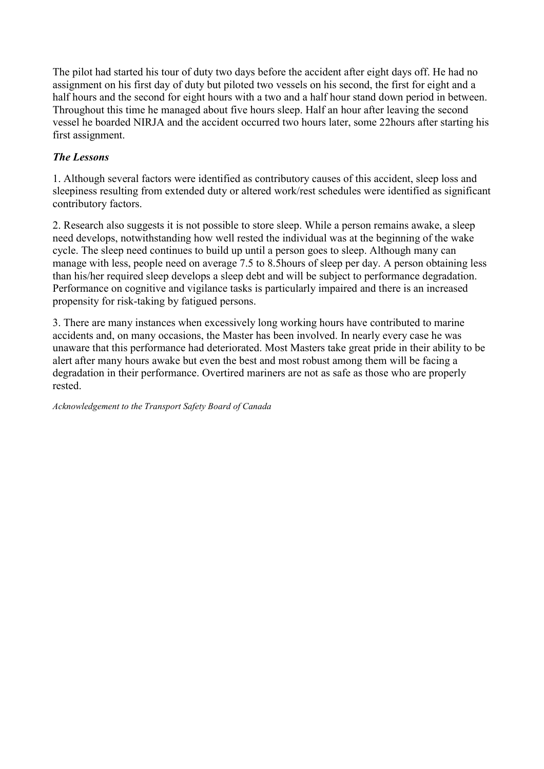The pilot had started his tour of duty two days before the accident after eight days off. He had no assignment on his first day of duty but piloted two vessels on his second, the first for eight and a half hours and the second for eight hours with a two and a half hour stand down period in between. Throughout this time he managed about five hours sleep. Half an hour after leaving the second vessel he boarded NIRJA and the accident occurred two hours later, some 22hours after starting his first assignment.

***The Lessons***

1. Although several factors were identified as contributory causes of this accident, sleep loss and sleepiness resulting from extended duty or altered work/rest schedules were identified as significant contributory factors.

2. Research also suggests it is not possible to store sleep. While a person remains awake, a sleep need develops, notwithstanding how well rested the individual was at the beginning of the wake cycle. The sleep need continues to build up until a person goes to sleep. Although many can manage with less, people need on average 7.5 to 8.5hours of sleep per day. A person obtaining less than his/her required sleep develops a sleep debt and will be subject to performance degradation. Performance on cognitive and vigilance tasks is particularly impaired and there is an increased propensity for risk-taking by fatigued persons.

3. There are many instances when excessively long working hours have contributed to marine accidents and, on many occasions, the Master has been involved. In nearly every case he was unaware that this performance had deteriorated. Most Masters take great pride in their ability to be alert after many hours awake but even the best and most robust among them will be facing a degradation in their performance. Overtired mariners are not as safe as those who are properly rested.

*Acknowledgement to the Transport Safety Board of Canada*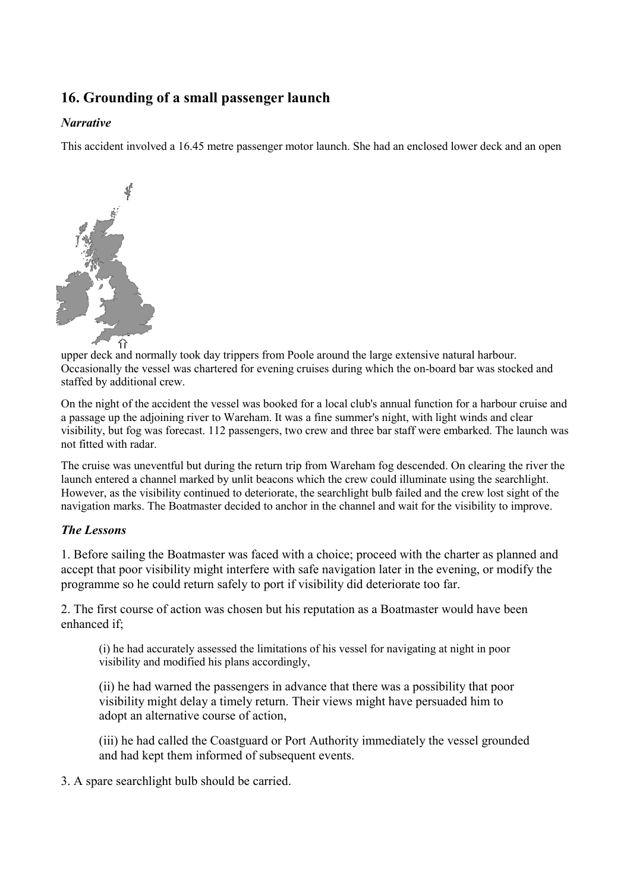## 16. Grounding of a small passenger launch

### *Narrative*

This accident involved a 16.45 metre passenger motor launch. She had an enclosed lower deck and an open upper deck and normally took day trippers from Poole around the large extensive natural harbour. Occasionally the vessel was chartered for evening cruises during which the on-board bar was stocked and staffed by additional crew.

On the night of the accident the vessel was booked for a local club's annual function for a harbour cruise and a passage up the adjoining river to Wareham. It was a fine summer's night, with light winds and clear visibility, but fog was forecast. 112 passengers, two crew and three bar staff were embarked. The launch was not fitted with radar.

The cruise was uneventful but during the return trip from Wareham fog descended. On clearing the river the launch entered a channel marked by unlit beacons which the crew could illuminate using the searchlight. However, as the visibility continued to deteriorate, the searchlight bulb failed and the crew lost sight of the navigation marks. The Boatmaster decided to anchor in the channel and wait for the visibility to improve.

### *The Lessons*

1. Before sailing the Boatmaster was faced with a choice; proceed with the charter as planned and accept that poor visibility might interfere with safe navigation later in the evening, or modify the programme so he could return safely to port if visibility did deteriorate too far.

2. The first course of action was chosen but his reputation as a Boatmaster would have been enhanced if;

   (i) he had accurately assessed the limitations of his vessel for navigating at night in poor visibility and modified his plans accordingly,

   (ii) he had warned the passengers in advance that there was a possibility that poor visibility might delay a timely return. Their views might have persuaded him to adopt an alternative course of action,

   (iii) he had called the Coastguard or Port Authority immediately the vessel grounded and had kept them informed of subsequent events.

3. A spare searchlight bulb should be carried.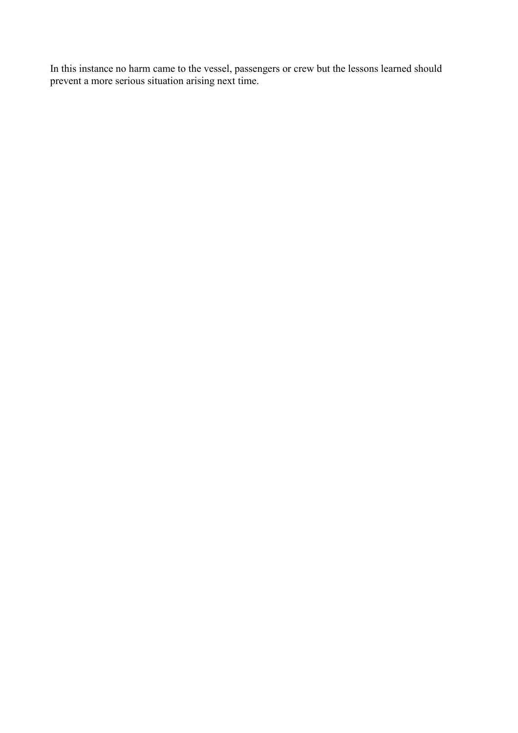In this instance no harm came to the vessel, passengers or crew but the lessons learned should prevent a more serious situation arising next time.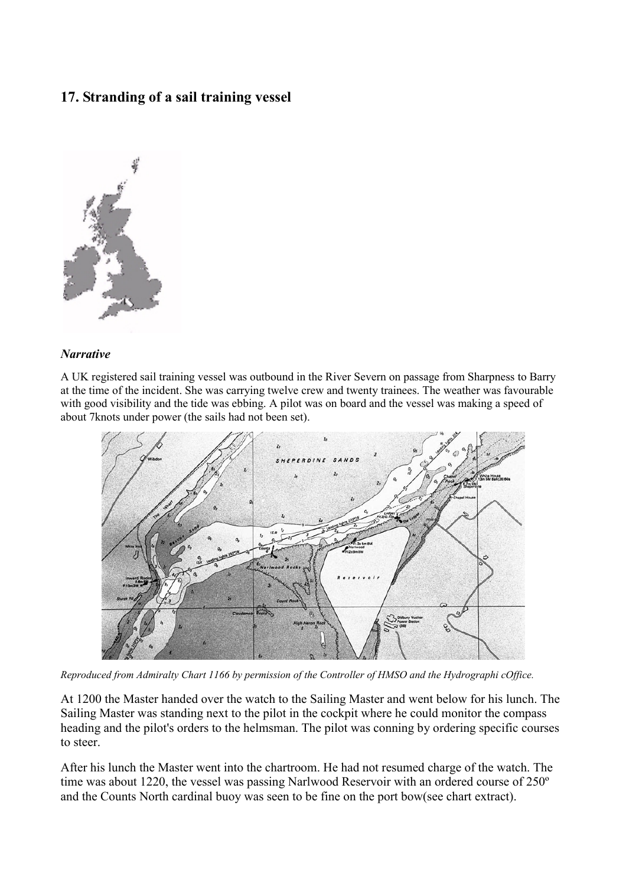## 17. Stranding of a sail training vessel

### *Narrative*

A UK registered sail training vessel was outbound in the River Severn on passage from Sharpness to Barry at the time of the incident. She was carrying twelve crew and twenty trainees. The weather was favourable with good visibility and the tide was ebbing. A pilot was on board and the vessel was making a speed of about 7knots under power (the sails had not been set).

*Reproduced from Admiralty Chart 1166 by permission of the Controller of HMSO and the Hydrographi cOffice.*

At 1200 the Master handed over the watch to the Sailing Master and went below for his lunch. The Sailing Master was standing next to the pilot in the cockpit where he could monitor the compass heading and the pilot's orders to the helmsman. The pilot was conning by ordering specific courses to steer.

After his lunch the Master went into the chartroom. He had not resumed charge of the watch. The time was about 1220, the vessel was passing Narlwood Reservoir with an ordered course of 250º and the Counts North cardinal buoy was seen to be fine on the port bow(see chart extract).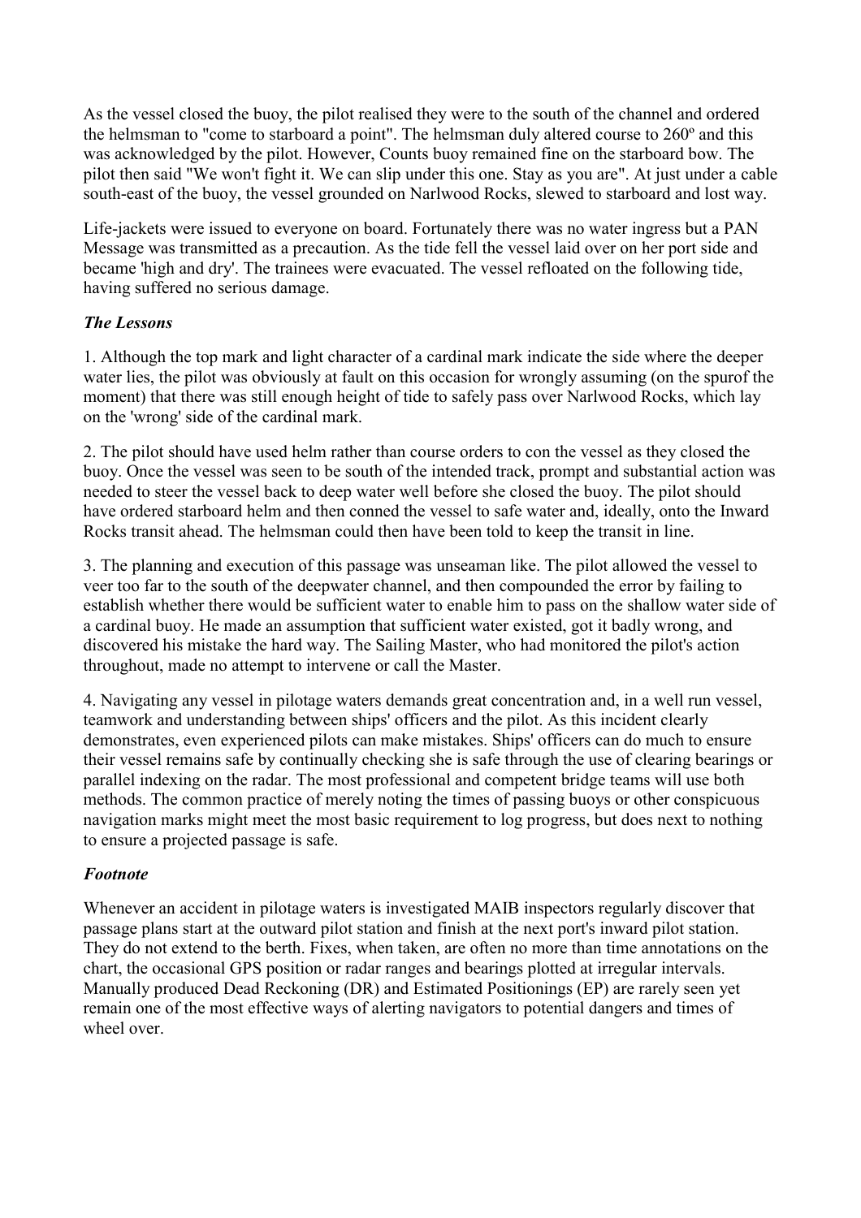As the vessel closed the buoy, the pilot realised they were to the south of the channel and ordered the helmsman to "come to starboard a point". The helmsman duly altered course to 260º and this was acknowledged by the pilot. However, Counts buoy remained fine on the starboard bow. The pilot then said "We won't fight it. We can slip under this one. Stay as you are". At just under a cable south-east of the buoy, the vessel grounded on Narlwood Rocks, slewed to starboard and lost way.

Life-jackets were issued to everyone on board. Fortunately there was no water ingress but a PAN Message was transmitted as a precaution. As the tide fell the vessel laid over on her port side and became 'high and dry'. The trainees were evacuated. The vessel refloated on the following tide, having suffered no serious damage.

### *The Lessons*

1. Although the top mark and light character of a cardinal mark indicate the side where the deeper water lies, the pilot was obviously at fault on this occasion for wrongly assuming (on the spurof the moment) that there was still enough height of tide to safely pass over Narlwood Rocks, which lay on the 'wrong' side of the cardinal mark.

2. The pilot should have used helm rather than course orders to con the vessel as they closed the buoy. Once the vessel was seen to be south of the intended track, prompt and substantial action was needed to steer the vessel back to deep water well before she closed the buoy. The pilot should have ordered starboard helm and then conned the vessel to safe water and, ideally, onto the Inward Rocks transit ahead. The helmsman could then have been told to keep the transit in line.

3. The planning and execution of this passage was unseaman like. The pilot allowed the vessel to veer too far to the south of the deepwater channel, and then compounded the error by failing to establish whether there would be sufficient water to enable him to pass on the shallow water side of a cardinal buoy. He made an assumption that sufficient water existed, got it badly wrong, and discovered his mistake the hard way. The Sailing Master, who had monitored the pilot's action throughout, made no attempt to intervene or call the Master.

4. Navigating any vessel in pilotage waters demands great concentration and, in a well run vessel, teamwork and understanding between ships' officers and the pilot. As this incident clearly demonstrates, even experienced pilots can make mistakes. Ships' officers can do much to ensure their vessel remains safe by continually checking she is safe through the use of clearing bearings or parallel indexing on the radar. The most professional and competent bridge teams will use both methods. The common practice of merely noting the times of passing buoys or other conspicuous navigation marks might meet the most basic requirement to log progress, but does next to nothing to ensure a projected passage is safe.

### *Footnote*

Whenever an accident in pilotage waters is investigated MAIB inspectors regularly discover that passage plans start at the outward pilot station and finish at the next port's inward pilot station. They do not extend to the berth. Fixes, when taken, are often no more than time annotations on the chart, the occasional GPS position or radar ranges and bearings plotted at irregular intervals. Manually produced Dead Reckoning (DR) and Estimated Positionings (EP) are rarely seen yet remain one of the most effective ways of alerting navigators to potential dangers and times of wheel over.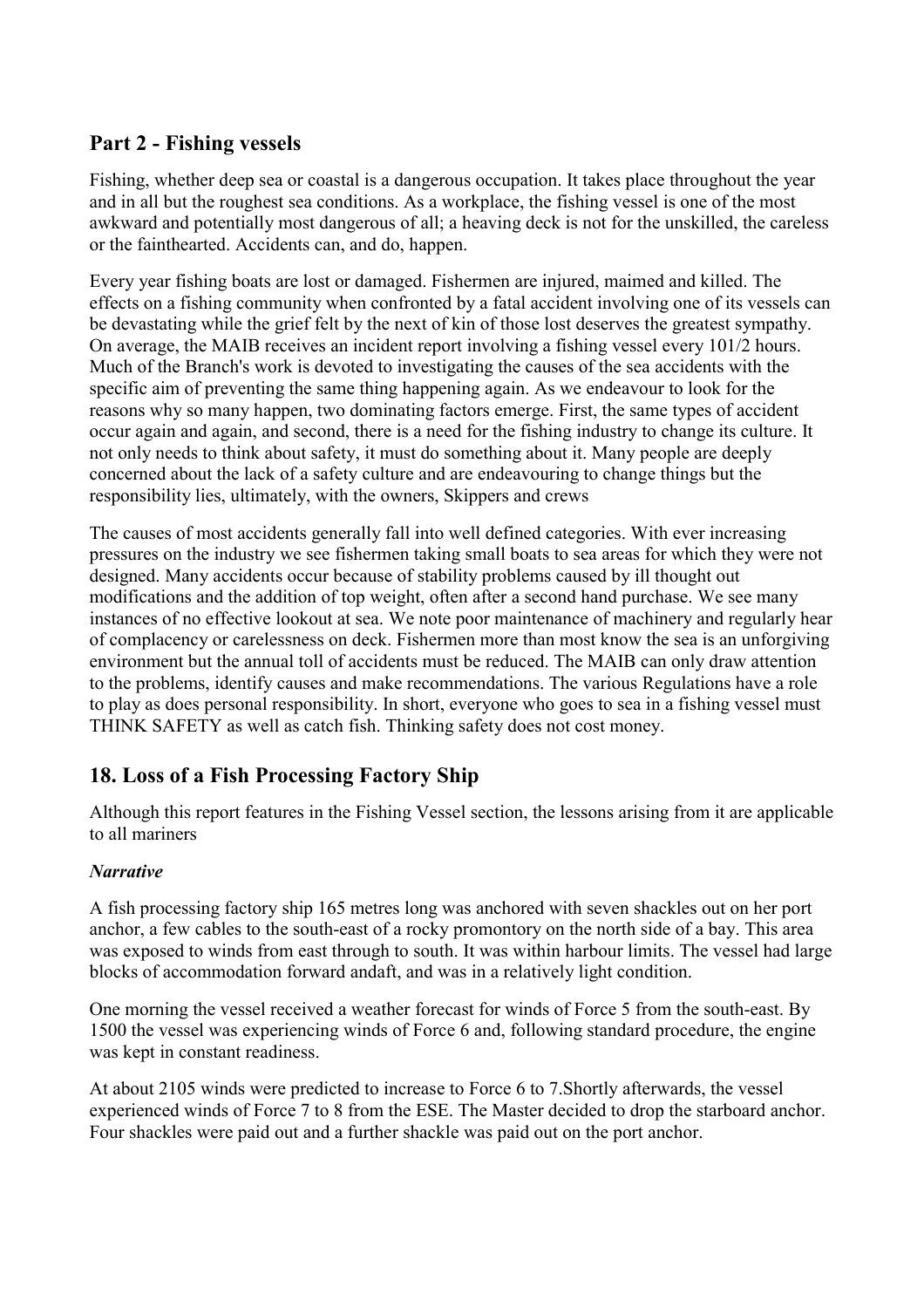## Part 2 - Fishing vessels

Fishing, whether deep sea or coastal is a dangerous occupation. It takes place throughout the year and in all but the roughest sea conditions. As a workplace, the fishing vessel is one of the most awkward and potentially most dangerous of all; a heaving deck is not for the unskilled, the careless or the fainthearted. Accidents can, and do, happen.

Every year fishing boats are lost or damaged. Fishermen are injured, maimed and killed. The effects on a fishing community when confronted by a fatal accident involving one of its vessels can be devastating while the grief felt by the next of kin of those lost deserves the greatest sympathy. On average, the MAIB receives an incident report involving a fishing vessel every 101/2 hours. Much of the Branch's work is devoted to investigating the causes of the sea accidents with the specific aim of preventing the same thing happening again. As we endeavour to look for the reasons why so many happen, two dominating factors emerge. First, the same types of accident occur again and again, and second, there is a need for the fishing industry to change its culture. It not only needs to think about safety, it must do something about it. Many people are deeply concerned about the lack of a safety culture and are endeavouring to change things but the responsibility lies, ultimately, with the owners, Skippers and crews

The causes of most accidents generally fall into well defined categories. With ever increasing pressures on the industry we see fishermen taking small boats to sea areas for which they were not designed. Many accidents occur because of stability problems caused by ill thought out modifications and the addition of top weight, often after a second hand purchase. We see many instances of no effective lookout at sea. We note poor maintenance of machinery and regularly hear of complacency or carelessness on deck. Fishermen more than most know the sea is an unforgiving environment but the annual toll of accidents must be reduced. The MAIB can only draw attention to the problems, identify causes and make recommendations. The various Regulations have a role to play as does personal responsibility. In short, everyone who goes to sea in a fishing vessel must THINK SAFETY as well as catch fish. Thinking safety does not cost money.

## 18. Loss of a Fish Processing Factory Ship

Although this report features in the Fishing Vessel section, the lessons arising from it are applicable to all mariners

### *Narrative*

A fish processing factory ship 165 metres long was anchored with seven shackles out on her port anchor, a few cables to the south-east of a rocky promontory on the north side of a bay. This area was exposed to winds from east through to south. It was within harbour limits. The vessel had large blocks of accommodation forward andaft, and was in a relatively light condition.

One morning the vessel received a weather forecast for winds of Force 5 from the south-east. By 1500 the vessel was experiencing winds of Force 6 and, following standard procedure, the engine was kept in constant readiness.

At about 2105 winds were predicted to increase to Force 6 to 7.Shortly afterwards, the vessel experienced winds of Force 7 to 8 from the ESE. The Master decided to drop the starboard anchor. Four shackles were paid out and a further shackle was paid out on the port anchor.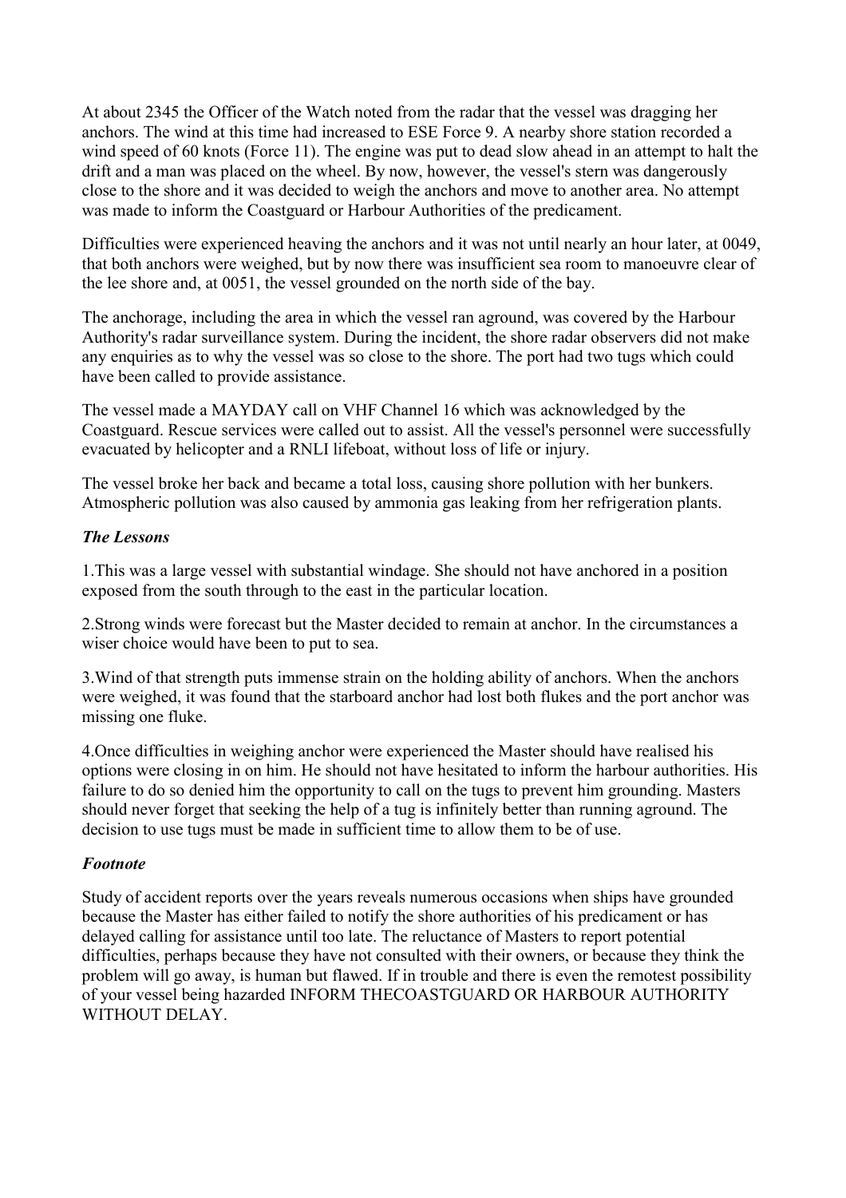At about 2345 the Officer of the Watch noted from the radar that the vessel was dragging her anchors. The wind at this time had increased to ESE Force 9. A nearby shore station recorded a wind speed of 60 knots (Force 11). The engine was put to dead slow ahead in an attempt to halt the drift and a man was placed on the wheel. By now, however, the vessel's stern was dangerously close to the shore and it was decided to weigh the anchors and move to another area. No attempt was made to inform the Coastguard or Harbour Authorities of the predicament.

Difficulties were experienced heaving the anchors and it was not until nearly an hour later, at 0049, that both anchors were weighed, but by now there was insufficient sea room to manoeuvre clear of the lee shore and, at 0051, the vessel grounded on the north side of the bay.

The anchorage, including the area in which the vessel ran aground, was covered by the Harbour Authority's radar surveillance system. During the incident, the shore radar observers did not make any enquiries as to why the vessel was so close to the shore. The port had two tugs which could have been called to provide assistance.

The vessel made a MAYDAY call on VHF Channel 16 which was acknowledged by the Coastguard. Rescue services were called out to assist. All the vessel's personnel were successfully evacuated by helicopter and a RNLI lifeboat, without loss of life or injury.

The vessel broke her back and became a total loss, causing shore pollution with her bunkers. Atmospheric pollution was also caused by ammonia gas leaking from her refrigeration plants.

### *The Lessons*

1.This was a large vessel with substantial windage. She should not have anchored in a position exposed from the south through to the east in the particular location.

2.Strong winds were forecast but the Master decided to remain at anchor. In the circumstances a wiser choice would have been to put to sea.

3.Wind of that strength puts immense strain on the holding ability of anchors. When the anchors were weighed, it was found that the starboard anchor had lost both flukes and the port anchor was missing one fluke.

4.Once difficulties in weighing anchor were experienced the Master should have realised his options were closing in on him. He should not have hesitated to inform the harbour authorities. His failure to do so denied him the opportunity to call on the tugs to prevent him grounding. Masters should never forget that seeking the help of a tug is infinitely better than running aground. The decision to use tugs must be made in sufficient time to allow them to be of use.

### *Footnote*

Study of accident reports over the years reveals numerous occasions when ships have grounded because the Master has either failed to notify the shore authorities of his predicament or has delayed calling for assistance until too late. The reluctance of Masters to report potential difficulties, perhaps because they have not consulted with their owners, or because they think the problem will go away, is human but flawed. If in trouble and there is even the remotest possibility of your vessel being hazarded INFORM THECOASTGUARD OR HARBOUR AUTHORITY WITHOUT DELAY.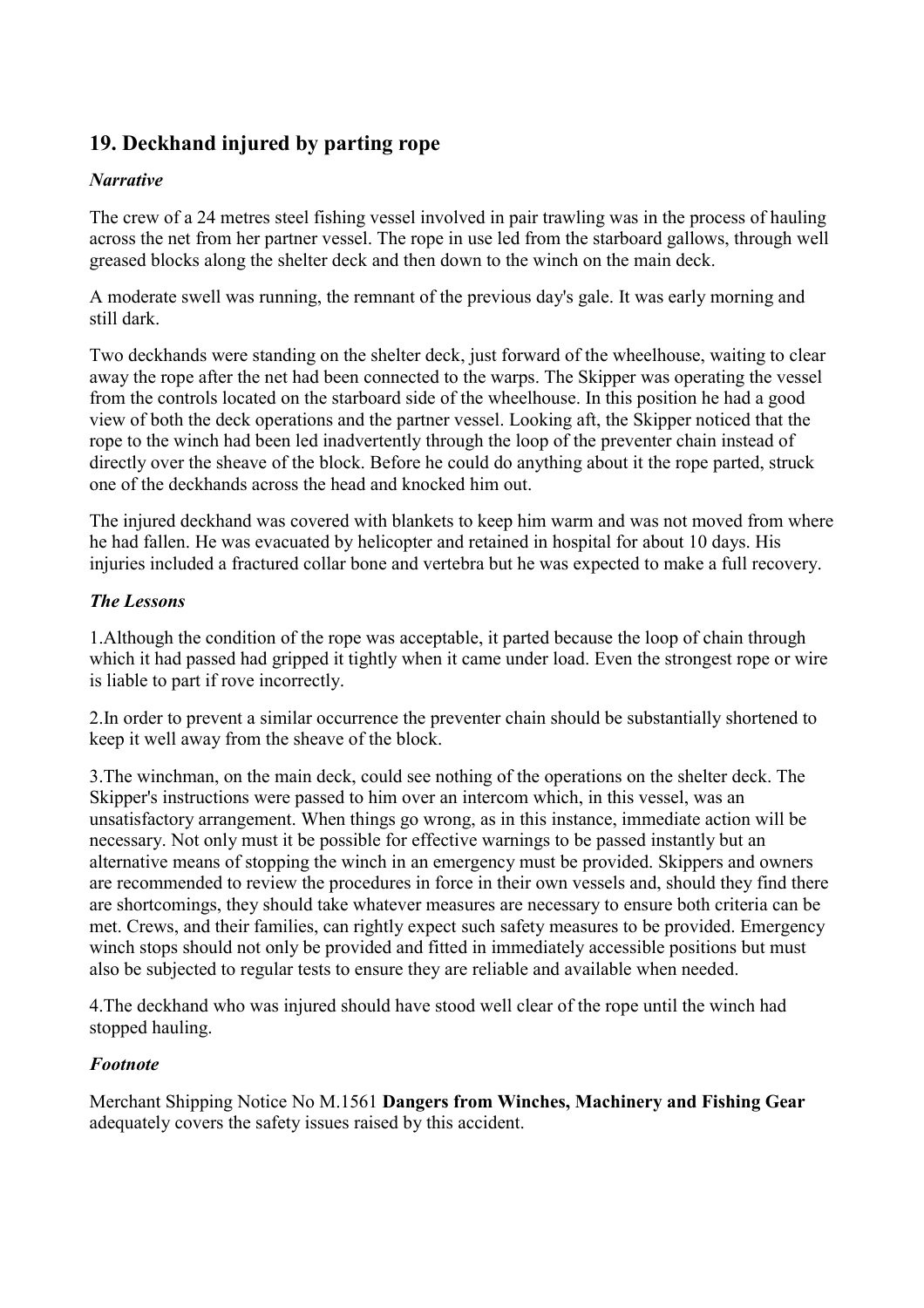## 19. Deckhand injured by parting rope

### *Narrative*

The crew of a 24 metres steel fishing vessel involved in pair trawling was in the process of hauling across the net from her partner vessel. The rope in use led from the starboard gallows, through well greased blocks along the shelter deck and then down to the winch on the main deck.

A moderate swell was running, the remnant of the previous day's gale. It was early morning and still dark.

Two deckhands were standing on the shelter deck, just forward of the wheelhouse, waiting to clear away the rope after the net had been connected to the warps. The Skipper was operating the vessel from the controls located on the starboard side of the wheelhouse. In this position he had a good view of both the deck operations and the partner vessel. Looking aft, the Skipper noticed that the rope to the winch had been led inadvertently through the loop of the preventer chain instead of directly over the sheave of the block. Before he could do anything about it the rope parted, struck one of the deckhands across the head and knocked him out.

The injured deckhand was covered with blankets to keep him warm and was not moved from where he had fallen. He was evacuated by helicopter and retained in hospital for about 10 days. His injuries included a fractured collar bone and vertebra but he was expected to make a full recovery.

### *The Lessons*

1.Although the condition of the rope was acceptable, it parted because the loop of chain through which it had passed had gripped it tightly when it came under load. Even the strongest rope or wire is liable to part if rove incorrectly.

2.In order to prevent a similar occurrence the preventer chain should be substantially shortened to keep it well away from the sheave of the block.

3.The winchman, on the main deck, could see nothing of the operations on the shelter deck. The Skipper's instructions were passed to him over an intercom which, in this vessel, was an unsatisfactory arrangement. When things go wrong, as in this instance, immediate action will be necessary. Not only must it be possible for effective warnings to be passed instantly but an alternative means of stopping the winch in an emergency must be provided. Skippers and owners are recommended to review the procedures in force in their own vessels and, should they find there are shortcomings, they should take whatever measures are necessary to ensure both criteria can be met. Crews, and their families, can rightly expect such safety measures to be provided. Emergency winch stops should not only be provided and fitted in immediately accessible positions but must also be subjected to regular tests to ensure they are reliable and available when needed.

4.The deckhand who was injured should have stood well clear of the rope until the winch had stopped hauling.

### *Footnote*

Merchant Shipping Notice No M.1561 **Dangers from Winches, Machinery and Fishing Gear** adequately covers the safety issues raised by this accident.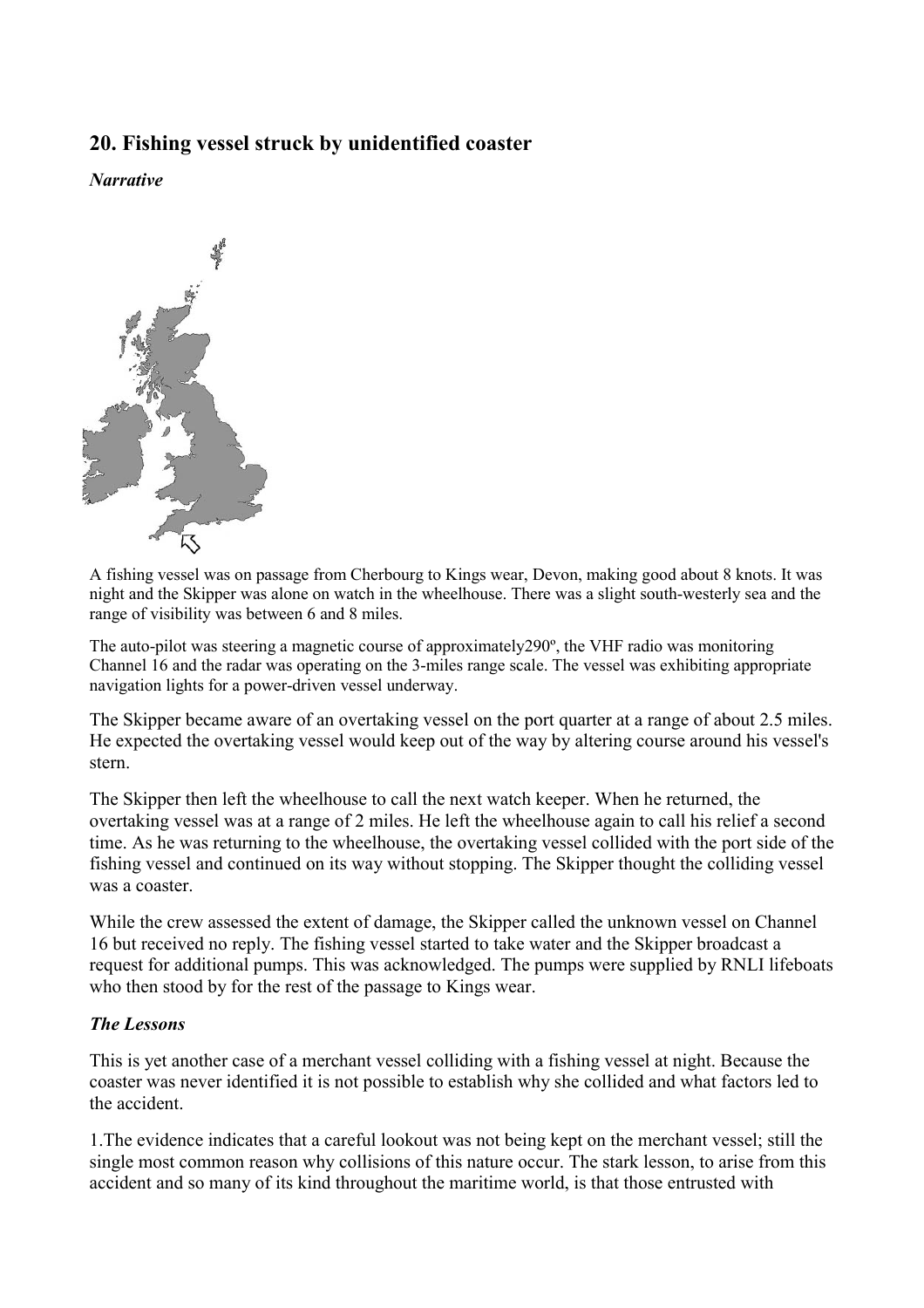## 20. Fishing vessel struck by unidentified coaster

***Narrative***

A fishing vessel was on passage from Cherbourg to Kings wear, Devon, making good about 8 knots. It was night and the Skipper was alone on watch in the wheelhouse. There was a slight south-westerly sea and the range of visibility was between 6 and 8 miles.

The auto-pilot was steering a magnetic course of approximately290º, the VHF radio was monitoring Channel 16 and the radar was operating on the 3-miles range scale. The vessel was exhibiting appropriate navigation lights for a power-driven vessel underway.

The Skipper became aware of an overtaking vessel on the port quarter at a range of about 2.5 miles. He expected the overtaking vessel would keep out of the way by altering course around his vessel's stern.

The Skipper then left the wheelhouse to call the next watch keeper. When he returned, the overtaking vessel was at a range of 2 miles. He left the wheelhouse again to call his relief a second time. As he was returning to the wheelhouse, the overtaking vessel collided with the port side of the fishing vessel and continued on its way without stopping. The Skipper thought the colliding vessel was a coaster.

While the crew assessed the extent of damage, the Skipper called the unknown vessel on Channel 16 but received no reply. The fishing vessel started to take water and the Skipper broadcast a request for additional pumps. This was acknowledged. The pumps were supplied by RNLI lifeboats who then stood by for the rest of the passage to Kings wear.

***The Lessons***

This is yet another case of a merchant vessel colliding with a fishing vessel at night. Because the coaster was never identified it is not possible to establish why she collided and what factors led to the accident.

1.The evidence indicates that a careful lookout was not being kept on the merchant vessel; still the single most common reason why collisions of this nature occur. The stark lesson, to arise from this accident and so many of its kind throughout the maritime world, is that those entrusted with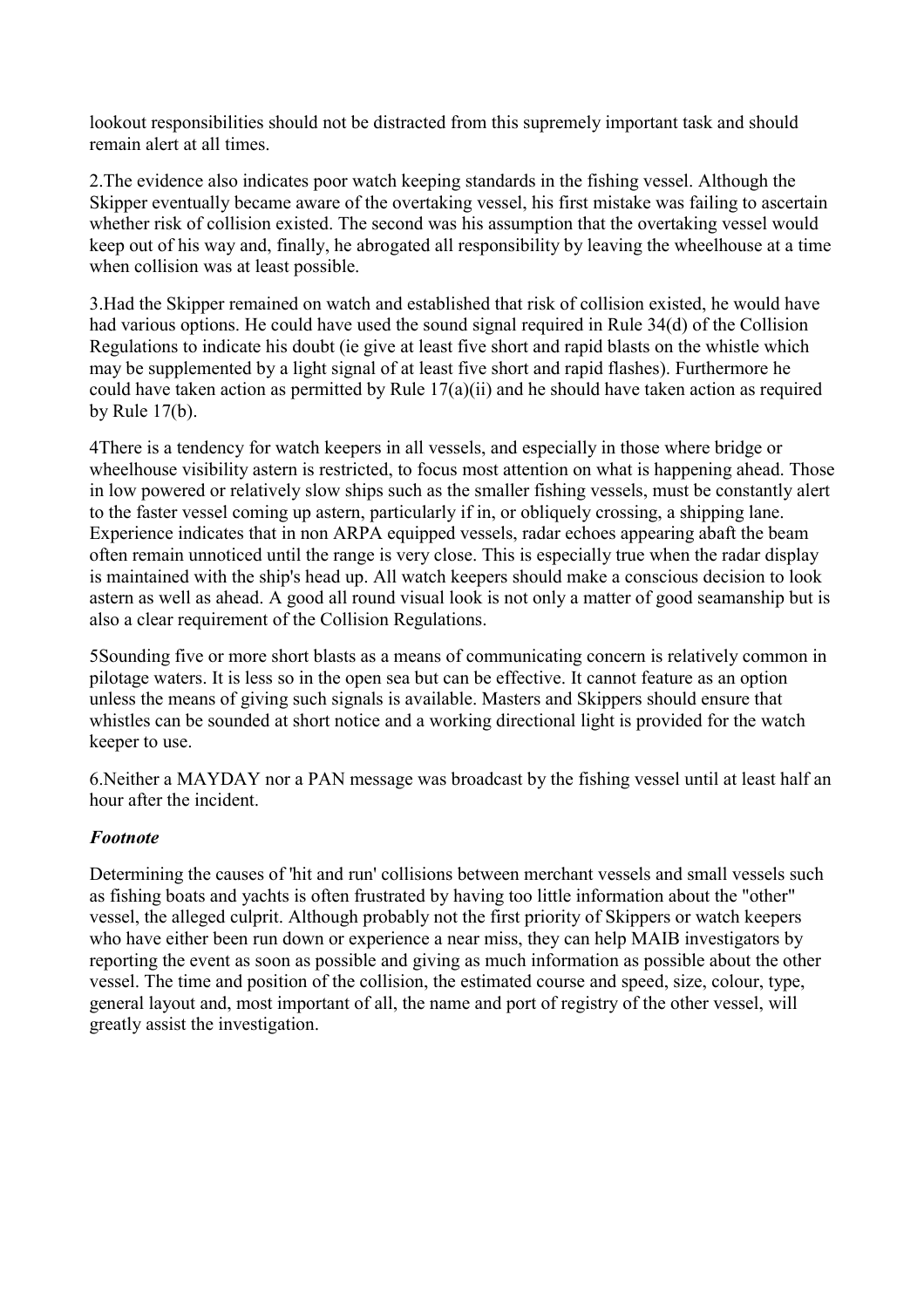lookout responsibilities should not be distracted from this supremely important task and should remain alert at all times.

2.The evidence also indicates poor watch keeping standards in the fishing vessel. Although the Skipper eventually became aware of the overtaking vessel, his first mistake was failing to ascertain whether risk of collision existed. The second was his assumption that the overtaking vessel would keep out of his way and, finally, he abrogated all responsibility by leaving the wheelhouse at a time when collision was at least possible.

3.Had the Skipper remained on watch and established that risk of collision existed, he would have had various options. He could have used the sound signal required in Rule 34(d) of the Collision Regulations to indicate his doubt (ie give at least five short and rapid blasts on the whistle which may be supplemented by a light signal of at least five short and rapid flashes). Furthermore he could have taken action as permitted by Rule 17(a)(ii) and he should have taken action as required by Rule 17(b).

4There is a tendency for watch keepers in all vessels, and especially in those where bridge or wheelhouse visibility astern is restricted, to focus most attention on what is happening ahead. Those in low powered or relatively slow ships such as the smaller fishing vessels, must be constantly alert to the faster vessel coming up astern, particularly if in, or obliquely crossing, a shipping lane. Experience indicates that in non ARPA equipped vessels, radar echoes appearing abaft the beam often remain unnoticed until the range is very close. This is especially true when the radar display is maintained with the ship's head up. All watch keepers should make a conscious decision to look astern as well as ahead. A good all round visual look is not only a matter of good seamanship but is also a clear requirement of the Collision Regulations.

5Sounding five or more short blasts as a means of communicating concern is relatively common in pilotage waters. It is less so in the open sea but can be effective. It cannot feature as an option unless the means of giving such signals is available. Masters and Skippers should ensure that whistles can be sounded at short notice and a working directional light is provided for the watch keeper to use.

6.Neither a MAYDAY nor a PAN message was broadcast by the fishing vessel until at least half an hour after the incident.

### *Footnote*

Determining the causes of 'hit and run' collisions between merchant vessels and small vessels such as fishing boats and yachts is often frustrated by having too little information about the "other" vessel, the alleged culprit. Although probably not the first priority of Skippers or watch keepers who have either been run down or experience a near miss, they can help MAIB investigators by reporting the event as soon as possible and giving as much information as possible about the other vessel. The time and position of the collision, the estimated course and speed, size, colour, type, general layout and, most important of all, the name and port of registry of the other vessel, will greatly assist the investigation.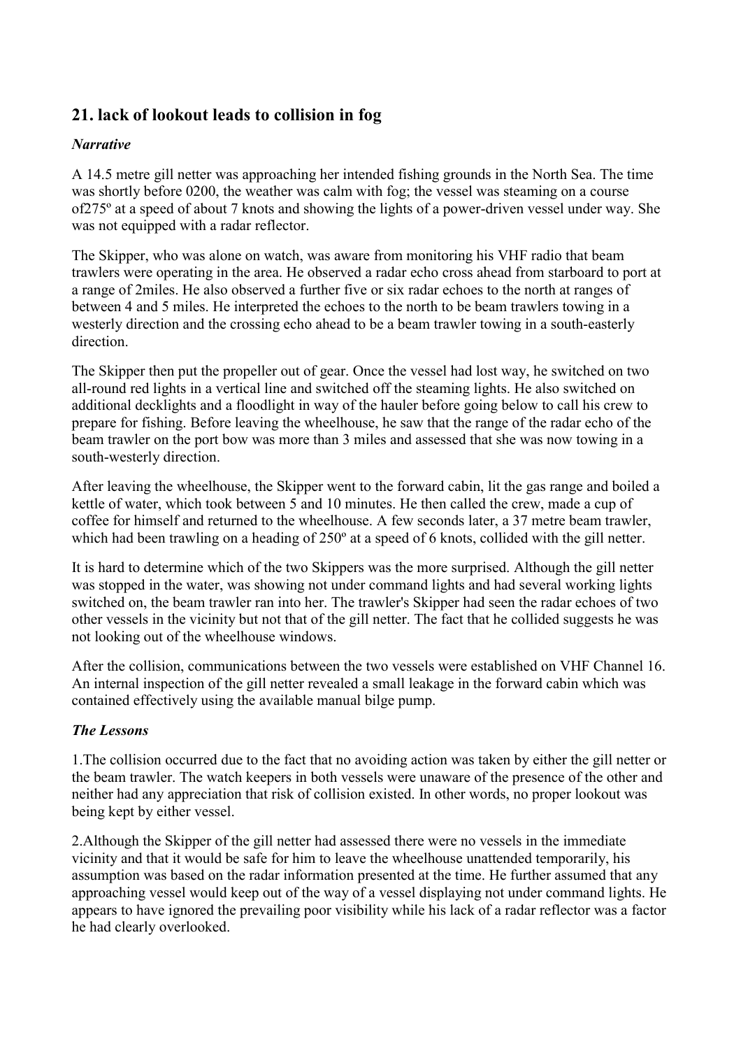## 21. lack of lookout leads to collision in fog

### *Narrative*

A 14.5 metre gill netter was approaching her intended fishing grounds in the North Sea. The time was shortly before 0200, the weather was calm with fog; the vessel was steaming on a course of275º at a speed of about 7 knots and showing the lights of a power-driven vessel under way. She was not equipped with a radar reflector.

The Skipper, who was alone on watch, was aware from monitoring his VHF radio that beam trawlers were operating in the area. He observed a radar echo cross ahead from starboard to port at a range of 2miles. He also observed a further five or six radar echoes to the north at ranges of between 4 and 5 miles. He interpreted the echoes to the north to be beam trawlers towing in a westerly direction and the crossing echo ahead to be a beam trawler towing in a south-easterly direction.

The Skipper then put the propeller out of gear. Once the vessel had lost way, he switched on two all-round red lights in a vertical line and switched off the steaming lights. He also switched on additional decklights and a floodlight in way of the hauler before going below to call his crew to prepare for fishing. Before leaving the wheelhouse, he saw that the range of the radar echo of the beam trawler on the port bow was more than 3 miles and assessed that she was now towing in a south-westerly direction.

After leaving the wheelhouse, the Skipper went to the forward cabin, lit the gas range and boiled a kettle of water, which took between 5 and 10 minutes. He then called the crew, made a cup of coffee for himself and returned to the wheelhouse. A few seconds later, a 37 metre beam trawler, which had been trawling on a heading of 250º at a speed of 6 knots, collided with the gill netter.

It is hard to determine which of the two Skippers was the more surprised. Although the gill netter was stopped in the water, was showing not under command lights and had several working lights switched on, the beam trawler ran into her. The trawler's Skipper had seen the radar echoes of two other vessels in the vicinity but not that of the gill netter. The fact that he collided suggests he was not looking out of the wheelhouse windows.

After the collision, communications between the two vessels were established on VHF Channel 16. An internal inspection of the gill netter revealed a small leakage in the forward cabin which was contained effectively using the available manual bilge pump.

### *The Lessons*

1.The collision occurred due to the fact that no avoiding action was taken by either the gill netter or the beam trawler. The watch keepers in both vessels were unaware of the presence of the other and neither had any appreciation that risk of collision existed. In other words, no proper lookout was being kept by either vessel.

2.Although the Skipper of the gill netter had assessed there were no vessels in the immediate vicinity and that it would be safe for him to leave the wheelhouse unattended temporarily, his assumption was based on the radar information presented at the time. He further assumed that any approaching vessel would keep out of the way of a vessel displaying not under command lights. He appears to have ignored the prevailing poor visibility while his lack of a radar reflector was a factor he had clearly overlooked.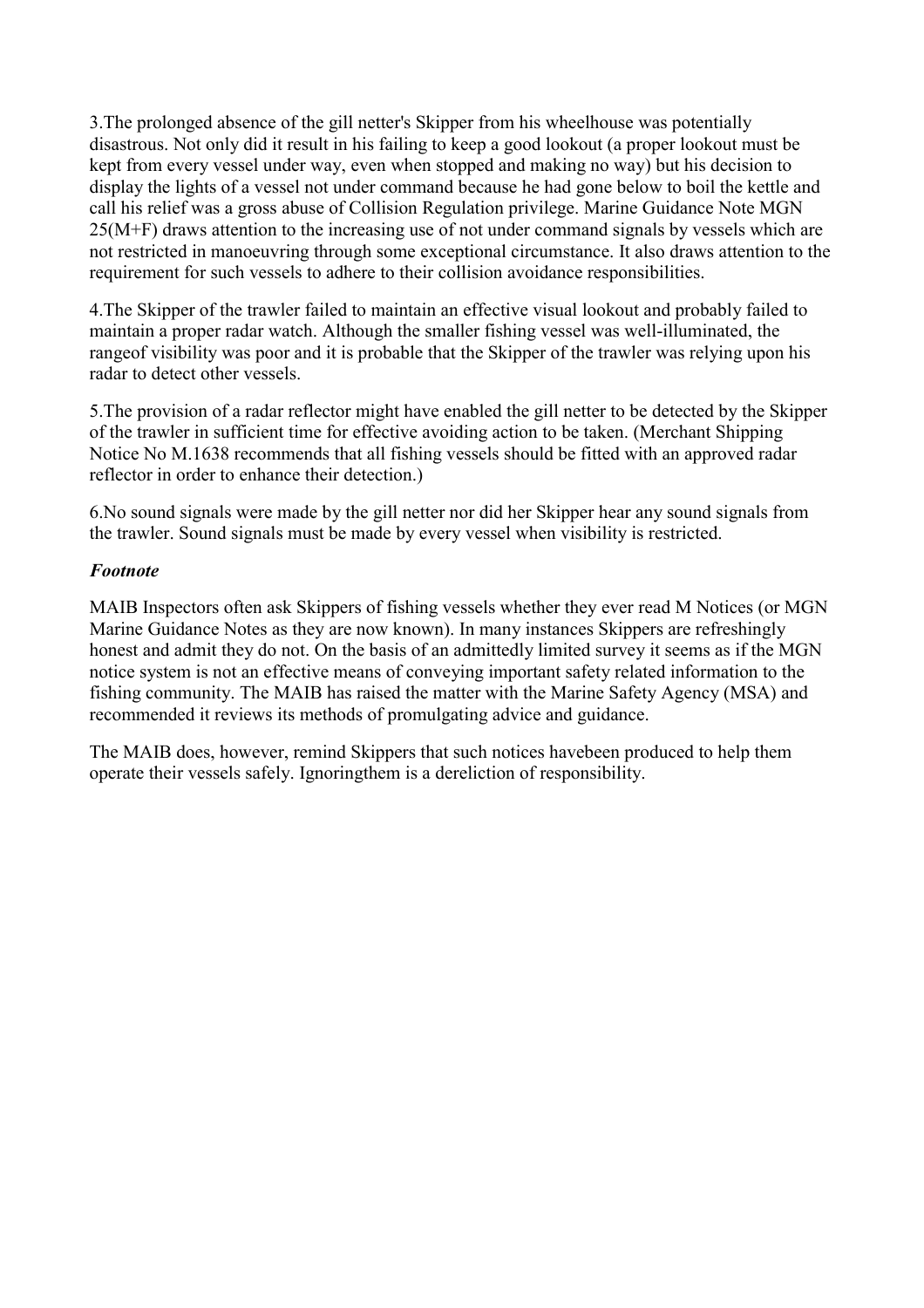3.The prolonged absence of the gill netter's Skipper from his wheelhouse was potentially disastrous. Not only did it result in his failing to keep a good lookout (a proper lookout must be kept from every vessel under way, even when stopped and making no way) but his decision to display the lights of a vessel not under command because he had gone below to boil the kettle and call his relief was a gross abuse of Collision Regulation privilege. Marine Guidance Note MGN 25(M+F) draws attention to the increasing use of not under command signals by vessels which are not restricted in manoeuvring through some exceptional circumstance. It also draws attention to the requirement for such vessels to adhere to their collision avoidance responsibilities.

4.The Skipper of the trawler failed to maintain an effective visual lookout and probably failed to maintain a proper radar watch. Although the smaller fishing vessel was well-illuminated, the rangeof visibility was poor and it is probable that the Skipper of the trawler was relying upon his radar to detect other vessels.

5.The provision of a radar reflector might have enabled the gill netter to be detected by the Skipper of the trawler in sufficient time for effective avoiding action to be taken. (Merchant Shipping Notice No M.1638 recommends that all fishing vessels should be fitted with an approved radar reflector in order to enhance their detection.)

6.No sound signals were made by the gill netter nor did her Skipper hear any sound signals from the trawler. Sound signals must be made by every vessel when visibility is restricted.

***Footnote***

MAIB Inspectors often ask Skippers of fishing vessels whether they ever read M Notices (or MGN Marine Guidance Notes as they are now known). In many instances Skippers are refreshingly honest and admit they do not. On the basis of an admittedly limited survey it seems as if the MGN notice system is not an effective means of conveying important safety related information to the fishing community. The MAIB has raised the matter with the Marine Safety Agency (MSA) and recommended it reviews its methods of promulgating advice and guidance.

The MAIB does, however, remind Skippers that such notices havebeen produced to help them operate their vessels safely. Ignoringthem is a dereliction of responsibility.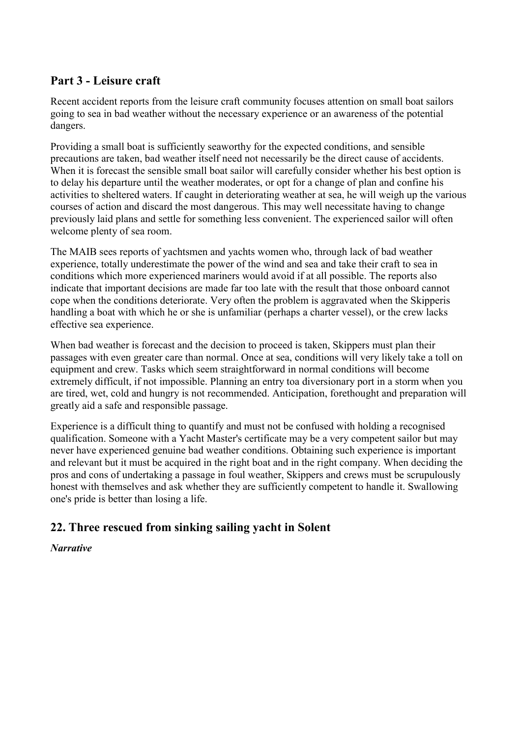## Part 3 - Leisure craft

Recent accident reports from the leisure craft community focuses attention on small boat sailors going to sea in bad weather without the necessary experience or an awareness of the potential dangers.

Providing a small boat is sufficiently seaworthy for the expected conditions, and sensible precautions are taken, bad weather itself need not necessarily be the direct cause of accidents. When it is forecast the sensible small boat sailor will carefully consider whether his best option is to delay his departure until the weather moderates, or opt for a change of plan and confine his activities to sheltered waters. If caught in deteriorating weather at sea, he will weigh up the various courses of action and discard the most dangerous. This may well necessitate having to change previously laid plans and settle for something less convenient. The experienced sailor will often welcome plenty of sea room.

The MAIB sees reports of yachtsmen and yachts women who, through lack of bad weather experience, totally underestimate the power of the wind and sea and take their craft to sea in conditions which more experienced mariners would avoid if at all possible. The reports also indicate that important decisions are made far too late with the result that those onboard cannot cope when the conditions deteriorate. Very often the problem is aggravated when the Skipperis handling a boat with which he or she is unfamiliar (perhaps a charter vessel), or the crew lacks effective sea experience.

When bad weather is forecast and the decision to proceed is taken, Skippers must plan their passages with even greater care than normal. Once at sea, conditions will very likely take a toll on equipment and crew. Tasks which seem straightforward in normal conditions will become extremely difficult, if not impossible. Planning an entry toa diversionary port in a storm when you are tired, wet, cold and hungry is not recommended. Anticipation, forethought and preparation will greatly aid a safe and responsible passage.

Experience is a difficult thing to quantify and must not be confused with holding a recognised qualification. Someone with a Yacht Master's certificate may be a very competent sailor but may never have experienced genuine bad weather conditions. Obtaining such experience is important and relevant but it must be acquired in the right boat and in the right company. When deciding the pros and cons of undertaking a passage in foul weather, Skippers and crews must be scrupulously honest with themselves and ask whether they are sufficiently competent to handle it. Swallowing one's pride is better than losing a life.

## 22. Three rescued from sinking sailing yacht in Solent

***Narrative***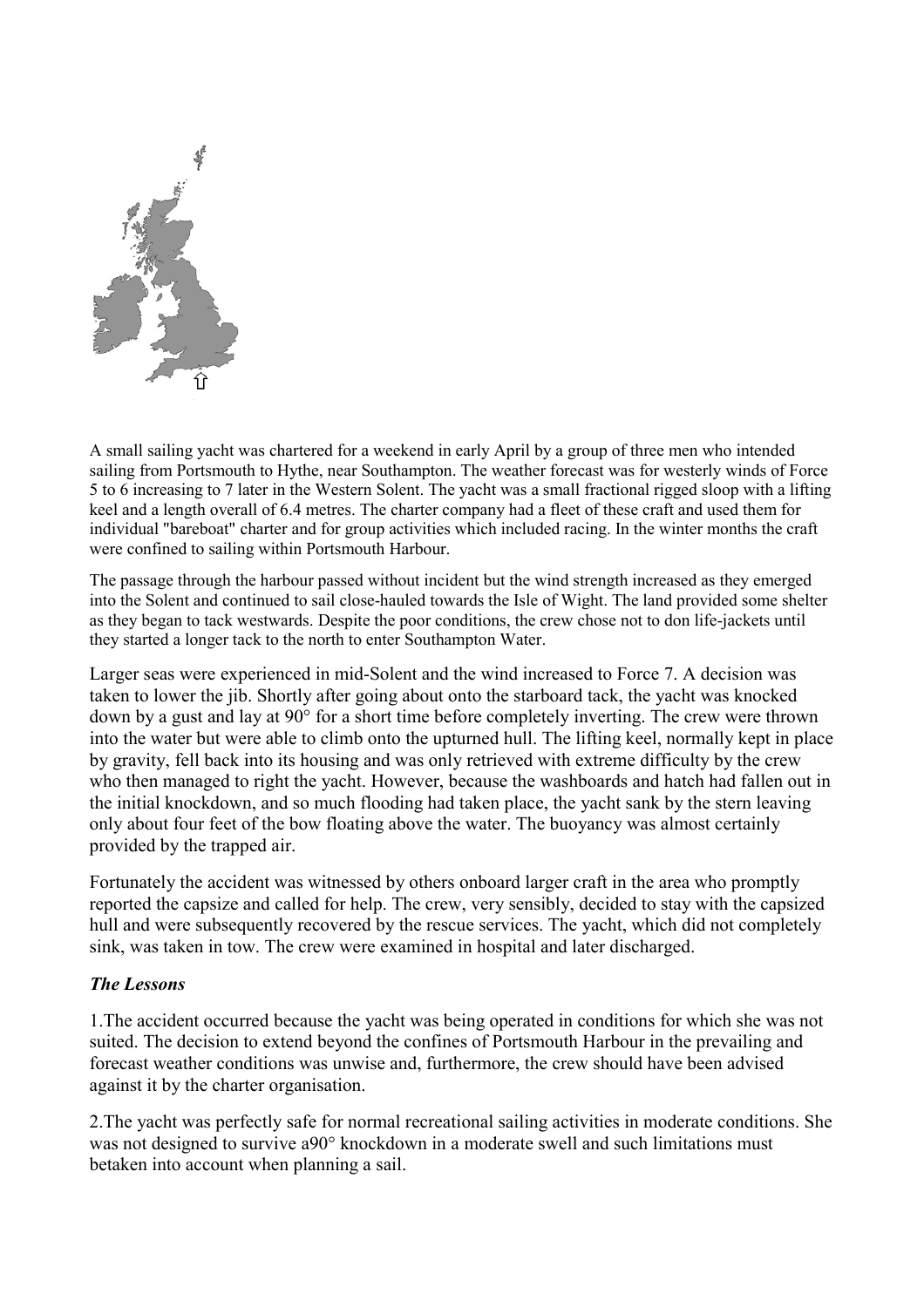A small sailing yacht was chartered for a weekend in early April by a group of three men who intended sailing from Portsmouth to Hythe, near Southampton. The weather forecast was for westerly winds of Force 5 to 6 increasing to 7 later in the Western Solent. The yacht was a small fractional rigged sloop with a lifting keel and a length overall of 6.4 metres. The charter company had a fleet of these craft and used them for individual "bareboat" charter and for group activities which included racing. In the winter months the craft were confined to sailing within Portsmouth Harbour.

The passage through the harbour passed without incident but the wind strength increased as they emerged into the Solent and continued to sail close-hauled towards the Isle of Wight. The land provided some shelter as they began to tack westwards. Despite the poor conditions, the crew chose not to don life-jackets until they started a longer tack to the north to enter Southampton Water.

Larger seas were experienced in mid-Solent and the wind increased to Force 7. A decision was taken to lower the jib. Shortly after going about onto the starboard tack, the yacht was knocked down by a gust and lay at 90° for a short time before completely inverting. The crew were thrown into the water but were able to climb onto the upturned hull. The lifting keel, normally kept in place by gravity, fell back into its housing and was only retrieved with extreme difficulty by the crew who then managed to right the yacht. However, because the washboards and hatch had fallen out in the initial knockdown, and so much flooding had taken place, the yacht sank by the stern leaving only about four feet of the bow floating above the water. The buoyancy was almost certainly provided by the trapped air.

Fortunately the accident was witnessed by others onboard larger craft in the area who promptly reported the capsize and called for help. The crew, very sensibly, decided to stay with the capsized hull and were subsequently recovered by the rescue services. The yacht, which did not completely sink, was taken in tow. The crew were examined in hospital and later discharged.

***The Lessons***

1.The accident occurred because the yacht was being operated in conditions for which she was not suited. The decision to extend beyond the confines of Portsmouth Harbour in the prevailing and forecast weather conditions was unwise and, furthermore, the crew should have been advised against it by the charter organisation.

2.The yacht was perfectly safe for normal recreational sailing activities in moderate conditions. She was not designed to survive a90° knockdown in a moderate swell and such limitations must betaken into account when planning a sail.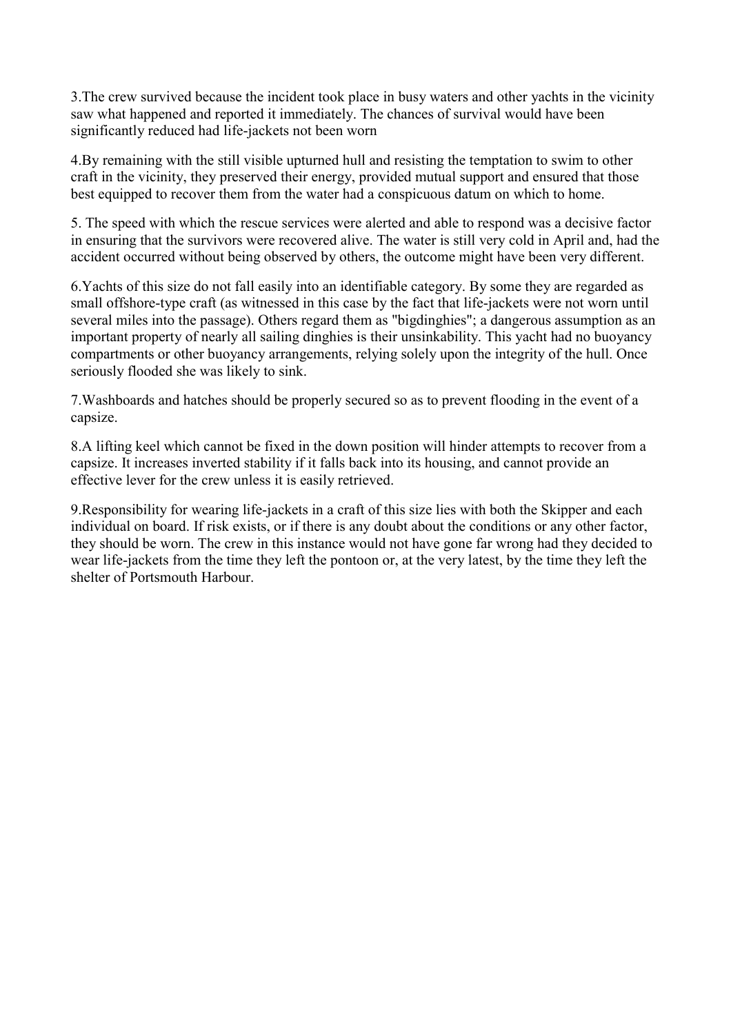3.The crew survived because the incident took place in busy waters and other yachts in the vicinity saw what happened and reported it immediately. The chances of survival would have been significantly reduced had life-jackets not been worn

4.By remaining with the still visible upturned hull and resisting the temptation to swim to other craft in the vicinity, they preserved their energy, provided mutual support and ensured that those best equipped to recover them from the water had a conspicuous datum on which to home.

5. The speed with which the rescue services were alerted and able to respond was a decisive factor in ensuring that the survivors were recovered alive. The water is still very cold in April and, had the accident occurred without being observed by others, the outcome might have been very different.

6.Yachts of this size do not fall easily into an identifiable category. By some they are regarded as small offshore-type craft (as witnessed in this case by the fact that life-jackets were not worn until several miles into the passage). Others regard them as "bigdinghies"; a dangerous assumption as an important property of nearly all sailing dinghies is their unsinkability. This yacht had no buoyancy compartments or other buoyancy arrangements, relying solely upon the integrity of the hull. Once seriously flooded she was likely to sink.

7.Washboards and hatches should be properly secured so as to prevent flooding in the event of a capsize.

8.A lifting keel which cannot be fixed in the down position will hinder attempts to recover from a capsize. It increases inverted stability if it falls back into its housing, and cannot provide an effective lever for the crew unless it is easily retrieved.

9.Responsibility for wearing life-jackets in a craft of this size lies with both the Skipper and each individual on board. If risk exists, or if there is any doubt about the conditions or any other factor, they should be worn. The crew in this instance would not have gone far wrong had they decided to wear life-jackets from the time they left the pontoon or, at the very latest, by the time they left the shelter of Portsmouth Harbour.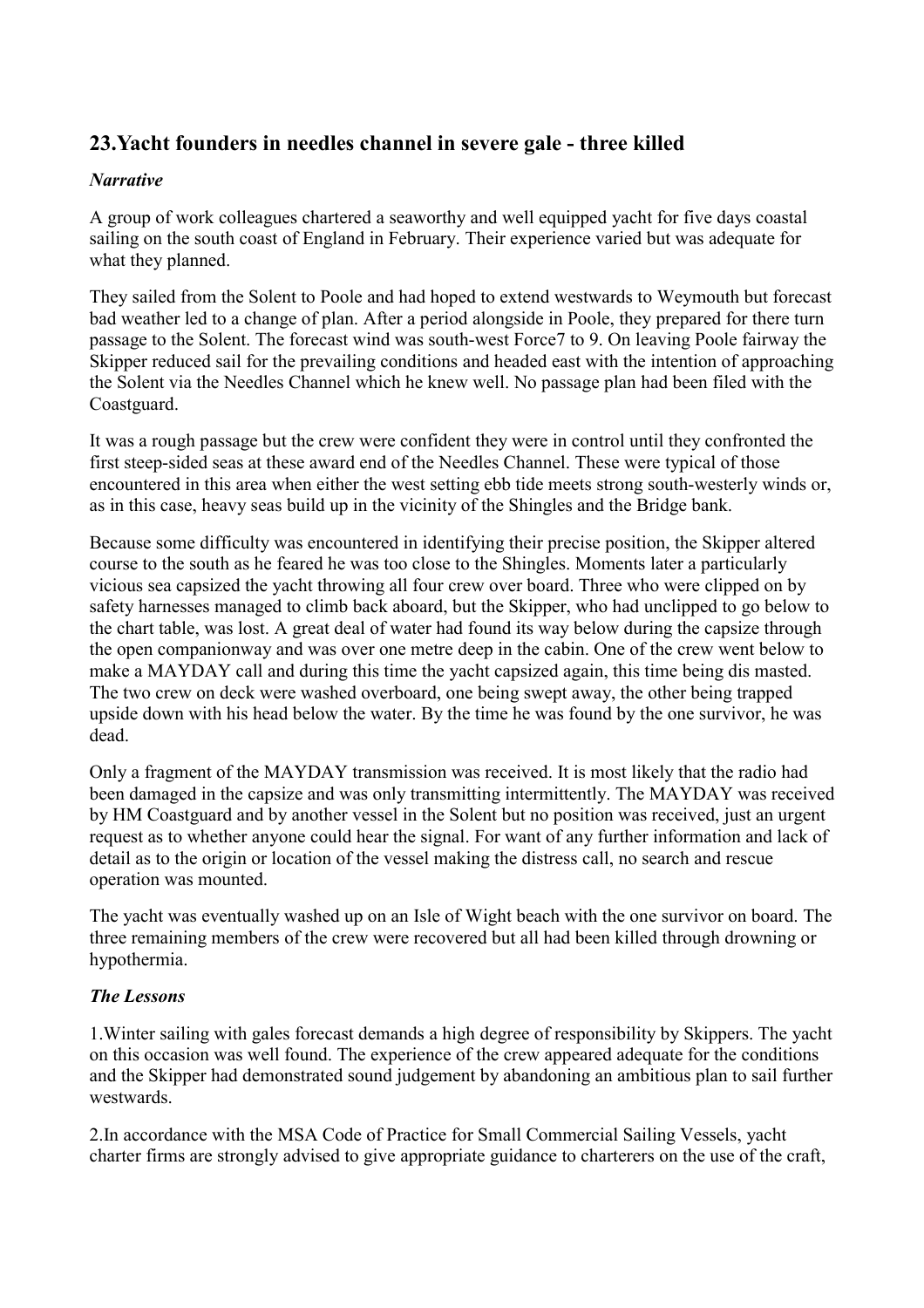## 23.Yacht founders in needles channel in severe gale - three killed

***Narrative***

A group of work colleagues chartered a seaworthy and well equipped yacht for five days coastal sailing on the south coast of England in February. Their experience varied but was adequate for what they planned.

They sailed from the Solent to Poole and had hoped to extend westwards to Weymouth but forecast bad weather led to a change of plan. After a period alongside in Poole, they prepared for there turn passage to the Solent. The forecast wind was south-west Force7 to 9. On leaving Poole fairway the Skipper reduced sail for the prevailing conditions and headed east with the intention of approaching the Solent via the Needles Channel which he knew well. No passage plan had been filed with the Coastguard.

It was a rough passage but the crew were confident they were in control until they confronted the first steep-sided seas at these award end of the Needles Channel. These were typical of those encountered in this area when either the west setting ebb tide meets strong south-westerly winds or, as in this case, heavy seas build up in the vicinity of the Shingles and the Bridge bank.

Because some difficulty was encountered in identifying their precise position, the Skipper altered course to the south as he feared he was too close to the Shingles. Moments later a particularly vicious sea capsized the yacht throwing all four crew over board. Three who were clipped on by safety harnesses managed to climb back aboard, but the Skipper, who had unclipped to go below to the chart table, was lost. A great deal of water had found its way below during the capsize through the open companionway and was over one metre deep in the cabin. One of the crew went below to make a MAYDAY call and during this time the yacht capsized again, this time being dis masted. The two crew on deck were washed overboard, one being swept away, the other being trapped upside down with his head below the water. By the time he was found by the one survivor, he was dead.

Only a fragment of the MAYDAY transmission was received. It is most likely that the radio had been damaged in the capsize and was only transmitting intermittently. The MAYDAY was received by HM Coastguard and by another vessel in the Solent but no position was received, just an urgent request as to whether anyone could hear the signal. For want of any further information and lack of detail as to the origin or location of the vessel making the distress call, no search and rescue operation was mounted.

The yacht was eventually washed up on an Isle of Wight beach with the one survivor on board. The three remaining members of the crew were recovered but all had been killed through drowning or hypothermia.

***The Lessons***

1.Winter sailing with gales forecast demands a high degree of responsibility by Skippers. The yacht on this occasion was well found. The experience of the crew appeared adequate for the conditions and the Skipper had demonstrated sound judgement by abandoning an ambitious plan to sail further westwards.

2.In accordance with the MSA Code of Practice for Small Commercial Sailing Vessels, yacht charter firms are strongly advised to give appropriate guidance to charterers on the use of the craft,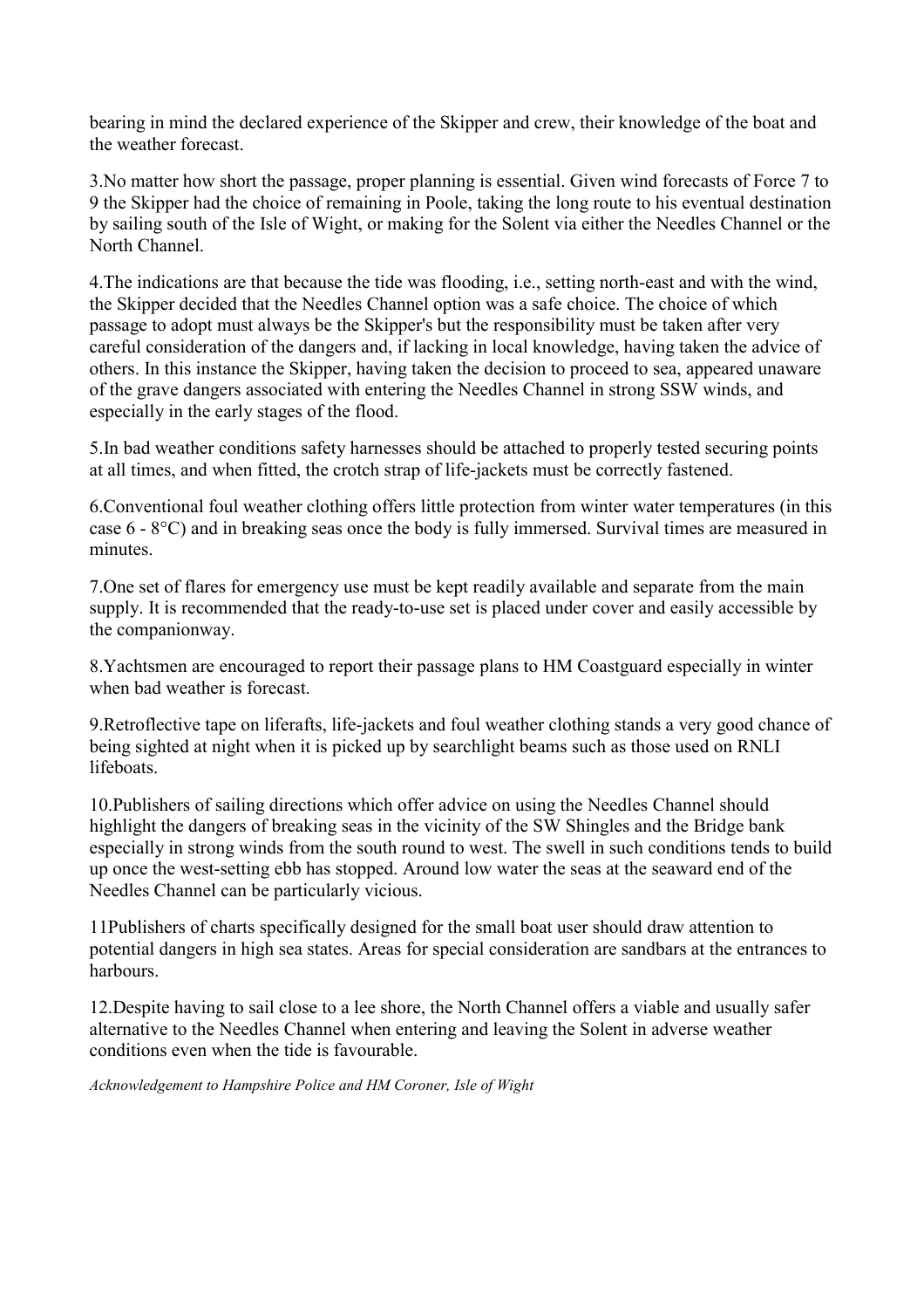bearing in mind the declared experience of the Skipper and crew, their knowledge of the boat and the weather forecast.

3.No matter how short the passage, proper planning is essential. Given wind forecasts of Force 7 to 9 the Skipper had the choice of remaining in Poole, taking the long route to his eventual destination by sailing south of the Isle of Wight, or making for the Solent via either the Needles Channel or the North Channel.

4.The indications are that because the tide was flooding, i.e., setting north-east and with the wind, the Skipper decided that the Needles Channel option was a safe choice. The choice of which passage to adopt must always be the Skipper's but the responsibility must be taken after very careful consideration of the dangers and, if lacking in local knowledge, having taken the advice of others. In this instance the Skipper, having taken the decision to proceed to sea, appeared unaware of the grave dangers associated with entering the Needles Channel in strong SSW winds, and especially in the early stages of the flood.

5.In bad weather conditions safety harnesses should be attached to properly tested securing points at all times, and when fitted, the crotch strap of life-jackets must be correctly fastened.

6.Conventional foul weather clothing offers little protection from winter water temperatures (in this case 6 - 8°C) and in breaking seas once the body is fully immersed. Survival times are measured in minutes.

7.One set of flares for emergency use must be kept readily available and separate from the main supply. It is recommended that the ready-to-use set is placed under cover and easily accessible by the companionway.

8.Yachtsmen are encouraged to report their passage plans to HM Coastguard especially in winter when bad weather is forecast.

9.Retroflective tape on liferafts, life-jackets and foul weather clothing stands a very good chance of being sighted at night when it is picked up by searchlight beams such as those used on RNLI lifeboats.

10.Publishers of sailing directions which offer advice on using the Needles Channel should highlight the dangers of breaking seas in the vicinity of the SW Shingles and the Bridge bank especially in strong winds from the south round to west. The swell in such conditions tends to build up once the west-setting ebb has stopped. Around low water the seas at the seaward end of the Needles Channel can be particularly vicious.

11Publishers of charts specifically designed for the small boat user should draw attention to potential dangers in high sea states. Areas for special consideration are sandbars at the entrances to harbours.

12.Despite having to sail close to a lee shore, the North Channel offers a viable and usually safer alternative to the Needles Channel when entering and leaving the Solent in adverse weather conditions even when the tide is favourable.

*Acknowledgement to Hampshire Police and HM Coroner, Isle of Wight*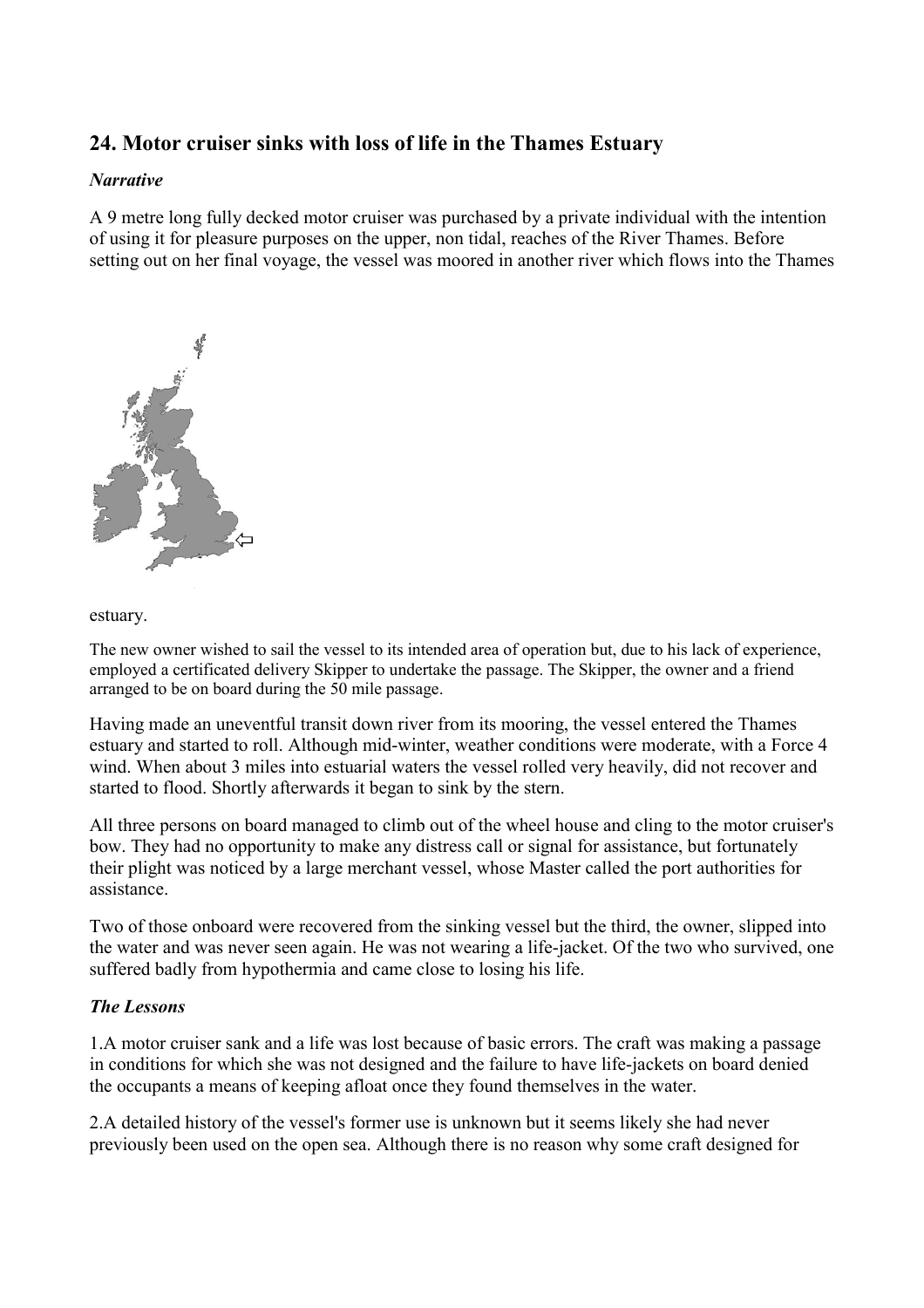## 24. Motor cruiser sinks with loss of life in the Thames Estuary

### *Narrative*

A 9 metre long fully decked motor cruiser was purchased by a private individual with the intention of using it for pleasure purposes on the upper, non tidal, reaches of the River Thames. Before setting out on her final voyage, the vessel was moored in another river which flows into the Thames estuary.

The new owner wished to sail the vessel to its intended area of operation but, due to his lack of experience, employed a certificated delivery Skipper to undertake the passage. The Skipper, the owner and a friend arranged to be on board during the 50 mile passage.

Having made an uneventful transit down river from its mooring, the vessel entered the Thames estuary and started to roll. Although mid-winter, weather conditions were moderate, with a Force 4 wind. When about 3 miles into estuarial waters the vessel rolled very heavily, did not recover and started to flood. Shortly afterwards it began to sink by the stern.

All three persons on board managed to climb out of the wheel house and cling to the motor cruiser's bow. They had no opportunity to make any distress call or signal for assistance, but fortunately their plight was noticed by a large merchant vessel, whose Master called the port authorities for assistance.

Two of those onboard were recovered from the sinking vessel but the third, the owner, slipped into the water and was never seen again. He was not wearing a life-jacket. Of the two who survived, one suffered badly from hypothermia and came close to losing his life.

### *The Lessons*

1.A motor cruiser sank and a life was lost because of basic errors. The craft was making a passage in conditions for which she was not designed and the failure to have life-jackets on board denied the occupants a means of keeping afloat once they found themselves in the water.

2.A detailed history of the vessel's former use is unknown but it seems likely she had never previously been used on the open sea. Although there is no reason why some craft designed for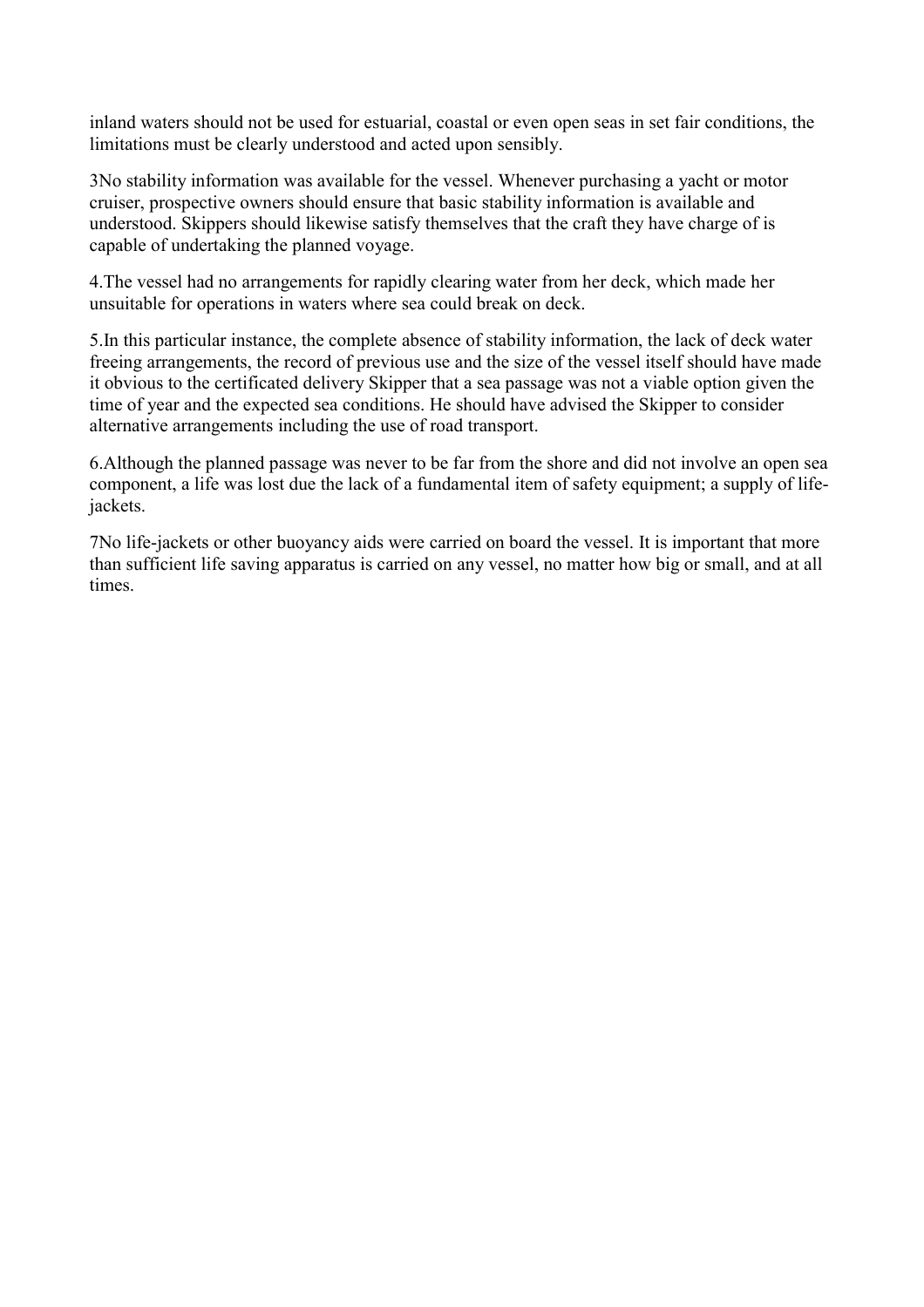inland waters should not be used for estuarial, coastal or even open seas in set fair conditions, the limitations must be clearly understood and acted upon sensibly.

3No stability information was available for the vessel. Whenever purchasing a yacht or motor cruiser, prospective owners should ensure that basic stability information is available and understood. Skippers should likewise satisfy themselves that the craft they have charge of is capable of undertaking the planned voyage.

4.The vessel had no arrangements for rapidly clearing water from her deck, which made her unsuitable for operations in waters where sea could break on deck.

5.In this particular instance, the complete absence of stability information, the lack of deck water freeing arrangements, the record of previous use and the size of the vessel itself should have made it obvious to the certificated delivery Skipper that a sea passage was not a viable option given the time of year and the expected sea conditions. He should have advised the Skipper to consider alternative arrangements including the use of road transport.

6.Although the planned passage was never to be far from the shore and did not involve an open sea component, a life was lost due the lack of a fundamental item of safety equipment; a supply of life-jackets.

7No life-jackets or other buoyancy aids were carried on board the vessel. It is important that more than sufficient life saving apparatus is carried on any vessel, no matter how big or small, and at all times.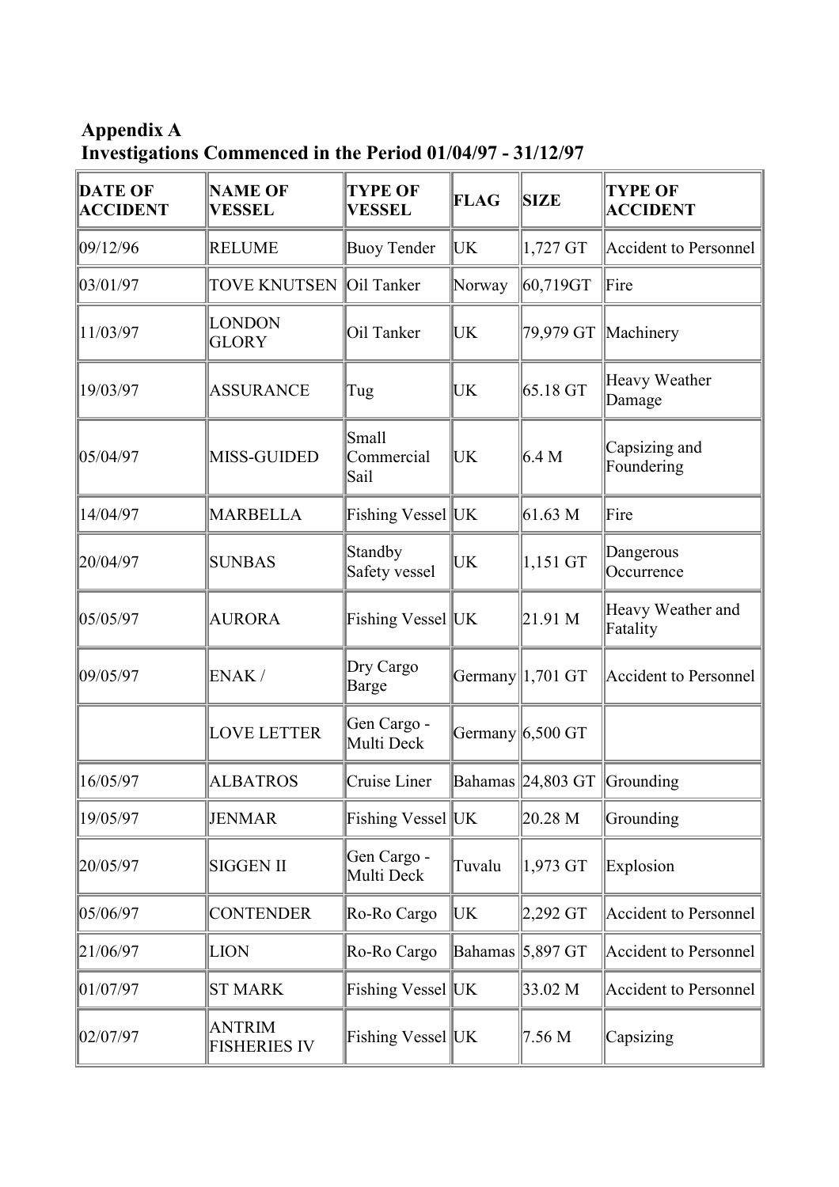**Appendix A**
**Investigations Commenced in the Period 01/04/97 - 31/12/97**

| DATE OF ACCIDENT | NAME OF VESSEL | TYPE OF VESSEL | FLAG | SIZE | TYPE OF ACCIDENT |
|---|---|---|---|---|---|
| 09/12/96 | RELUME | Buoy Tender | UK | 1,727 GT | Accident to Personnel |
| 03/01/97 | TOVE KNUTSEN | Oil Tanker | Norway | 60,719GT | Fire |
| 11/03/97 | LONDON GLORY | Oil Tanker | UK | 79,979 GT | Machinery |
| 19/03/97 | ASSURANCE | Tug | UK | 65.18 GT | Heavy Weather Damage |
| 05/04/97 | MISS-GUIDED | Small Commercial Sail | UK | 6.4 M | Capsizing and Foundering |
| 14/04/97 | MARBELLA | Fishing Vessel | UK | 61.63 M | Fire |
| 20/04/97 | SUNBAS | Standby Safety vessel | UK | 1,151 GT | Dangerous Occurrence |
| 05/05/97 | AURORA | Fishing Vessel | UK | 21.91 M | Heavy Weather and Fatality |
| 09/05/97 | ENAK / | Dry Cargo Barge | Germany | 1,701 GT | Accident to Personnel |
| | LOVE LETTER | Gen Cargo - Multi Deck | Germany | 6,500 GT | |
| 16/05/97 | ALBATROS | Cruise Liner | Bahamas | 24,803 GT | Grounding |
| 19/05/97 | JENMAR | Fishing Vessel | UK | 20.28 M | Grounding |
| 20/05/97 | SIGGEN II | Gen Cargo - Multi Deck | Tuvalu | 1,973 GT | Explosion |
| 05/06/97 | CONTENDER | Ro-Ro Cargo | UK | 2,292 GT | Accident to Personnel |
| 21/06/97 | LION | Ro-Ro Cargo | Bahamas | 5,897 GT | Accident to Personnel |
| 01/07/97 | ST MARK | Fishing Vessel | UK | 33.02 M | Accident to Personnel |
| 02/07/97 | ANTRIM FISHERIES IV | Fishing Vessel | UK | 7.56 M | Capsizing |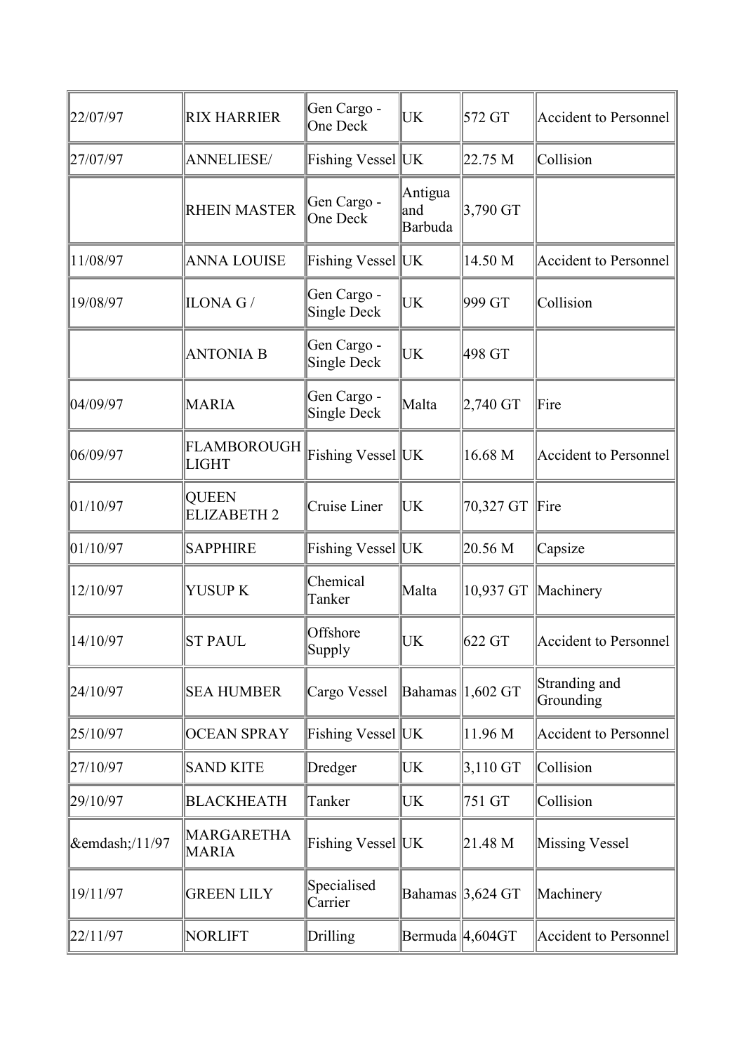| | | | | | |
|---|---|---|---|---|---|
| 22/07/97 | RIX HARRIER | Gen Cargo - One Deck | UK | 572 GT | Accident to Personnel |
| 27/07/97 | ANNELIESE/ | Fishing Vessel | UK | 22.75 M | Collision |
| | RHEIN MASTER | Gen Cargo - One Deck | Antigua and Barbuda | 3,790 GT | |
| 11/08/97 | ANNA LOUISE | Fishing Vessel | UK | 14.50 M | Accident to Personnel |
| 19/08/97 | ILONA G / | Gen Cargo - Single Deck | UK | 999 GT | Collision |
| | ANTONIA B | Gen Cargo - Single Deck | UK | 498 GT | |
| 04/09/97 | MARIA | Gen Cargo - Single Deck | Malta | 2,740 GT | Fire |
| 06/09/97 | FLAMBOROUGH LIGHT | Fishing Vessel | UK | 16.68 M | Accident to Personnel |
| 01/10/97 | QUEEN ELIZABETH 2 | Cruise Liner | UK | 70,327 GT | Fire |
| 01/10/97 | SAPPHIRE | Fishing Vessel | UK | 20.56 M | Capsize |
| 12/10/97 | YUSUP K | Chemical Tanker | Malta | 10,937 GT | Machinery |
| 14/10/97 | ST PAUL | Offshore Supply | UK | 622 GT | Accident to Personnel |
| 24/10/97 | SEA HUMBER | Cargo Vessel | Bahamas | 1,602 GT | Stranding and Grounding |
| 25/10/97 | OCEAN SPRAY | Fishing Vessel | UK | 11.96 M | Accident to Personnel |
| 27/10/97 | SAND KITE | Dredger | UK | 3,110 GT | Collision |
| 29/10/97 | BLACKHEATH | Tanker | UK | 751 GT | Collision |
| &emdash;/11/97 | MARGARETHA MARIA | Fishing Vessel | UK | 21.48 M | Missing Vessel |
| 19/11/97 | GREEN LILY | Specialised Carrier | Bahamas | 3,624 GT | Machinery |
| 22/11/97 | NORLIFT | Drilling | Bermuda | 4,604GT | Accident to Personnel |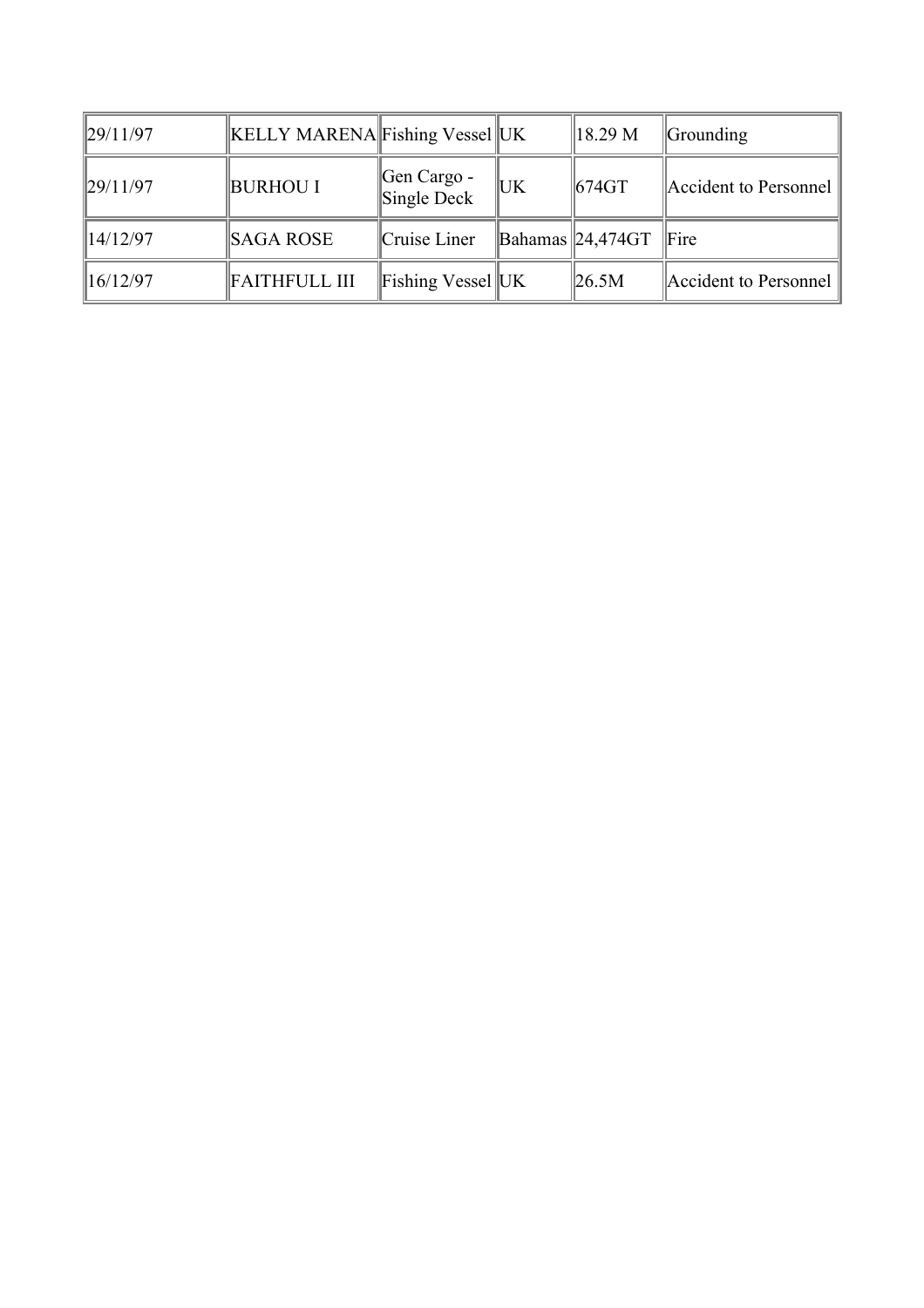| 29/11/97 | KELLY MARENA | Fishing Vessel | UK | 18.29 M | Grounding |
|---|---|---|---|---|---|
| 29/11/97 | BURHOU I | Gen Cargo - Single Deck | UK | 674GT | Accident to Personnel |
| 14/12/97 | SAGA ROSE | Cruise Liner | Bahamas | 24,474GT | Fire |
| 16/12/97 | FAITHFULL III | Fishing Vessel | UK | 26.5M | Accident to Personnel |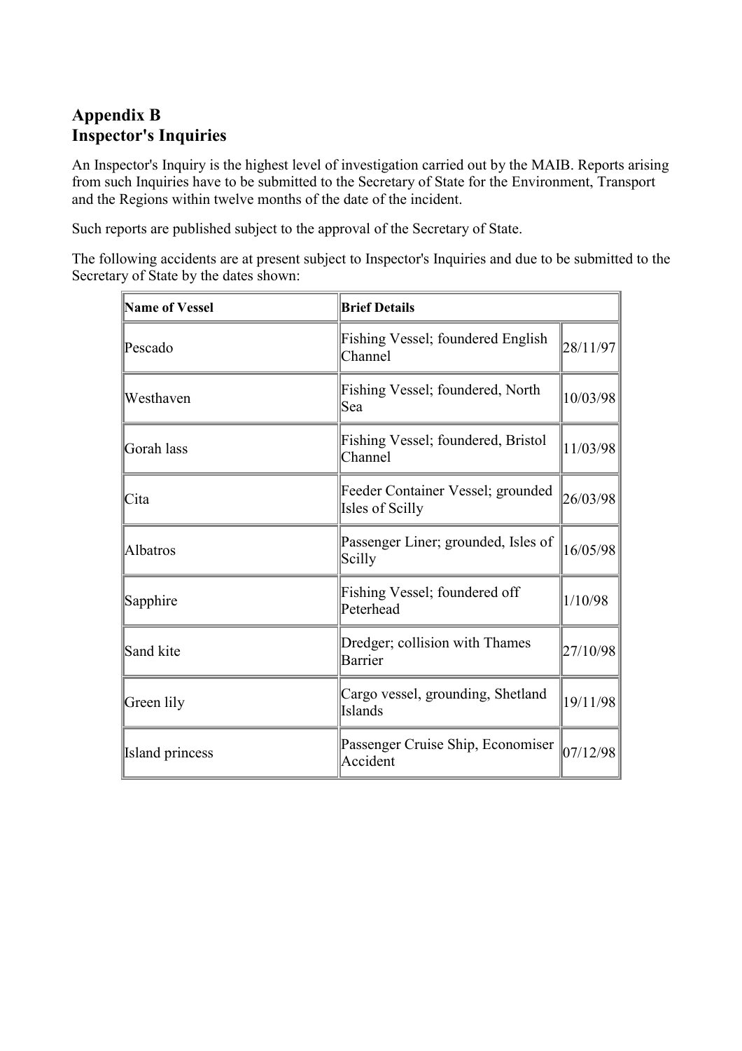## Appendix B
## Inspector's Inquiries

An Inspector's Inquiry is the highest level of investigation carried out by the MAIB. Reports arising from such Inquiries have to be submitted to the Secretary of State for the Environment, Transport and the Regions within twelve months of the date of the incident.

Such reports are published subject to the approval of the Secretary of State.

The following accidents are at present subject to Inspector's Inquiries and due to be submitted to the Secretary of State by the dates shown:

| Name of Vessel | Brief Details | |
|---|---|---|
| Pescado | Fishing Vessel; foundered English Channel | 28/11/97 |
| Westhaven | Fishing Vessel; foundered, North Sea | 10/03/98 |
| Gorah lass | Fishing Vessel; foundered, Bristol Channel | 11/03/98 |
| Cita | Feeder Container Vessel; grounded Isles of Scilly | 26/03/98 |
| Albatros | Passenger Liner; grounded, Isles of Scilly | 16/05/98 |
| Sapphire | Fishing Vessel; foundered off Peterhead | 1/10/98 |
| Sand kite | Dredger; collision with Thames Barrier | 27/10/98 |
| Green lily | Cargo vessel, grounding, Shetland Islands | 19/11/98 |
| Island princess | Passenger Cruise Ship, Economiser Accident | 07/12/98 |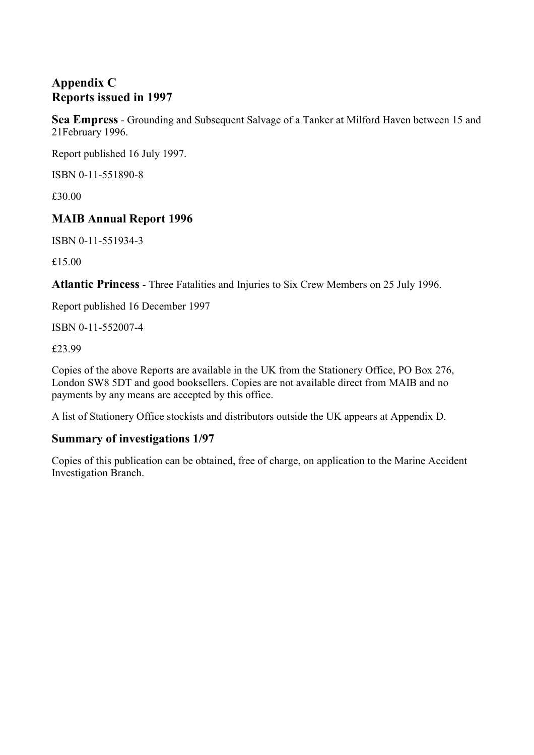# Appendix C
# Reports issued in 1997

**Sea Empress** - Grounding and Subsequent Salvage of a Tanker at Milford Haven between 15 and 21February 1996.

Report published 16 July 1997.

ISBN 0-11-551890-8

£30.00

## MAIB Annual Report 1996

ISBN 0-11-551934-3

£15.00

**Atlantic Princess** - Three Fatalities and Injuries to Six Crew Members on 25 July 1996.

Report published 16 December 1997

ISBN 0-11-552007-4

£23.99

Copies of the above Reports are available in the UK from the Stationery Office, PO Box 276, London SW8 5DT and good booksellers. Copies are not available direct from MAIB and no payments by any means are accepted by this office.

A list of Stationery Office stockists and distributors outside the UK appears at Appendix D.

## Summary of investigations 1/97

Copies of this publication can be obtained, free of charge, on application to the Marine Accident Investigation Branch.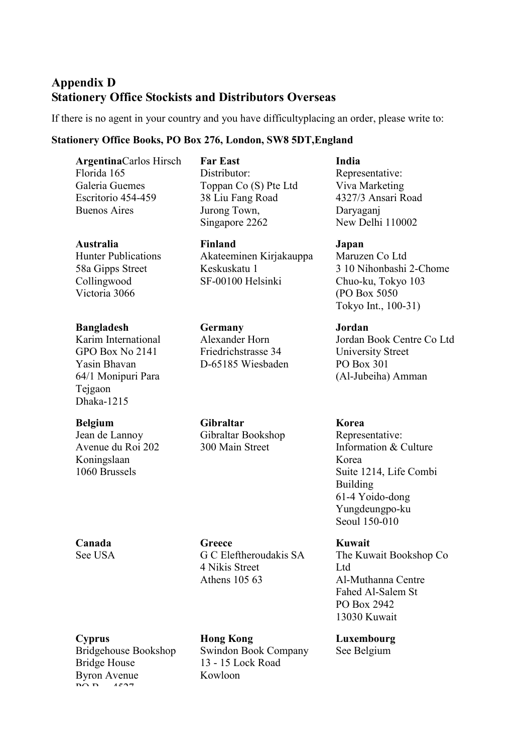## Appendix D
## Stationery Office Stockists and Distributors Overseas

If there is no agent in your country and you have difficultyplacing an order, please write to:

**Stationery Office Books, PO Box 276, London, SW8 5DT,England**

**Argentina**Carlos Hirsch
Florida 165
Galeria Guemes
Escritorio 454-459
Buenos Aires

**Australia**
Hunter Publications
58a Gipps Street
Collingwood
Victoria 3066

**Bangladesh**
Karim International
GPO Box No 2141
Yasin Bhavan
64/1 Monipuri Para
Tejgaon
Dhaka-1215

**Belgium**
Jean de Lannoy
Avenue du Roi 202
Koningslaan
1060 Brussels

**Canada**
See USA

**Cyprus**
Bridgehouse Bookshop
Bridge House
Byron Avenue

**Far East**
Distributor:
Toppan Co (S) Pte Ltd
38 Liu Fang Road
Jurong Town,
Singapore 2262

**Finland**
Akateeminen Kirjakauppa
Keskuskatu 1
SF-00100 Helsinki

**Germany**
Alexander Horn
Friedrichstrasse 34
D-65185 Wiesbaden

**Gibraltar**
Gibraltar Bookshop
300 Main Street

**Greece**
G C Eleftheroudakis SA
4 Nikis Street
Athens 105 63

**Hong Kong**
Swindon Book Company
13 - 15 Lock Road
Kowloon

**India**
Representative:
Viva Marketing
4327/3 Ansari Road
Daryaganj
New Delhi 110002

**Japan**
Maruzen Co Ltd
3 10 Nihonbashi 2-Chome
Chuo-ku, Tokyo 103
(PO Box 5050
Tokyo Int., 100-31)

**Jordan**
Jordan Book Centre Co Ltd
University Street
PO Box 301
(Al-Jubeiha) Amman

**Korea**
Representative:
Information & Culture Korea
Suite 1214, Life Combi Building
61-4 Yoido-dong
Yungdeungpo-ku
Seoul 150-010

**Kuwait**
The Kuwait Bookshop Co Ltd
Al-Muthanna Centre
Fahed Al-Salem St
PO Box 2942
13030 Kuwait

**Luxembourg**
See Belgium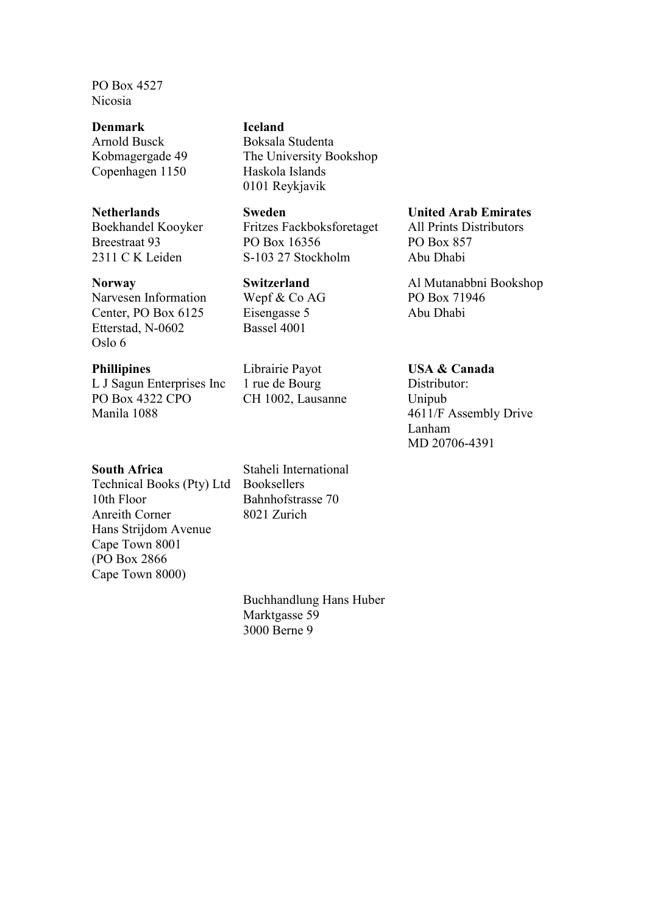PO Box 4527
Nicosia

**Denmark**
Arnold Busck
Kobmagergade 49
Copenhagen 1150

**Iceland**
Boksala Studenta
The University Bookshop
Haskola Islands
0101 Reykjavik

**Netherlands**
Boekhandel Kooyker
Breestraat 93
2311 C K Leiden

**Norway**
Narvesen Information
Center, PO Box 6125
Etterstad, N-0602
Oslo 6

**Phillipines**
L J Sagun Enterprises Inc
PO Box 4322 CPO
Manila 1088

**South Africa**
Technical Books (Pty) Ltd
10th Floor
Anreith Corner
Hans Strijdom Avenue
Cape Town 8001
(PO Box 2866
Cape Town 8000)

**Sweden**
Fritzes Fackboksforetaget
PO Box 16356
S-103 27 Stockholm

**Switzerland**
Wepf & Co AG
Eisengasse 5
Bassel 4001

Librairie Payot
1 rue de Bourg
CH 1002, Lausanne

Staheli International
Booksellers
Bahnhofstrasse 70
8021 Zurich

Buchhandlung Hans Huber
Marktgasse 59
3000 Berne 9

**United Arab Emirates**
All Prints Distributors
PO Box 857
Abu Dhabi

Al Mutanabbni Bookshop
PO Box 71946
Abu Dhabi

**USA & Canada**
Distributor:
Unipub
4611/F Assembly Drive
Lanham
MD 20706-4391